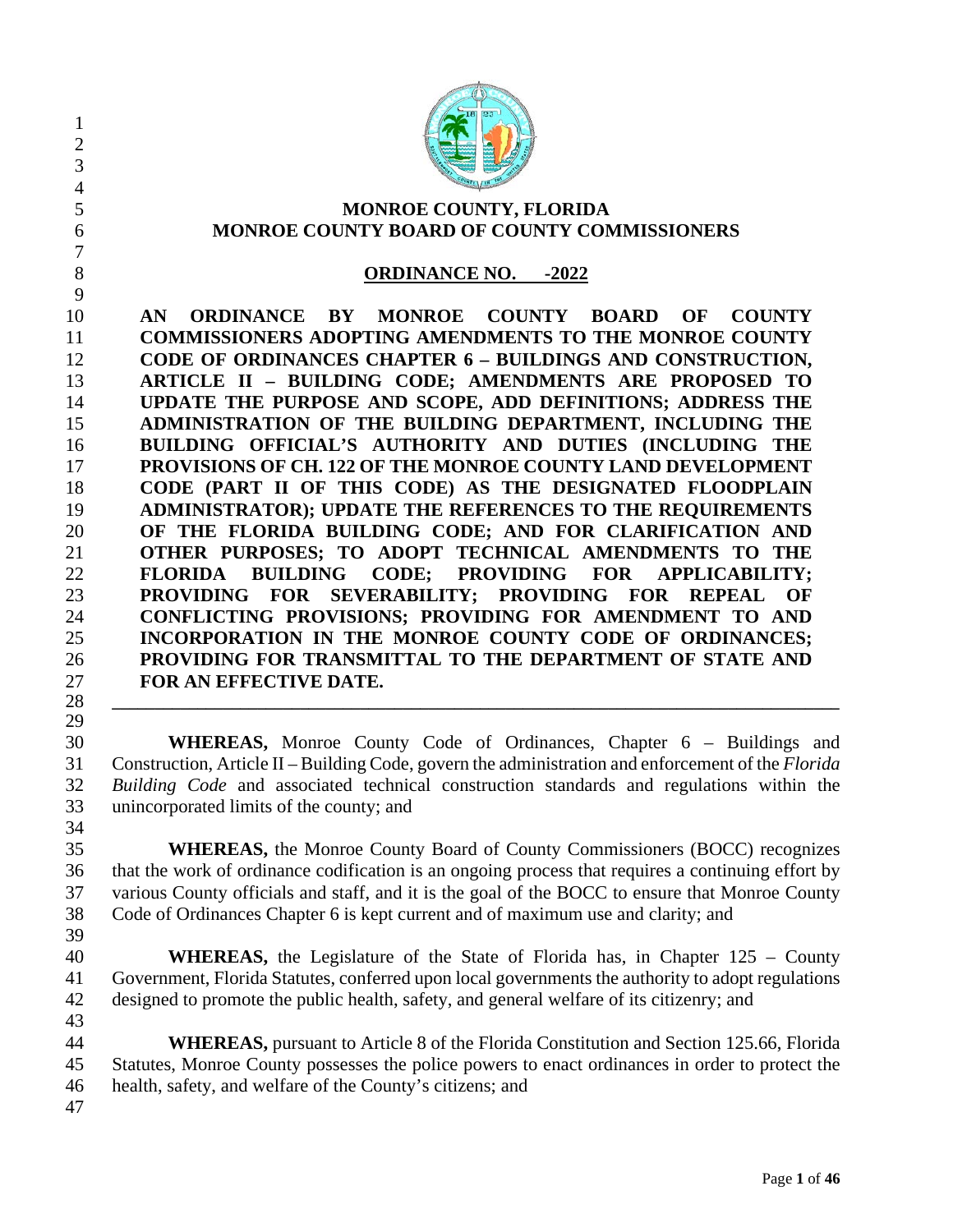# MONROE COUNTY, FLORIDA
# MONROE COUNTY BOARD OF COUNTY COMMISSIONERS

## ORDINANCE NO. -2022

**AN ORDINANCE BY MONROE COUNTY BOARD OF COUNTY COMMISSIONERS ADOPTING AMENDMENTS TO THE MONROE COUNTY CODE OF ORDINANCES CHAPTER 6 – BUILDINGS AND CONSTRUCTION, ARTICLE II – BUILDING CODE; AMENDMENTS ARE PROPOSED TO UPDATE THE PURPOSE AND SCOPE, ADD DEFINITIONS; ADDRESS THE ADMINISTRATION OF THE BUILDING DEPARTMENT, INCLUDING THE BUILDING OFFICIAL'S AUTHORITY AND DUTIES (INCLUDING THE PROVISIONS OF CH. 122 OF THE MONROE COUNTY LAND DEVELOPMENT CODE (PART II OF THIS CODE) AS THE DESIGNATED FLOODPLAIN ADMINISTRATOR); UPDATE THE REFERENCES TO THE REQUIREMENTS OF THE FLORIDA BUILDING CODE; AND FOR CLARIFICATION AND OTHER PURPOSES; TO ADOPT TECHNICAL AMENDMENTS TO THE FLORIDA BUILDING CODE; PROVIDING FOR APPLICABILITY; PROVIDING FOR SEVERABILITY; PROVIDING FOR REPEAL OF CONFLICTING PROVISIONS; PROVIDING FOR AMENDMENT TO AND INCORPORATION IN THE MONROE COUNTY CODE OF ORDINANCES; PROVIDING FOR TRANSMITTAL TO THE DEPARTMENT OF STATE AND FOR AN EFFECTIVE DATE.**

---

**WHEREAS,** Monroe County Code of Ordinances, Chapter 6 – Buildings and Construction, Article II – Building Code, govern the administration and enforcement of the *Florida Building Code* and associated technical construction standards and regulations within the unincorporated limits of the county; and

**WHEREAS,** the Monroe County Board of County Commissioners (BOCC) recognizes that the work of ordinance codification is an ongoing process that requires a continuing effort by various County officials and staff, and it is the goal of the BOCC to ensure that Monroe County Code of Ordinances Chapter 6 is kept current and of maximum use and clarity; and

**WHEREAS,** the Legislature of the State of Florida has, in Chapter 125 – County Government, Florida Statutes, conferred upon local governments the authority to adopt regulations designed to promote the public health, safety, and general welfare of its citizenry; and

**WHEREAS,** pursuant to Article 8 of the Florida Constitution and Section 125.66, Florida Statutes, Monroe County possesses the police powers to enact ordinances in order to protect the health, safety, and welfare of the County's citizens; and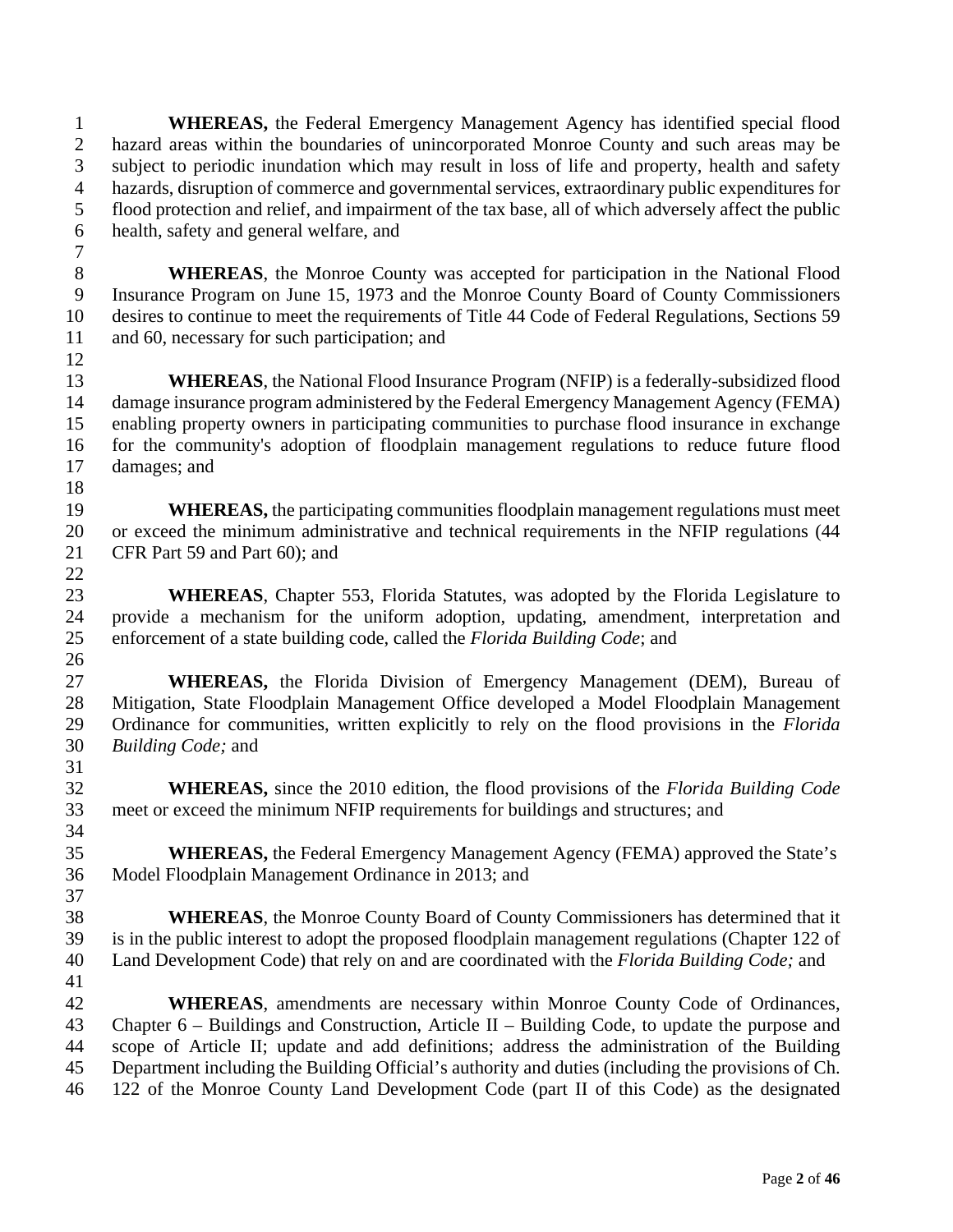**WHEREAS,** the Federal Emergency Management Agency has identified special flood hazard areas within the boundaries of unincorporated Monroe County and such areas may be subject to periodic inundation which may result in loss of life and property, health and safety hazards, disruption of commerce and governmental services, extraordinary public expenditures for flood protection and relief, and impairment of the tax base, all of which adversely affect the public health, safety and general welfare, and

**WHEREAS**, the Monroe County was accepted for participation in the National Flood Insurance Program on June 15, 1973 and the Monroe County Board of County Commissioners desires to continue to meet the requirements of Title 44 Code of Federal Regulations, Sections 59 and 60, necessary for such participation; and

**WHEREAS**, the National Flood Insurance Program (NFIP) is a federally-subsidized flood damage insurance program administered by the Federal Emergency Management Agency (FEMA) enabling property owners in participating communities to purchase flood insurance in exchange for the community's adoption of floodplain management regulations to reduce future flood damages; and

**WHEREAS,** the participating communities floodplain management regulations must meet or exceed the minimum administrative and technical requirements in the NFIP regulations (44 CFR Part 59 and Part 60); and

**WHEREAS**, Chapter 553, Florida Statutes, was adopted by the Florida Legislature to provide a mechanism for the uniform adoption, updating, amendment, interpretation and enforcement of a state building code, called the *Florida Building Code*; and

**WHEREAS,** the Florida Division of Emergency Management (DEM), Bureau of Mitigation, State Floodplain Management Office developed a Model Floodplain Management Ordinance for communities, written explicitly to rely on the flood provisions in the *Florida Building Code;* and

**WHEREAS,** since the 2010 edition, the flood provisions of the *Florida Building Code* meet or exceed the minimum NFIP requirements for buildings and structures; and

**WHEREAS,** the Federal Emergency Management Agency (FEMA) approved the State's Model Floodplain Management Ordinance in 2013; and

**WHEREAS**, the Monroe County Board of County Commissioners has determined that it is in the public interest to adopt the proposed floodplain management regulations (Chapter 122 of Land Development Code) that rely on and are coordinated with the *Florida Building Code;* and

**WHEREAS**, amendments are necessary within Monroe County Code of Ordinances, Chapter 6 – Buildings and Construction, Article II – Building Code, to update the purpose and scope of Article II; update and add definitions; address the administration of the Building Department including the Building Official's authority and duties (including the provisions of Ch. 122 of the Monroe County Land Development Code (part II of this Code) as the designated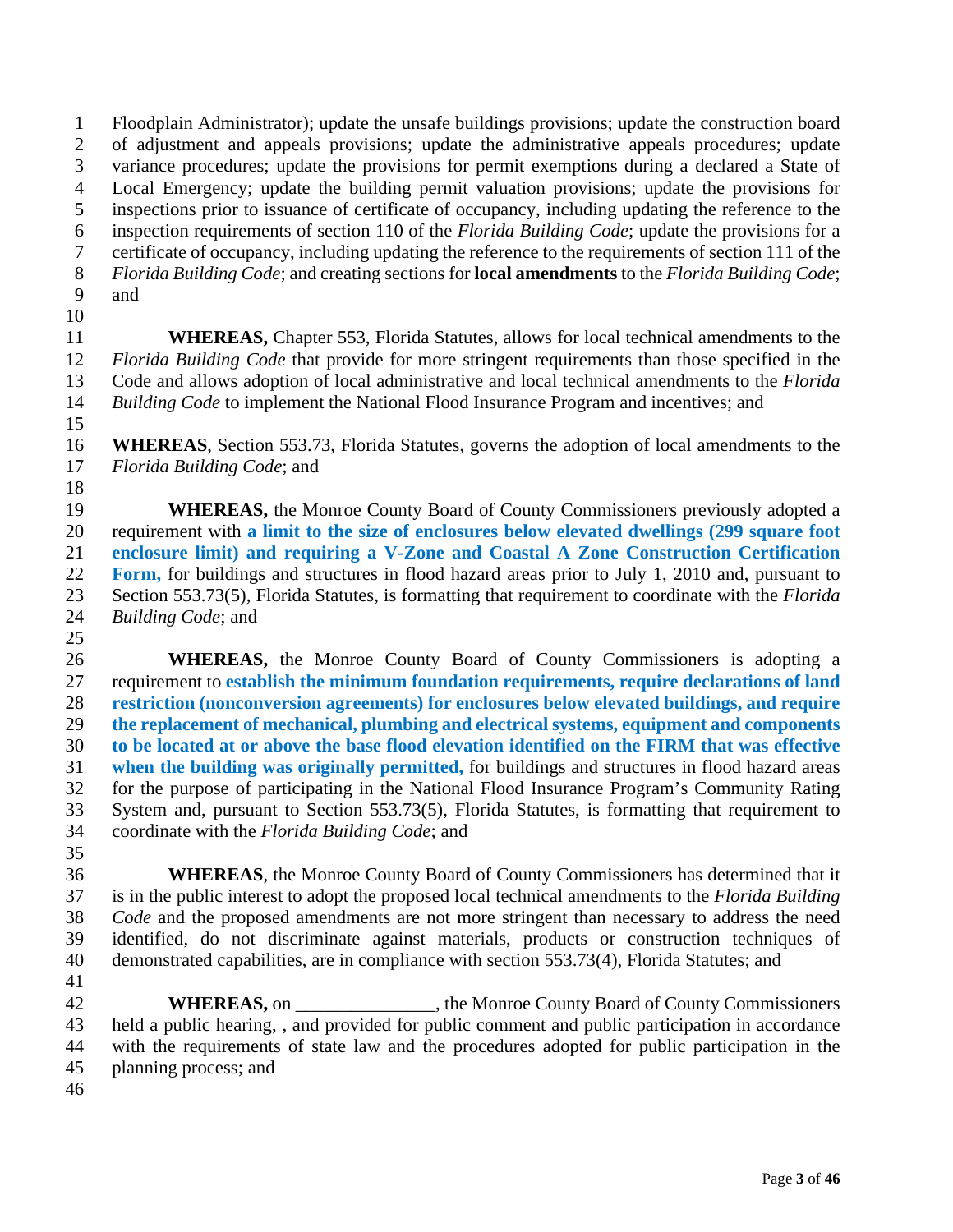Floodplain Administrator); update the unsafe buildings provisions; update the construction board of adjustment and appeals provisions; update the administrative appeals procedures; update variance procedures; update the provisions for permit exemptions during a declared a State of Local Emergency; update the building permit valuation provisions; update the provisions for inspections prior to issuance of certificate of occupancy, including updating the reference to the inspection requirements of section 110 of the *Florida Building Code*; update the provisions for a certificate of occupancy, including updating the reference to the requirements of section 111 of the *Florida Building Code*; and creating sections for **local amendments** to the *Florida Building Code*; and

**WHEREAS,** Chapter 553, Florida Statutes, allows for local technical amendments to the *Florida Building Code* that provide for more stringent requirements than those specified in the Code and allows adoption of local administrative and local technical amendments to the *Florida Building Code* to implement the National Flood Insurance Program and incentives; and

**WHEREAS**, Section 553.73, Florida Statutes, governs the adoption of local amendments to the *Florida Building Code*; and

**WHEREAS,** the Monroe County Board of County Commissioners previously adopted a requirement with **a limit to the size of enclosures below elevated dwellings (299 square foot enclosure limit) and requiring a V-Zone and Coastal A Zone Construction Certification Form,** for buildings and structures in flood hazard areas prior to July 1, 2010 and, pursuant to Section 553.73(5), Florida Statutes, is formatting that requirement to coordinate with the *Florida Building Code*; and

**WHEREAS,** the Monroe County Board of County Commissioners is adopting a requirement to **establish the minimum foundation requirements, require declarations of land restriction (nonconversion agreements) for enclosures below elevated buildings, and require the replacement of mechanical, plumbing and electrical systems, equipment and components to be located at or above the base flood elevation identified on the FIRM that was effective when the building was originally permitted,** for buildings and structures in flood hazard areas for the purpose of participating in the National Flood Insurance Program's Community Rating System and, pursuant to Section 553.73(5), Florida Statutes, is formatting that requirement to coordinate with the *Florida Building Code*; and

**WHEREAS**, the Monroe County Board of County Commissioners has determined that it is in the public interest to adopt the proposed local technical amendments to the *Florida Building Code* and the proposed amendments are not more stringent than necessary to address the need identified, do not discriminate against materials, products or construction techniques of demonstrated capabilities, are in compliance with section 553.73(4), Florida Statutes; and

**WHEREAS,** on _______________, the Monroe County Board of County Commissioners held a public hearing, , and provided for public comment and public participation in accordance with the requirements of state law and the procedures adopted for public participation in the planning process; and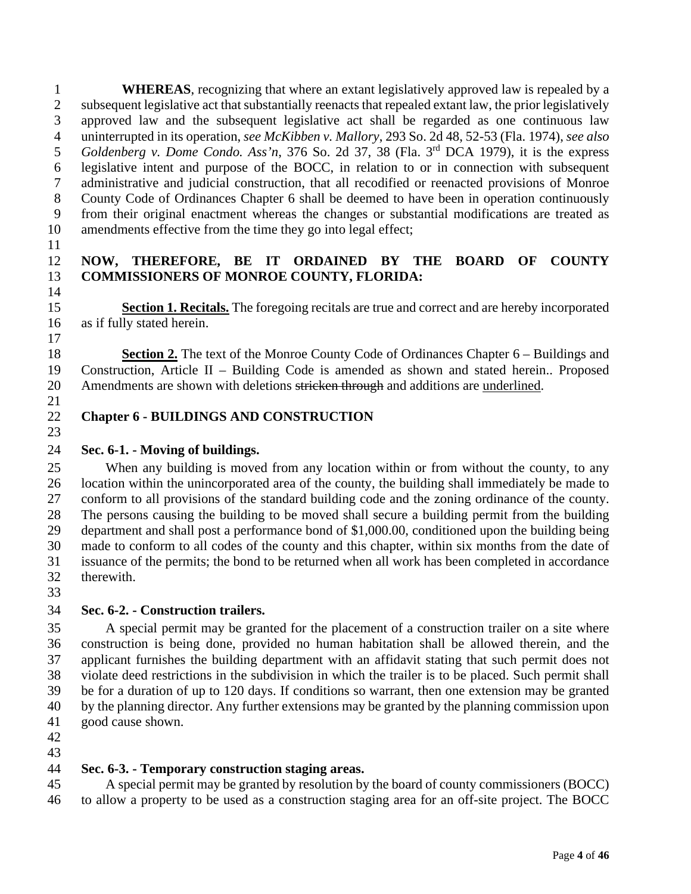**WHEREAS**, recognizing that where an extant legislatively approved law is repealed by a subsequent legislative act that substantially reenacts that repealed extant law, the prior legislatively approved law and the subsequent legislative act shall be regarded as one continuous law uninterrupted in its operation, *see McKibben v. Mallory*, 293 So. 2d 48, 52-53 (Fla. 1974), *see also Goldenberg v. Dome Condo. Ass'n*, 376 So. 2d 37, 38 (Fla. 3rd DCA 1979), it is the express legislative intent and purpose of the BOCC, in relation to or in connection with subsequent administrative and judicial construction, that all recodified or reenacted provisions of Monroe County Code of Ordinances Chapter 6 shall be deemed to have been in operation continuously from their original enactment whereas the changes or substantial modifications are treated as amendments effective from the time they go into legal effect;

**NOW, THEREFORE, BE IT ORDAINED BY THE BOARD OF COUNTY COMMISSIONERS OF MONROE COUNTY, FLORIDA:**

**<u>Section 1. Recitals.</u>** The foregoing recitals are true and correct and are hereby incorporated as if fully stated herein.

**<u>Section 2.</u>** The text of the Monroe County Code of Ordinances Chapter 6 – Buildings and Construction, Article II – Building Code is amended as shown and stated herein.. Proposed Amendments are shown with deletions ~~stricken through~~ and additions are <u>underlined</u>.

## Chapter 6 - BUILDINGS AND CONSTRUCTION

### Sec. 6-1. - Moving of buildings.

When any building is moved from any location within or from without the county, to any location within the unincorporated area of the county, the building shall immediately be made to conform to all provisions of the standard building code and the zoning ordinance of the county. The persons causing the building to be moved shall secure a building permit from the building department and shall post a performance bond of $1,000.00, conditioned upon the building being made to conform to all codes of the county and this chapter, within six months from the date of issuance of the permits; the bond to be returned when all work has been completed in accordance therewith.

### Sec. 6-2. - Construction trailers.

A special permit may be granted for the placement of a construction trailer on a site where construction is being done, provided no human habitation shall be allowed therein, and the applicant furnishes the building department with an affidavit stating that such permit does not violate deed restrictions in the subdivision in which the trailer is to be placed. Such permit shall be for a duration of up to 120 days. If conditions so warrant, then one extension may be granted by the planning director. Any further extensions may be granted by the planning commission upon good cause shown.

### Sec. 6-3. - Temporary construction staging areas.

A special permit may be granted by resolution by the board of county commissioners (BOCC) to allow a property to be used as a construction staging area for an off-site project. The BOCC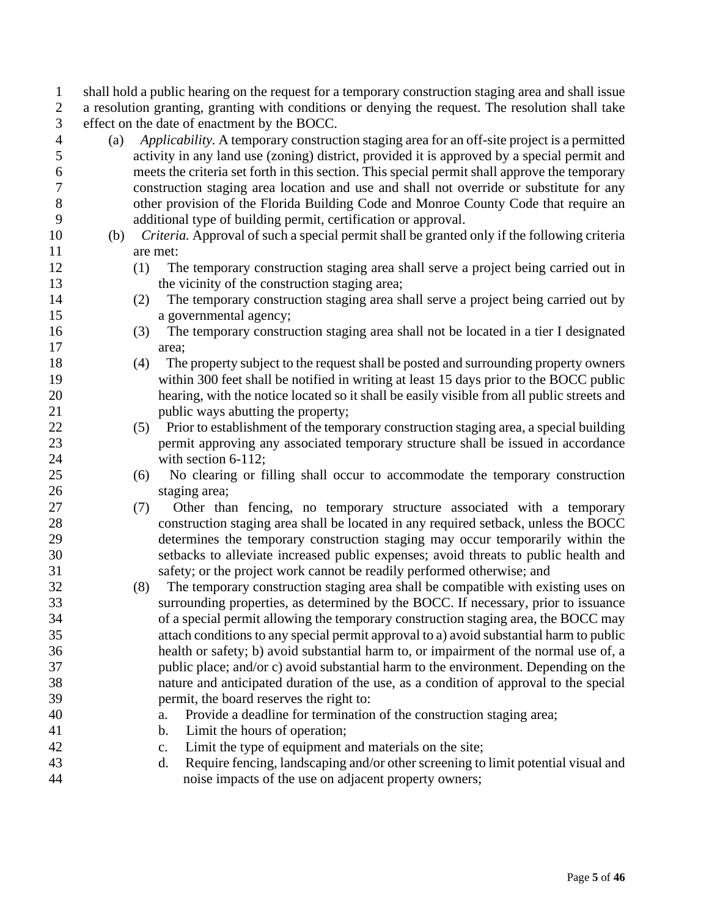shall hold a public hearing on the request for a temporary construction staging area and shall issue a resolution granting, granting with conditions or denying the request. The resolution shall take effect on the date of enactment by the BOCC.

(a) *Applicability.* A temporary construction staging area for an off-site project is a permitted activity in any land use (zoning) district, provided it is approved by a special permit and meets the criteria set forth in this section. This special permit shall approve the temporary construction staging area location and use and shall not override or substitute for any other provision of the Florida Building Code and Monroe County Code that require an additional type of building permit, certification or approval.

(b) *Criteria.* Approval of such a special permit shall be granted only if the following criteria are met:

(1) The temporary construction staging area shall serve a project being carried out in the vicinity of the construction staging area;

(2) The temporary construction staging area shall serve a project being carried out by a governmental agency;

(3) The temporary construction staging area shall not be located in a tier I designated area;

(4) The property subject to the request shall be posted and surrounding property owners within 300 feet shall be notified in writing at least 15 days prior to the BOCC public hearing, with the notice located so it shall be easily visible from all public streets and public ways abutting the property;

(5) Prior to establishment of the temporary construction staging area, a special building permit approving any associated temporary structure shall be issued in accordance with section 6-112;

(6) No clearing or filling shall occur to accommodate the temporary construction staging area;

(7) Other than fencing, no temporary structure associated with a temporary construction staging area shall be located in any required setback, unless the BOCC determines the temporary construction staging may occur temporarily within the setbacks to alleviate increased public expenses; avoid threats to public health and safety; or the project work cannot be readily performed otherwise; and

(8) The temporary construction staging area shall be compatible with existing uses on surrounding properties, as determined by the BOCC. If necessary, prior to issuance of a special permit allowing the temporary construction staging area, the BOCC may attach conditions to any special permit approval to a) avoid substantial harm to public health or safety; b) avoid substantial harm to, or impairment of the normal use of, a public place; and/or c) avoid substantial harm to the environment. Depending on the nature and anticipated duration of the use, as a condition of approval to the special permit, the board reserves the right to:

a. Provide a deadline for termination of the construction staging area;

b. Limit the hours of operation;

c. Limit the type of equipment and materials on the site;

d. Require fencing, landscaping and/or other screening to limit potential visual and noise impacts of the use on adjacent property owners;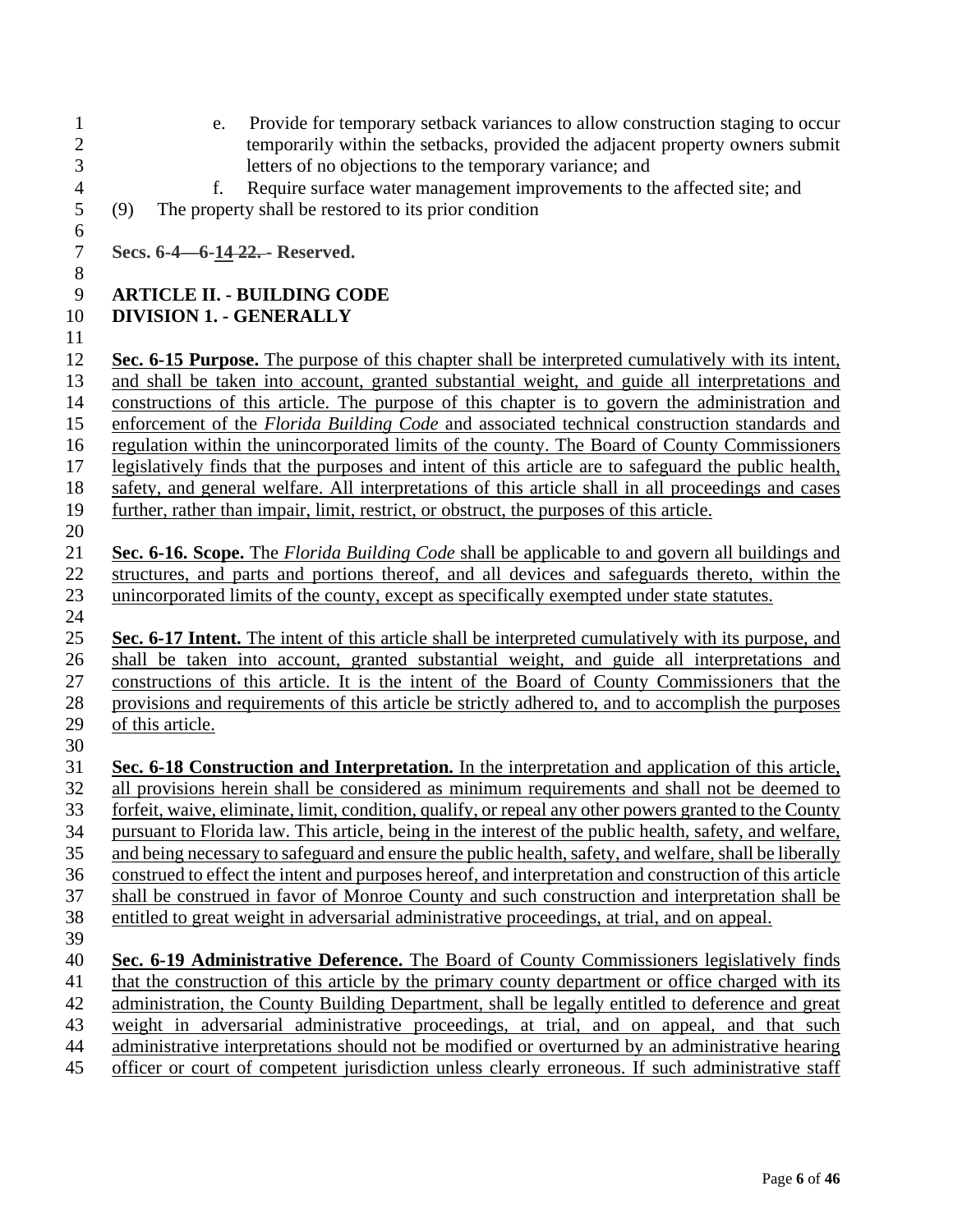e. Provide for temporary setback variances to allow construction staging to occur temporarily within the setbacks, provided the adjacent property owners submit letters of no objections to the temporary variance; and

f. Require surface water management improvements to the affected site; and

(9) The property shall be restored to its prior condition

**Secs. 6-4—6-~~22.~~ 14 - Reserved.**

**ARTICLE II. - BUILDING CODE**
**DIVISION 1. - GENERALLY**

**Sec. 6-15 Purpose.** The purpose of this chapter shall be interpreted cumulatively with its intent, and shall be taken into account, granted substantial weight, and guide all interpretations and constructions of this article. The purpose of this chapter is to govern the administration and enforcement of the *Florida Building Code* and associated technical construction standards and regulation within the unincorporated limits of the county. The Board of County Commissioners legislatively finds that the purposes and intent of this article are to safeguard the public health, safety, and general welfare. All interpretations of this article shall in all proceedings and cases further, rather than impair, limit, restrict, or obstruct, the purposes of this article.

**Sec. 6-16. Scope.** The *Florida Building Code* shall be applicable to and govern all buildings and structures, and parts and portions thereof, and all devices and safeguards thereto, within the unincorporated limits of the county, except as specifically exempted under state statutes.

**Sec. 6-17 Intent.** The intent of this article shall be interpreted cumulatively with its purpose, and shall be taken into account, granted substantial weight, and guide all interpretations and constructions of this article. It is the intent of the Board of County Commissioners that the provisions and requirements of this article be strictly adhered to, and to accomplish the purposes of this article.

**Sec. 6-18 Construction and Interpretation.** In the interpretation and application of this article, all provisions herein shall be considered as minimum requirements and shall not be deemed to forfeit, waive, eliminate, limit, condition, qualify, or repeal any other powers granted to the County pursuant to Florida law. This article, being in the interest of the public health, safety, and welfare, and being necessary to safeguard and ensure the public health, safety, and welfare, shall be liberally construed to effect the intent and purposes hereof, and interpretation and construction of this article shall be construed in favor of Monroe County and such construction and interpretation shall be entitled to great weight in adversarial administrative proceedings, at trial, and on appeal.

**Sec. 6-19 Administrative Deference.** The Board of County Commissioners legislatively finds that the construction of this article by the primary county department or office charged with its administration, the County Building Department, shall be legally entitled to deference and great weight in adversarial administrative proceedings, at trial, and on appeal, and that such administrative interpretations should not be modified or overturned by an administrative hearing officer or court of competent jurisdiction unless clearly erroneous. If such administrative staff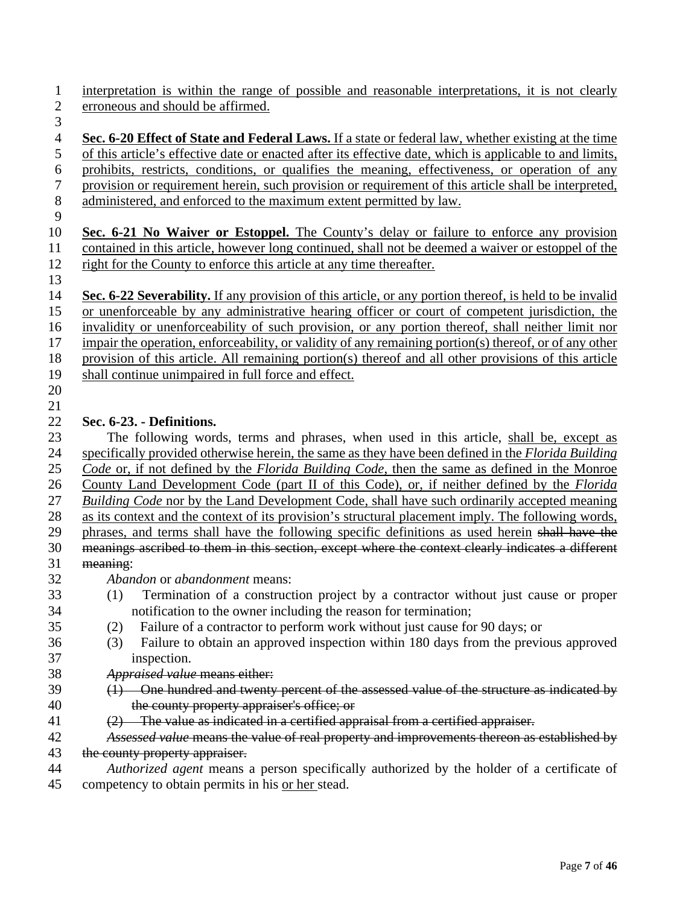<u>interpretation is within the range of possible and reasonable interpretations, it is not clearly erroneous and should be affirmed.</u>

<u>**Sec. 6-20 Effect of State and Federal Laws.** If a state or federal law, whether existing at the time of this article's effective date or enacted after its effective date, which is applicable to and limits, prohibits, restricts, conditions, or qualifies the meaning, effectiveness, or operation of any provision or requirement herein, such provision or requirement of this article shall be interpreted, administered, and enforced to the maximum extent permitted by law.</u>

<u>**Sec. 6-21 No Waiver or Estoppel.** The County's delay or failure to enforce any provision contained in this article, however long continued, shall not be deemed a waiver or estoppel of the right for the County to enforce this article at any time thereafter.</u>

<u>**Sec. 6-22 Severability.** If any provision of this article, or any portion thereof, is held to be invalid or unenforceable by any administrative hearing officer or court of competent jurisdiction, the invalidity or unenforceability of such provision, or any portion thereof, shall neither limit nor impair the operation, enforceability, or validity of any remaining portion(s) thereof, or of any other provision of this article. All remaining portion(s) thereof and all other provisions of this article shall continue unimpaired in full force and effect.</u>

**Sec. 6-23. - Definitions.**

The following words, terms and phrases, when used in this article, <u>shall be, except as specifically provided otherwise herein, the same as they have been defined in the *Florida Building Code* or, if not defined by the *Florida Building Code*, then the same as defined in the Monroe County Land Development Code (part II of this Code), or, if neither defined by the *Florida Building Code* nor by the Land Development Code, shall have such ordinarily accepted meaning as its context and the context of its provision's structural placement imply. The following words, phrases, and terms shall have the following specific definitions as used herein</u> ~~shall have the meanings ascribed to them in this section, except where the context clearly indicates a different meaning~~:

*Abandon* or *abandonment* means:

(1) Termination of a construction project by a contractor without just cause or proper notification to the owner including the reason for termination;

(2) Failure of a contractor to perform work without just cause for 90 days; or

(3) Failure to obtain an approved inspection within 180 days from the previous approved inspection.

~~*Appraised value* means either:~~

~~(1) One hundred and twenty percent of the assessed value of the structure as indicated by the county property appraiser's office; or~~

~~(2) The value as indicated in a certified appraisal from a certified appraiser.~~

~~*Assessed value* means the value of real property and improvements thereon as established by the county property appraiser.~~

*Authorized agent* means a person specifically authorized by the holder of a certificate of competency to obtain permits in his <u>or her</u> stead.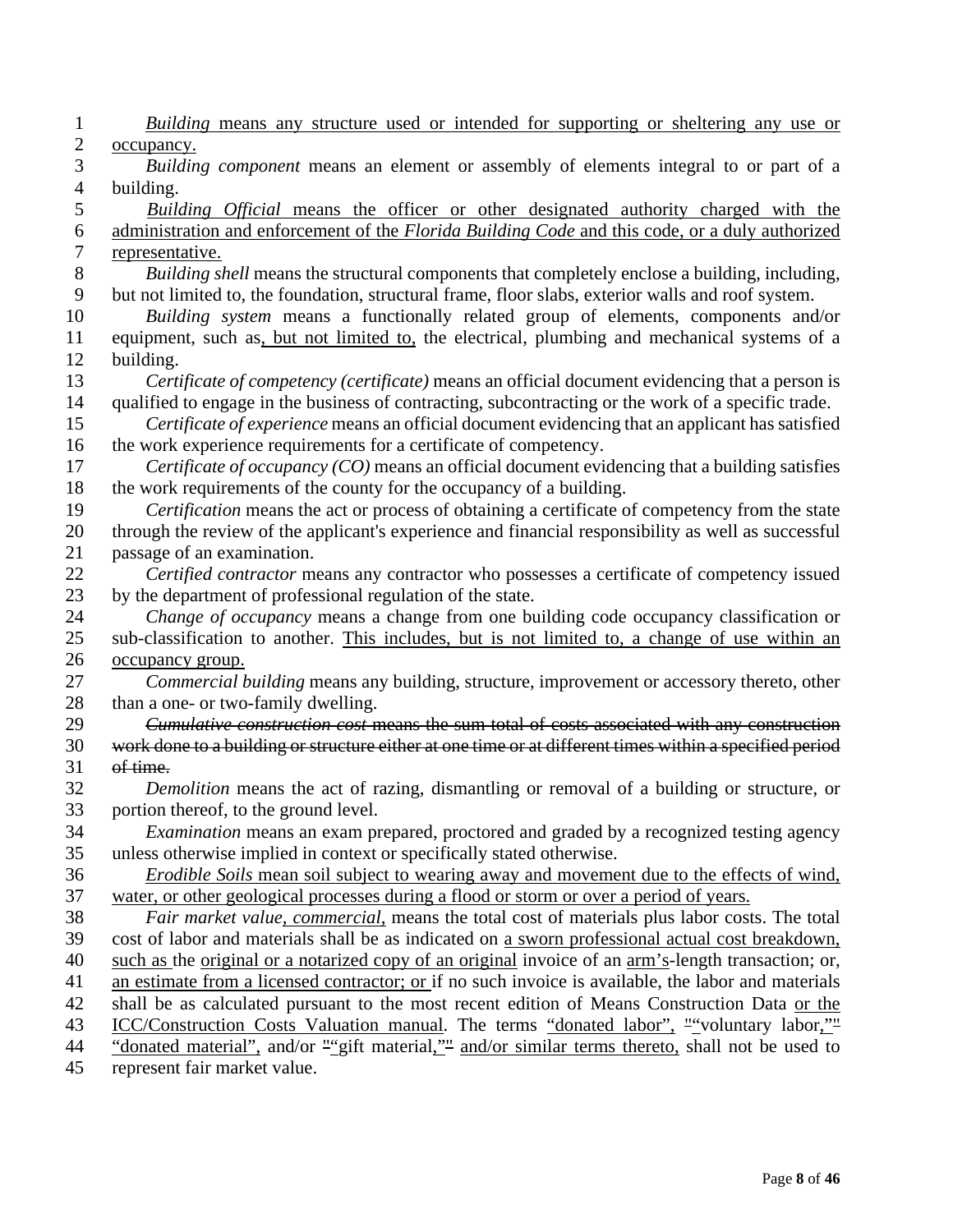*Building* means any structure used or intended for supporting or sheltering any use or occupancy.

*Building component* means an element or assembly of elements integral to or part of a building.

*Building Official* means the officer or other designated authority charged with the administration and enforcement of the *Florida Building Code* and this code, or a duly authorized representative.

*Building shell* means the structural components that completely enclose a building, including, but not limited to, the foundation, structural frame, floor slabs, exterior walls and roof system.

*Building system* means a functionally related group of elements, components and/or equipment, such as, but not limited to, the electrical, plumbing and mechanical systems of a building.

*Certificate of competency (certificate)* means an official document evidencing that a person is qualified to engage in the business of contracting, subcontracting or the work of a specific trade.

*Certificate of experience* means an official document evidencing that an applicant has satisfied the work experience requirements for a certificate of competency.

*Certificate of occupancy (CO)* means an official document evidencing that a building satisfies the work requirements of the county for the occupancy of a building.

*Certification* means the act or process of obtaining a certificate of competency from the state through the review of the applicant's experience and financial responsibility as well as successful passage of an examination.

*Certified contractor* means any contractor who possesses a certificate of competency issued by the department of professional regulation of the state.

*Change of occupancy* means a change from one building code occupancy classification or sub-classification to another. This includes, but is not limited to, a change of use within an occupancy group.

*Commercial building* means any building, structure, improvement or accessory thereto, other than a one- or two-family dwelling.

~~*Cumulative construction cost* means the sum total of costs associated with any construction work done to a building or structure either at one time or at different times within a specified period of time.~~

*Demolition* means the act of razing, dismantling or removal of a building or structure, or portion thereof, to the ground level.

*Examination* means an exam prepared, proctored and graded by a recognized testing agency unless otherwise implied in context or specifically stated otherwise.

*Erodible Soils* mean soil subject to wearing away and movement due to the effects of wind, water, or other geological processes during a flood or storm or over a period of years.

*Fair market value, commercial,* means the total cost of materials plus labor costs. The total cost of labor and materials shall be as indicated on a sworn professional actual cost breakdown, such as the original or a notarized copy of an original invoice of an arm's-length transaction; or, an estimate from a licensed contractor; or if no such invoice is available, the labor and materials shall be as calculated pursuant to the most recent edition of Means Construction Data or the ICC/Construction Costs Valuation manual. The terms "donated labor", ~~"~~"voluntary labor,"~~"~~ "donated material", and/or ~~"~~"gift material,"~~"~~ and/or similar terms thereto, shall not be used to represent fair market value.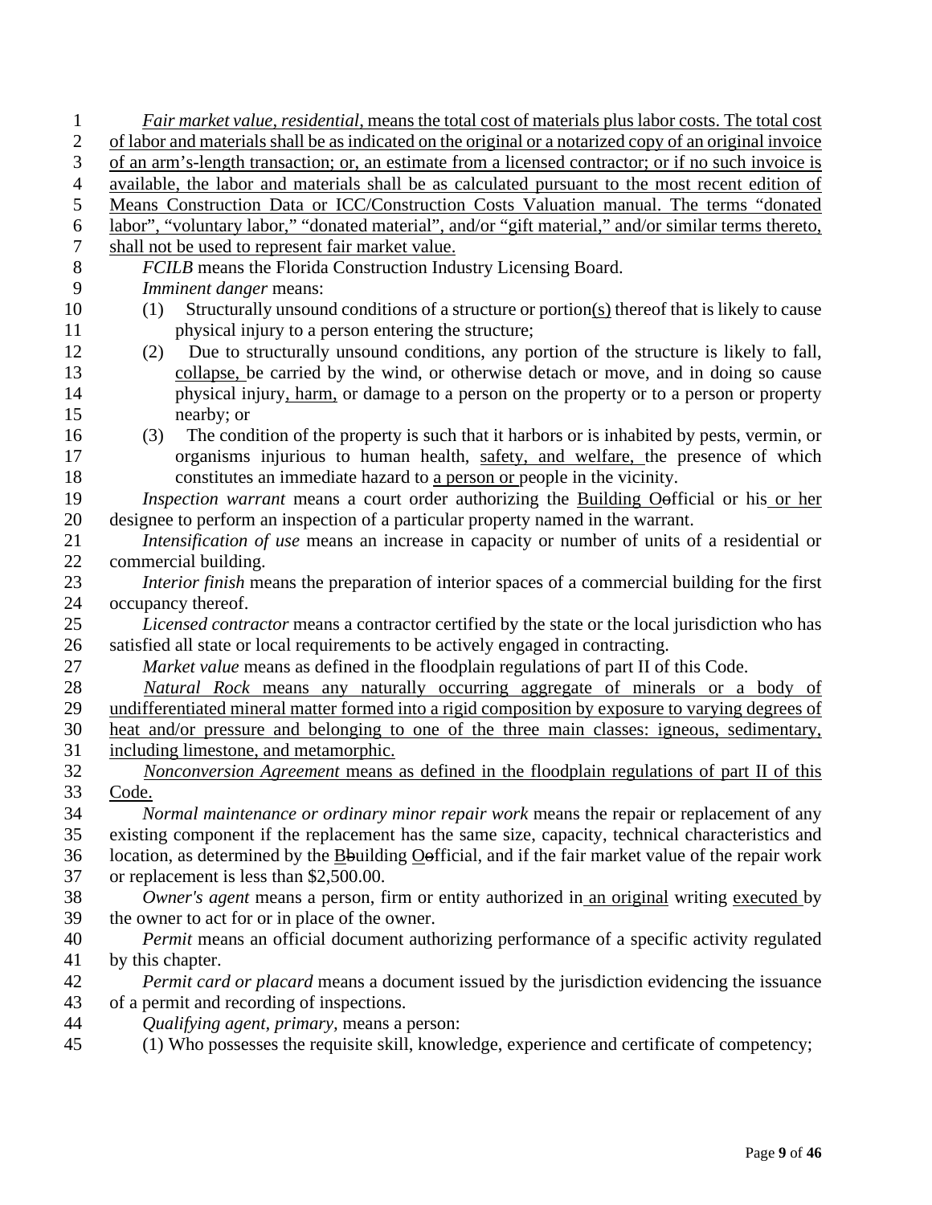*Fair market value, residential*, means the total cost of materials plus labor costs. The total cost of labor and materials shall be as indicated on the original or a notarized copy of an original invoice of an arm's-length transaction; or, an estimate from a licensed contractor; or if no such invoice is available, the labor and materials shall be as calculated pursuant to the most recent edition of Means Construction Data or ICC/Construction Costs Valuation manual. The terms "donated labor", "voluntary labor," "donated material", and/or "gift material," and/or similar terms thereto, shall not be used to represent fair market value.

*FCILB* means the Florida Construction Industry Licensing Board.

*Imminent danger* means:

(1) Structurally unsound conditions of a structure or portion(s) thereof that is likely to cause physical injury to a person entering the structure;

(2) Due to structurally unsound conditions, any portion of the structure is likely to fall, collapse, be carried by the wind, or otherwise detach or move, and in doing so cause physical injury, harm, or damage to a person on the property or to a person or property nearby; or

(3) The condition of the property is such that it harbors or is inhabited by pests, vermin, or organisms injurious to human health, safety, and welfare, the presence of which constitutes an immediate hazard to a person or people in the vicinity.

*Inspection warrant* means a court order authorizing the Building Oofficial or his or her designee to perform an inspection of a particular property named in the warrant.

*Intensification of use* means an increase in capacity or number of units of a residential or commercial building.

*Interior finish* means the preparation of interior spaces of a commercial building for the first occupancy thereof.

*Licensed contractor* means a contractor certified by the state or the local jurisdiction who has satisfied all state or local requirements to be actively engaged in contracting.

*Market value* means as defined in the floodplain regulations of part II of this Code.

*Natural Rock* means any naturally occurring aggregate of minerals or a body of undifferentiated mineral matter formed into a rigid composition by exposure to varying degrees of heat and/or pressure and belonging to one of the three main classes: igneous, sedimentary, including limestone, and metamorphic.

*Nonconversion Agreement* means as defined in the floodplain regulations of part II of this Code.

*Normal maintenance or ordinary minor repair work* means the repair or replacement of any existing component if the replacement has the same size, capacity, technical characteristics and location, as determined by the Bbuilding Oofficial, and if the fair market value of the repair work or replacement is less than $2,500.00.

*Owner's agent* means a person, firm or entity authorized in an original writing executed by the owner to act for or in place of the owner.

*Permit* means an official document authorizing performance of a specific activity regulated by this chapter.

*Permit card or placard* means a document issued by the jurisdiction evidencing the issuance of a permit and recording of inspections.

*Qualifying agent, primary*, means a person:

(1) Who possesses the requisite skill, knowledge, experience and certificate of competency;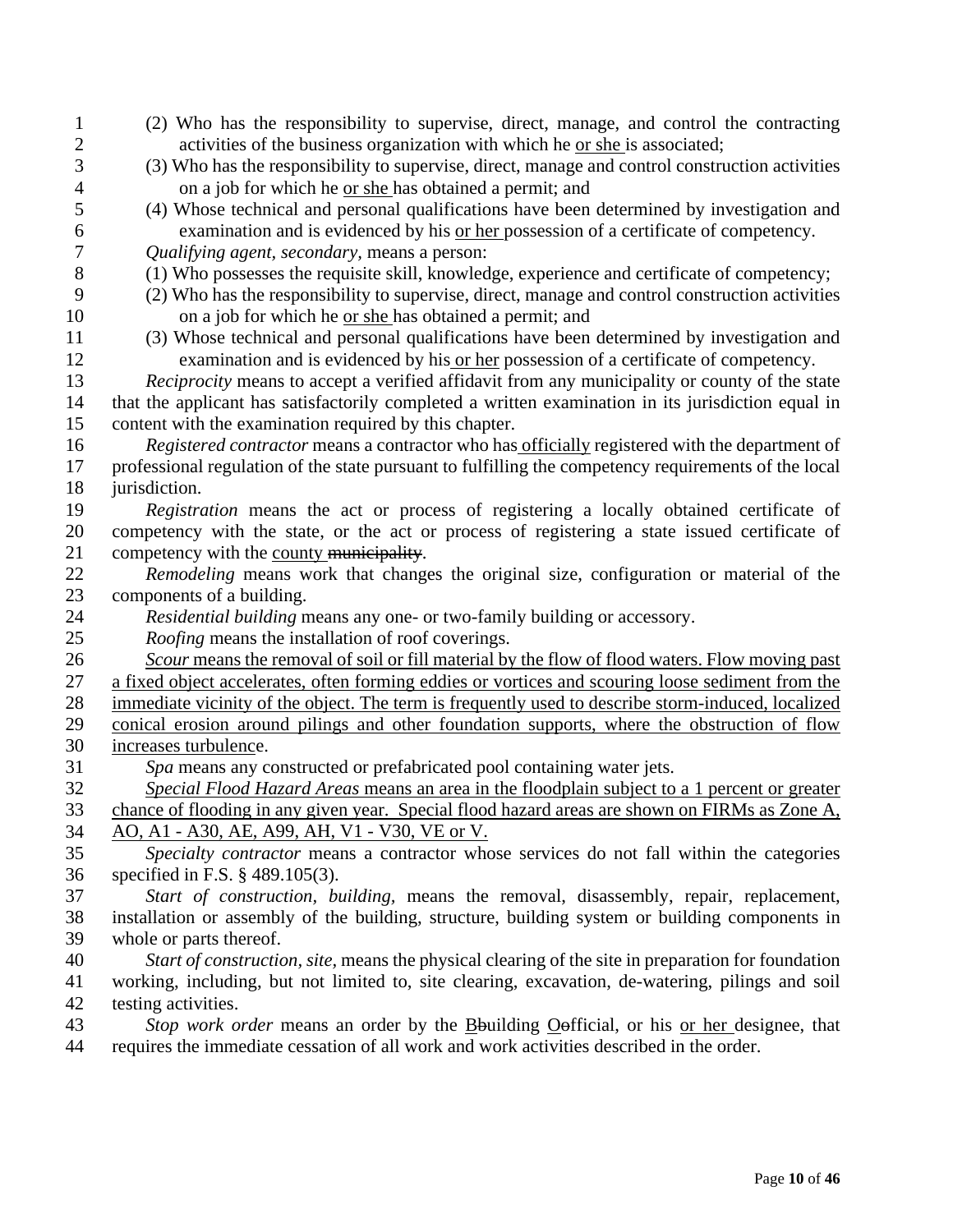(2) Who has the responsibility to supervise, direct, manage, and control the contracting activities of the business organization with which he or she is associated;

(3) Who has the responsibility to supervise, direct, manage and control construction activities on a job for which he or she has obtained a permit; and

(4) Whose technical and personal qualifications have been determined by investigation and examination and is evidenced by his or her possession of a certificate of competency.

*Qualifying agent, secondary,* means a person:

(1) Who possesses the requisite skill, knowledge, experience and certificate of competency;

(2) Who has the responsibility to supervise, direct, manage and control construction activities on a job for which he or she has obtained a permit; and

(3) Whose technical and personal qualifications have been determined by investigation and examination and is evidenced by his or her possession of a certificate of competency.

*Reciprocity* means to accept a verified affidavit from any municipality or county of the state that the applicant has satisfactorily completed a written examination in its jurisdiction equal in content with the examination required by this chapter.

*Registered contractor* means a contractor who has officially registered with the department of professional regulation of the state pursuant to fulfilling the competency requirements of the local jurisdiction.

*Registration* means the act or process of registering a locally obtained certificate of competency with the state, or the act or process of registering a state issued certificate of competency with the county ~~municipality~~.

*Remodeling* means work that changes the original size, configuration or material of the components of a building.

*Residential building* means any one- or two-family building or accessory.

*Roofing* means the installation of roof coverings.

*Scour* means the removal of soil or fill material by the flow of flood waters. Flow moving past a fixed object accelerates, often forming eddies or vortices and scouring loose sediment from the immediate vicinity of the object. The term is frequently used to describe storm-induced, localized conical erosion around pilings and other foundation supports, where the obstruction of flow increases turbulence.

*Spa* means any constructed or prefabricated pool containing water jets.

*Special Flood Hazard Areas* means an area in the floodplain subject to a 1 percent or greater chance of flooding in any given year. Special flood hazard areas are shown on FIRMs as Zone A, AO, A1 - A30, AE, A99, AH, V1 - V30, VE or V.

*Specialty contractor* means a contractor whose services do not fall within the categories specified in F.S. § 489.105(3).

*Start of construction, building,* means the removal, disassembly, repair, replacement, installation or assembly of the building, structure, building system or building components in whole or parts thereof.

*Start of construction, site,* means the physical clearing of the site in preparation for foundation working, including, but not limited to, site clearing, excavation, de-watering, pilings and soil testing activities.

*Stop work order* means an order by the B~~b~~uilding O~~o~~fficial, or his or her designee, that requires the immediate cessation of all work and work activities described in the order.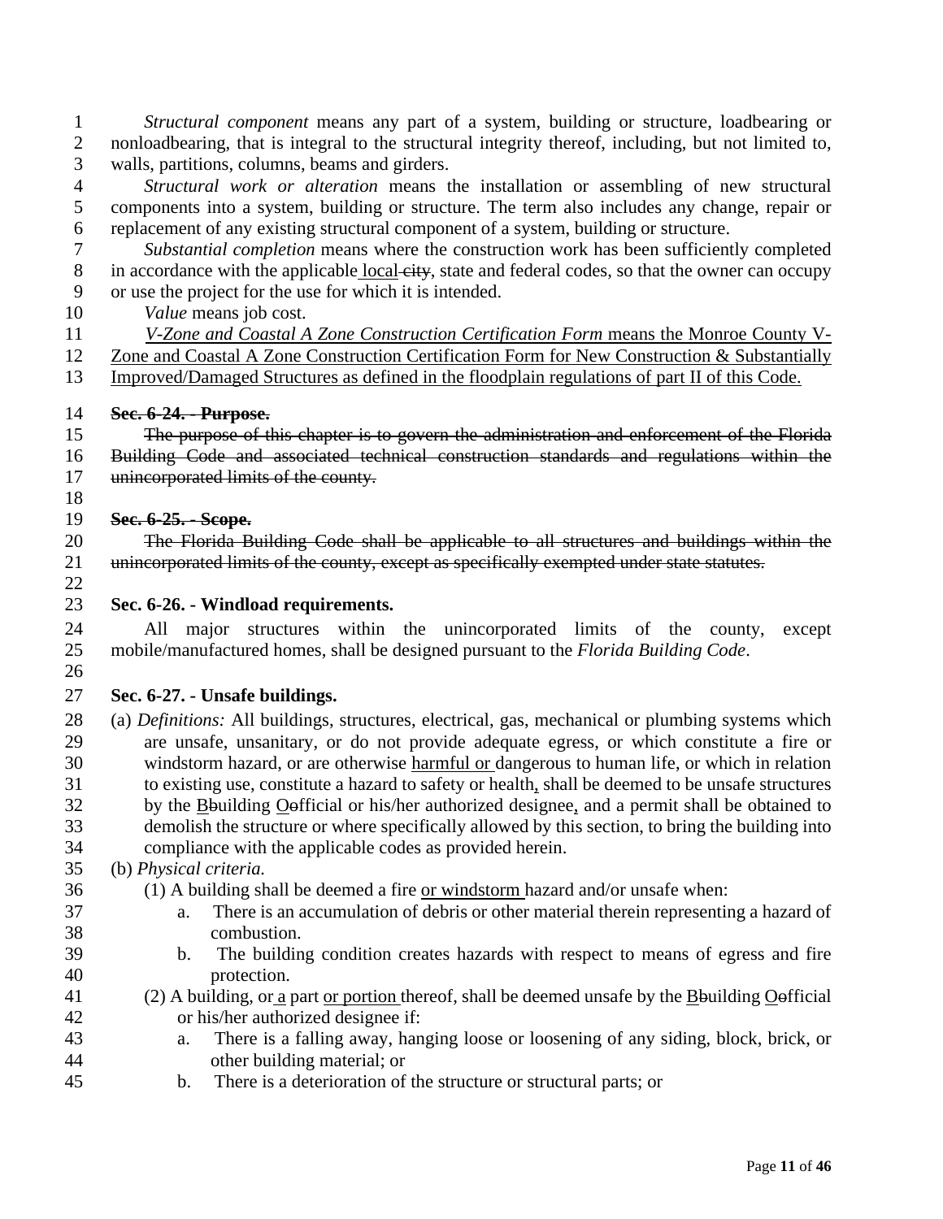*Structural component* means any part of a system, building or structure, loadbearing or nonloadbearing, that is integral to the structural integrity thereof, including, but not limited to, walls, partitions, columns, beams and girders.

*Structural work or alteration* means the installation or assembling of new structural components into a system, building or structure. The term also includes any change, repair or replacement of any existing structural component of a system, building or structure.

*Substantial completion* means where the construction work has been sufficiently completed in accordance with the applicable <u>local</u> ~~city~~, state and federal codes, so that the owner can occupy or use the project for the use for which it is intended.

*Value* means job cost.

<u>*V-Zone and Coastal A Zone Construction Certification Form* means the Monroe County V-Zone and Coastal A Zone Construction Certification Form for New Construction & Substantially Improved/Damaged Structures as defined in the floodplain regulations of part II of this Code.</u>

**~~Sec. 6-24. - Purpose.~~**

~~The purpose of this chapter is to govern the administration and enforcement of the Florida Building Code and associated technical construction standards and regulations within the unincorporated limits of the county.~~

**~~Sec. 6-25. - Scope.~~**

~~The Florida Building Code shall be applicable to all structures and buildings within the unincorporated limits of the county, except as specifically exempted under state statutes.~~

**Sec. 6-26. - Windload requirements.**

All major structures within the unincorporated limits of the county, except mobile/manufactured homes, shall be designed pursuant to the *Florida Building Code*.

**Sec. 6-27. - Unsafe buildings.**

(a) *Definitions:* All buildings, structures, electrical, gas, mechanical or plumbing systems which are unsafe, unsanitary, or do not provide adequate egress, or which constitute a fire or windstorm hazard, or are otherwise <u>harmful or</u> dangerous to human life, or which in relation to existing use, constitute a hazard to safety or health<u>,</u> shall be deemed to be unsafe structures by the <u>B</u>~~b~~uilding <u>O</u>~~o~~fficial or his/her authorized designee<u>,</u> and a permit shall be obtained to demolish the structure or where specifically allowed by this section, to bring the building into compliance with the applicable codes as provided herein.

(b) *Physical criteria.*

(1) A building shall be deemed a fire <u>or windstorm</u> hazard and/or unsafe when:

a. There is an accumulation of debris or other material therein representing a hazard of combustion.

b. The building condition creates hazards with respect to means of egress and fire protection.

(2) A building, or <u>a</u> part <u>or portion</u> thereof, shall be deemed unsafe by the <u>B</u>~~b~~uilding <u>O</u>~~o~~fficial or his/her authorized designee if:

a. There is a falling away, hanging loose or loosening of any siding, block, brick, or other building material; or

b. There is a deterioration of the structure or structural parts; or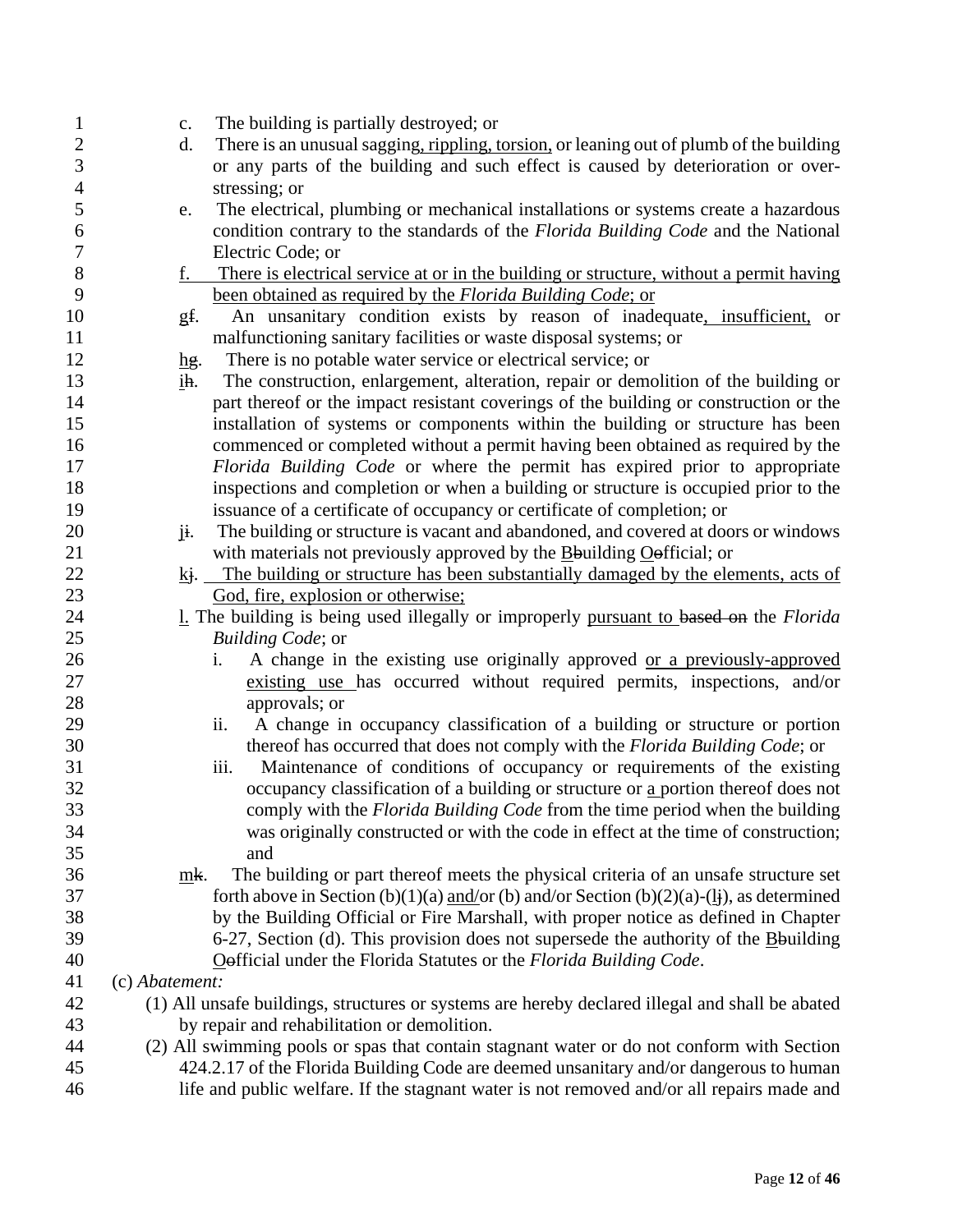c. The building is partially destroyed; or

d. There is an unusual sagging, rippling, torsion, or leaning out of plumb of the building or any parts of the building and such effect is caused by deterioration or over-stressing; or

e. The electrical, plumbing or mechanical installations or systems create a hazardous condition contrary to the standards of the *Florida Building Code* and the National Electric Code; or

f. There is electrical service at or in the building or structure, without a permit having been obtained as required by the *Florida Building Code*; or

gf. An unsanitary condition exists by reason of inadequate, insufficient, or malfunctioning sanitary facilities or waste disposal systems; or

hg. There is no potable water service or electrical service; or

ih. The construction, enlargement, alteration, repair or demolition of the building or part thereof or the impact resistant coverings of the building or construction or the installation of systems or components within the building or structure has been commenced or completed without a permit having been obtained as required by the *Florida Building Code* or where the permit has expired prior to appropriate inspections and completion or when a building or structure is occupied prior to the issuance of a certificate of occupancy or certificate of completion; or

ji. The building or structure is vacant and abandoned, and covered at doors or windows with materials not previously approved by the Bbuilding Oofficial; or

kj. The building or structure has been substantially damaged by the elements, acts of God, fire, explosion or otherwise;

l. The building is being used illegally or improperly pursuant to based on the *Florida Building Code*; or

i. A change in the existing use originally approved or a previously-approved existing use has occurred without required permits, inspections, and/or approvals; or

ii. A change in occupancy classification of a building or structure or portion thereof has occurred that does not comply with the *Florida Building Code*; or

iii. Maintenance of conditions of occupancy or requirements of the existing occupancy classification of a building or structure or a portion thereof does not comply with the *Florida Building Code* from the time period when the building was originally constructed or with the code in effect at the time of construction; and

mk. The building or part thereof meets the physical criteria of an unsafe structure set forth above in Section (b)(1)(a) and/or (b) and/or Section (b)(2)(a)-(lj), as determined by the Building Official or Fire Marshall, with proper notice as defined in Chapter 6-27, Section (d). This provision does not supersede the authority of the Bbuilding Oofficial under the Florida Statutes or the *Florida Building Code*.

(c) *Abatement:*

(1) All unsafe buildings, structures or systems are hereby declared illegal and shall be abated by repair and rehabilitation or demolition.

(2) All swimming pools or spas that contain stagnant water or do not conform with Section 424.2.17 of the Florida Building Code are deemed unsanitary and/or dangerous to human life and public welfare. If the stagnant water is not removed and/or all repairs made and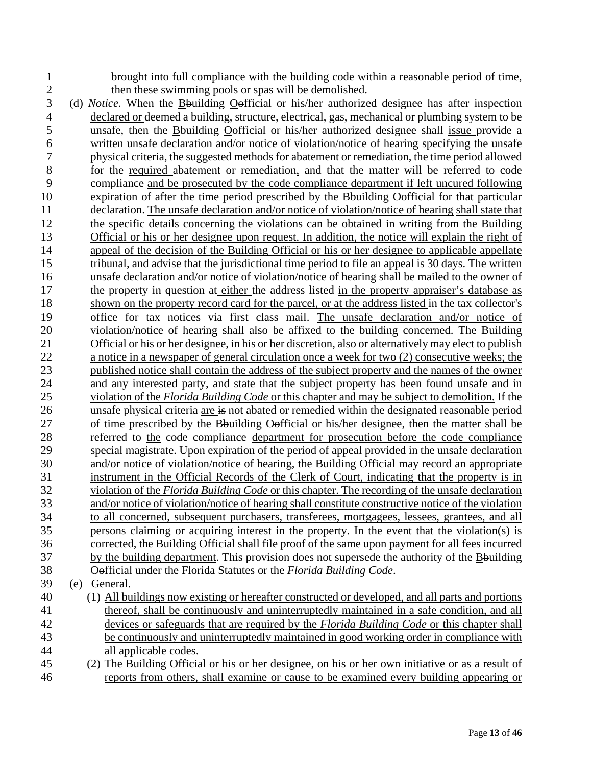brought into full compliance with the building code within a reasonable period of time, then these swimming pools or spas will be demolished.

(d) *Notice.* When the BbuildingOofficial or his/her authorized designee has after inspection declared or deemed a building, structure, electrical, gas, mechanical or plumbing system to be unsafe, then the BbuildingOofficial or his/her authorized designee shall issue provide a written unsafe declaration and/or notice of violation/notice of hearing specifying the unsafe physical criteria, the suggested methods for abatement or remediation, the time period allowed for the required abatement or remediation, and that the matter will be referred to code compliance and be prosecuted by the code compliance department if left uncured following expiration of after the time period prescribed by the BbuildingOofficial for that particular declaration. The unsafe declaration and/or notice of violation/notice of hearing shall state that the specific details concerning the violations can be obtained in writing from the Building Official or his or her designee upon request. In addition, the notice will explain the right of appeal of the decision of the Building Official or his or her designee to applicable appellate tribunal, and advise that the jurisdictional time period to file an appeal is 30 days. The written unsafe declaration and/or notice of violation/notice of hearing shall be mailed to the owner of the property in question at either the address listed in the property appraiser's database as shown on the property record card for the parcel, or at the address listed in the tax collector's office for tax notices via first class mail. The unsafe declaration and/or notice of violation/notice of hearing shall also be affixed to the building concerned. The Building Official or his or her designee, in his or her discretion, also or alternatively may elect to publish a notice in a newspaper of general circulation once a week for two (2) consecutive weeks; the published notice shall contain the address of the subject property and the names of the owner and any interested party, and state that the subject property has been found unsafe and in violation of the *Florida Building Code* or this chapter and may be subject to demolition. If the unsafe physical criteria are is not abated or remedied within the designated reasonable period of time prescribed by the BbuildingOofficial or his/her designee, then the matter shall be referred to the code compliance department for prosecution before the code compliance special magistrate. Upon expiration of the period of appeal provided in the unsafe declaration and/or notice of violation/notice of hearing, the Building Official may record an appropriate instrument in the Official Records of the Clerk of Court, indicating that the property is in violation of the *Florida Building Code* or this chapter. The recording of the unsafe declaration and/or notice of violation/notice of hearing shall constitute constructive notice of the violation to all concerned, subsequent purchasers, transferees, mortgagees, lessees, grantees, and all persons claiming or acquiring interest in the property. In the event that the violation(s) is corrected, the Building Official shall file proof of the same upon payment for all fees incurred by the building department. This provision does not supersede the authority of the BbuildingOofficial under the Florida Statutes or the *Florida Building Code*.

(e) General.

(1) All buildings now existing or hereafter constructed or developed, and all parts and portions thereof, shall be continuously and uninterruptedly maintained in a safe condition, and all devices or safeguards that are required by the *Florida Building Code* or this chapter shall be continuously and uninterruptedly maintained in good working order in compliance with all applicable codes.

(2) The Building Official or his or her designee, on his or her own initiative or as a result of reports from others, shall examine or cause to be examined every building appearing or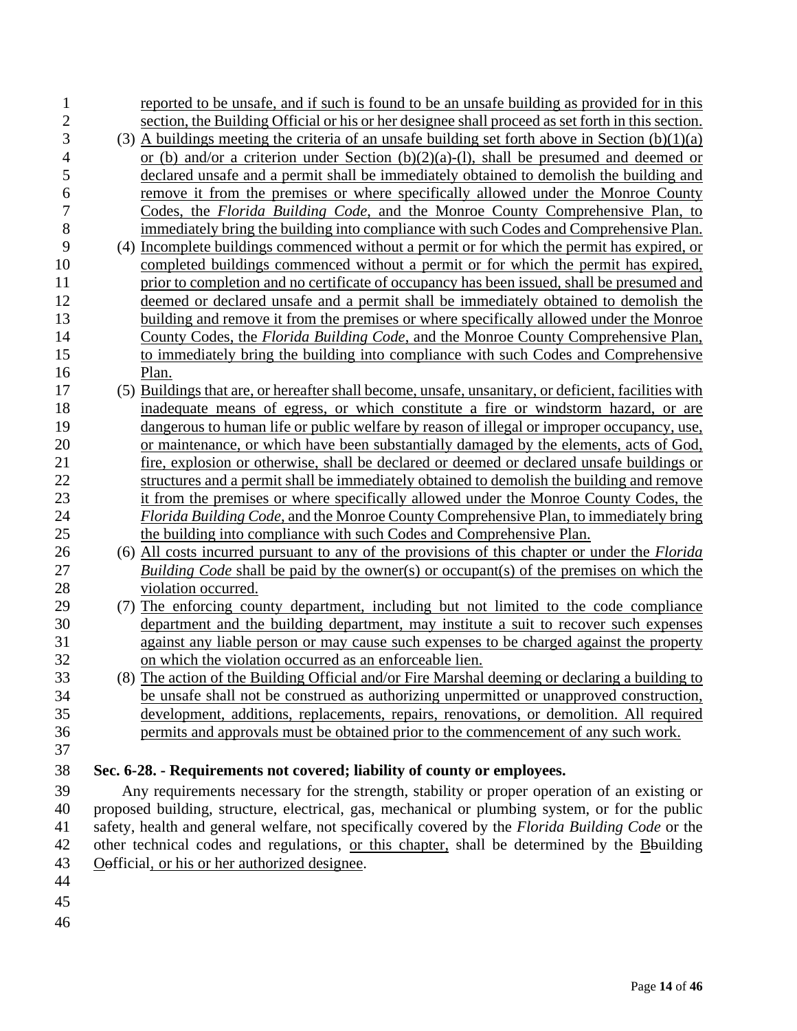reported to be unsafe, and if such is found to be an unsafe building as provided for in this section, the Building Official or his or her designee shall proceed as set forth in this section.

(3) A buildings meeting the criteria of an unsafe building set forth above in Section (b)(1)(a) or (b) and/or a criterion under Section (b)(2)(a)-(l), shall be presumed and deemed or declared unsafe and a permit shall be immediately obtained to demolish the building and remove it from the premises or where specifically allowed under the Monroe County Codes, the *Florida Building Code*, and the Monroe County Comprehensive Plan, to immediately bring the building into compliance with such Codes and Comprehensive Plan.

(4) Incomplete buildings commenced without a permit or for which the permit has expired, or completed buildings commenced without a permit or for which the permit has expired, prior to completion and no certificate of occupancy has been issued, shall be presumed and deemed or declared unsafe and a permit shall be immediately obtained to demolish the building and remove it from the premises or where specifically allowed under the Monroe County Codes, the *Florida Building Code*, and the Monroe County Comprehensive Plan, to immediately bring the building into compliance with such Codes and Comprehensive Plan.

(5) Buildings that are, or hereafter shall become, unsafe, unsanitary, or deficient, facilities with inadequate means of egress, or which constitute a fire or windstorm hazard, or are dangerous to human life or public welfare by reason of illegal or improper occupancy, use, or maintenance, or which have been substantially damaged by the elements, acts of God, fire, explosion or otherwise, shall be declared or deemed or declared unsafe buildings or structures and a permit shall be immediately obtained to demolish the building and remove it from the premises or where specifically allowed under the Monroe County Codes, the *Florida Building Code*, and the Monroe County Comprehensive Plan, to immediately bring the building into compliance with such Codes and Comprehensive Plan.

(6) All costs incurred pursuant to any of the provisions of this chapter or under the *Florida Building Code* shall be paid by the owner(s) or occupant(s) of the premises on which the violation occurred.

(7) The enforcing county department, including but not limited to the code compliance department and the building department, may institute a suit to recover such expenses against any liable person or may cause such expenses to be charged against the property on which the violation occurred as an enforceable lien.

(8) The action of the Building Official and/or Fire Marshal deeming or declaring a building to be unsafe shall not be construed as authorizing unpermitted or unapproved construction, development, additions, replacements, repairs, renovations, or demolition. All required permits and approvals must be obtained prior to the commencement of any such work.

**Sec. 6-28. - Requirements not covered; liability of county or employees.**

Any requirements necessary for the strength, stability or proper operation of an existing or proposed building, structure, electrical, gas, mechanical or plumbing system, or for the public safety, health and general welfare, not specifically covered by the *Florida Building Code* or the other technical codes and regulations, or this chapter, shall be determined by the Bbuilding Oofficial, or his or her authorized designee.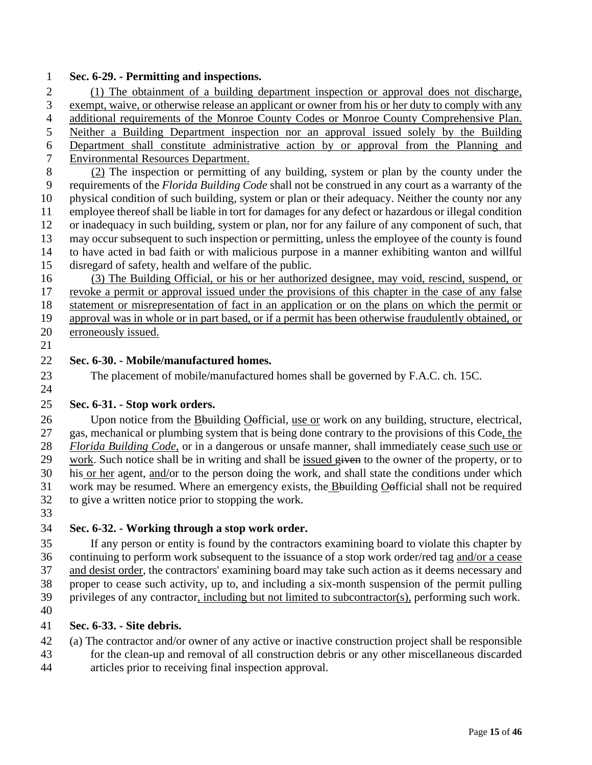**Sec. 6-29. - Permitting and inspections.**

(1) The obtainment of a building department inspection or approval does not discharge, exempt, waive, or otherwise release an applicant or owner from his or her duty to comply with any additional requirements of the Monroe County Codes or Monroe County Comprehensive Plan. Neither a Building Department inspection nor an approval issued solely by the Building Department shall constitute administrative action by or approval from the Planning and Environmental Resources Department.

(2) The inspection or permitting of any building, system or plan by the county under the requirements of the *Florida Building Code* shall not be construed in any court as a warranty of the physical condition of such building, system or plan or their adequacy. Neither the county nor any employee thereof shall be liable in tort for damages for any defect or hazardous or illegal condition or inadequacy in such building, system or plan, nor for any failure of any component of such, that may occur subsequent to such inspection or permitting, unless the employee of the county is found to have acted in bad faith or with malicious purpose in a manner exhibiting wanton and willful disregard of safety, health and welfare of the public.

(3) The Building Official, or his or her authorized designee, may void, rescind, suspend, or revoke a permit or approval issued under the provisions of this chapter in the case of any false statement or misrepresentation of fact in an application or on the plans on which the permit or approval was in whole or in part based, or if a permit has been otherwise fraudulently obtained, or erroneously issued.

**Sec. 6-30. - Mobile/manufactured homes.**

The placement of mobile/manufactured homes shall be governed by F.A.C. ch. 15C.

**Sec. 6-31. - Stop work orders.**

Upon notice from the ~~b~~Building ~~o~~Official, use or work on any building, structure, electrical, gas, mechanical or plumbing system that is being done contrary to the provisions of this Code, the *Florida Building Code*, or in a dangerous or unsafe manner, shall immediately cease such use or work. Such notice shall be in writing and shall be issued ~~given~~ to the owner of the property, or to his or her agent, and/or to the person doing the work, and shall state the conditions under which work may be resumed. Where an emergency exists, the ~~b~~Building ~~o~~Official shall not be required to give a written notice prior to stopping the work.

**Sec. 6-32. - Working through a stop work order.**

If any person or entity is found by the contractors examining board to violate this chapter by continuing to perform work subsequent to the issuance of a stop work order/red tag and/or a cease and desist order, the contractors' examining board may take such action as it deems necessary and proper to cease such activity, up to, and including a six-month suspension of the permit pulling privileges of any contractor, including but not limited to subcontractor(s), performing such work.

**Sec. 6-33. - Site debris.**

(a) The contractor and/or owner of any active or inactive construction project shall be responsible for the clean-up and removal of all construction debris or any other miscellaneous discarded articles prior to receiving final inspection approval.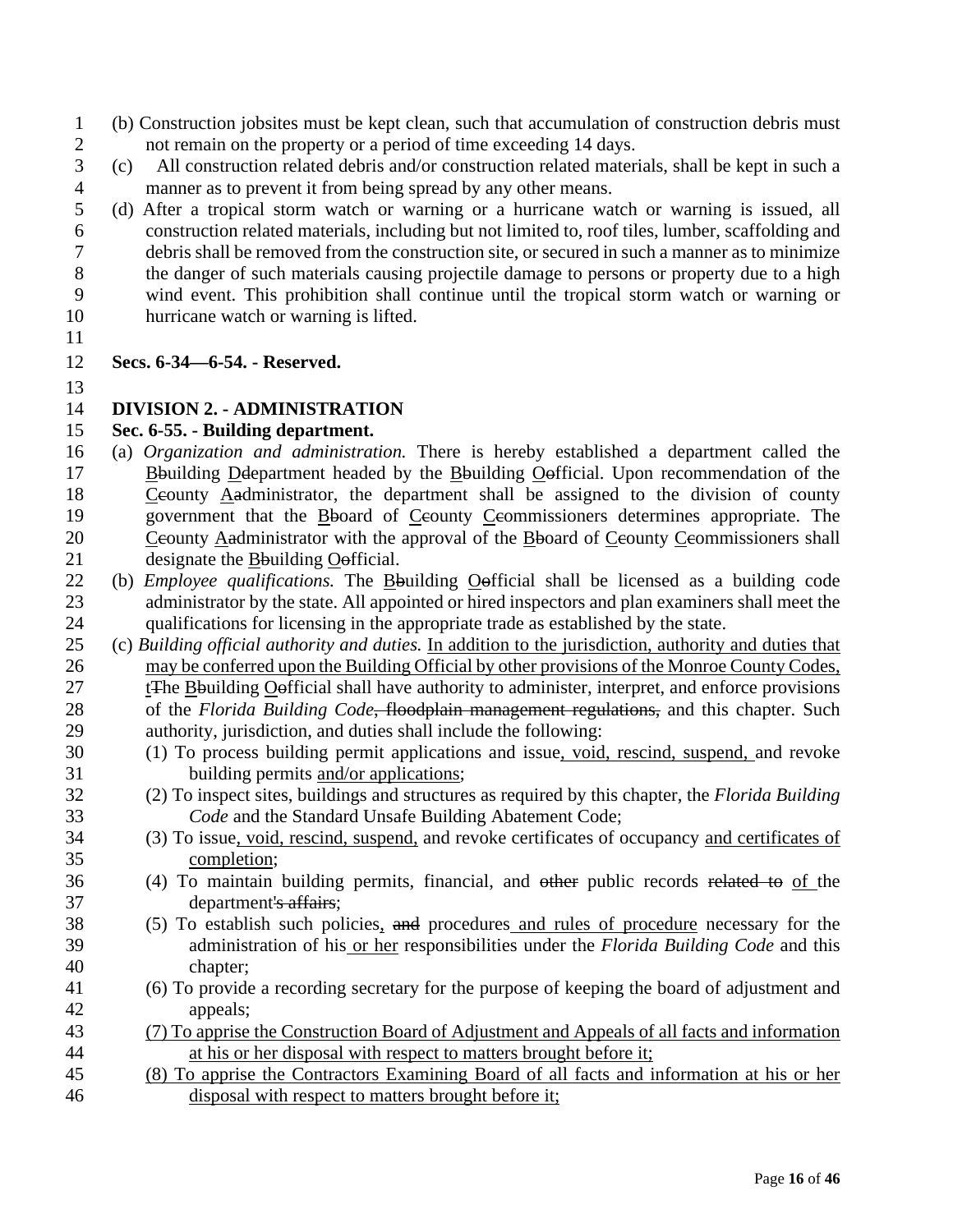(b) Construction jobsites must be kept clean, such that accumulation of construction debris must not remain on the property or a period of time exceeding 14 days.

(c) All construction related debris and/or construction related materials, shall be kept in such a manner as to prevent it from being spread by any other means.

(d) After a tropical storm watch or warning or a hurricane watch or warning is issued, all construction related materials, including but not limited to, roof tiles, lumber, scaffolding and debris shall be removed from the construction site, or secured in such a manner as to minimize the danger of such materials causing projectile damage to persons or property due to a high wind event. This prohibition shall continue until the tropical storm watch or warning or hurricane watch or warning is lifted.

**Secs. 6-34—6-54. - Reserved.**

**DIVISION 2. - ADMINISTRATION**

**Sec. 6-55. - Building department.**

(a) *Organization and administration.* There is hereby established a department called the <u>B</u>~~b~~uilding <u>D</u>~~d~~epartment headed by the <u>B</u>~~b~~uilding <u>O</u>~~o~~fficial. Upon recommendation of the <u>C</u>~~c~~ounty <u>A</u>~~a~~dministrator, the department shall be assigned to the division of county government that the <u>B</u>~~b~~oard of <u>C</u>~~c~~ounty <u>C</u>~~c~~ommissioners determines appropriate. The <u>C</u>~~c~~ounty <u>A</u>~~a~~dministrator with the approval of the <u>B</u>~~b~~oard of <u>C</u>~~c~~ounty <u>C</u>~~c~~ommissioners shall designate the <u>B</u>~~b~~uilding <u>O</u>~~o~~fficial.

(b) *Employee qualifications.* The <u>B</u>~~b~~uilding <u>O</u>~~o~~fficial shall be licensed as a building code administrator by the state. All appointed or hired inspectors and plan examiners shall meet the qualifications for licensing in the appropriate trade as established by the state.

(c) *Building official authority and duties.* <u>In addition to the jurisdiction, authority and duties that may be conferred upon the Building Official by other provisions of the Monroe County Codes, t</u>~~T~~he <u>B</u>~~b~~uilding <u>O</u>~~o~~fficial shall have authority to administer, interpret, and enforce provisions of the *Florida Building Code*~~, floodplain management regulations,~~ and this chapter. Such authority, jurisdiction, and duties shall include the following:

(1) To process building permit applications and issue<u>, void, rescind, suspend,</u> and revoke building permits <u>and/or applications</u>;

(2) To inspect sites, buildings and structures as required by this chapter, the *Florida Building Code* and the Standard Unsafe Building Abatement Code;

(3) To issue<u>, void, rescind, suspend,</u> and revoke certificates of occupancy <u>and certificates of completion</u>;

(4) To maintain building permits, financial, and ~~other~~ public records ~~related to~~ <u>of</u> the department~~'s affairs~~;

(5) To establish such policies<u>,</u> ~~and~~ procedures <u>and rules of procedure</u> necessary for the administration of his <u>or her</u> responsibilities under the *Florida Building Code* and this chapter;

(6) To provide a recording secretary for the purpose of keeping the board of adjustment and appeals;

<u>(7) To apprise the Construction Board of Adjustment and Appeals of all facts and information at his or her disposal with respect to matters brought before it;</u>

<u>(8) To apprise the Contractors Examining Board of all facts and information at his or her disposal with respect to matters brought before it;</u>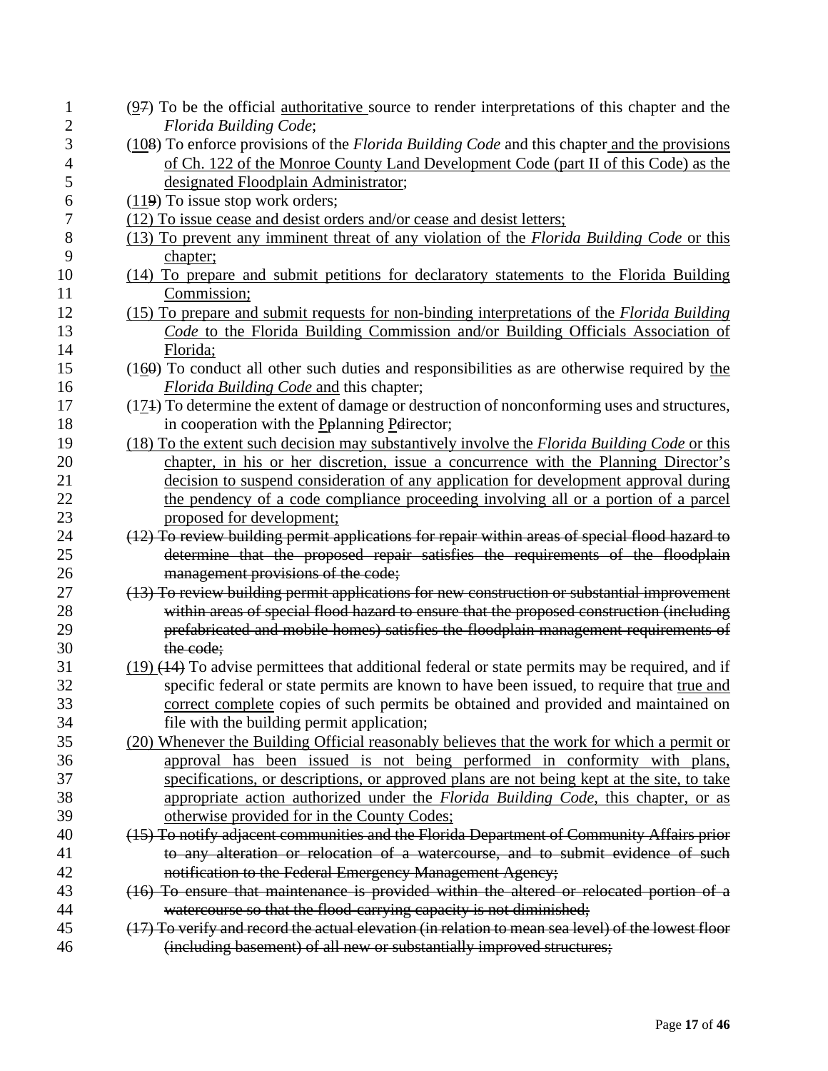(<u>9</u>~~7~~) To be the official <u>authoritative</u> source to render interpretations of this chapter and the *Florida Building Code*;

(<u>10</u>~~8~~) To enforce provisions of the *Florida Building Code* and this chapter <u>and the provisions of Ch. 122 of the Monroe County Land Development Code (part II of this Code) as the designated Floodplain Administrator</u>;

(<u>11</u>~~9~~) To issue stop work orders;

<u>(12) To issue cease and desist orders and/or cease and desist letters;</u>

<u>(13) To prevent any imminent threat of any violation of the *Florida Building Code* or this chapter;</u>

<u>(14) To prepare and submit petitions for declaratory statements to the Florida Building Commission;</u>

<u>(15) To prepare and submit requests for non-binding interpretations of the *Florida Building Code* to the Florida Building Commission and/or Building Officials Association of Florida;</u>

(1<u>6</u>~~0~~) To conduct all other such duties and responsibilities as are otherwise required by <u>the *Florida Building Code* and</u> this chapter;

(1<u>7</u>~~1~~) To determine the extent of damage or destruction of nonconforming uses and structures, in cooperation with the <u>P</u>~~p~~lanning <u>D</u>~~d~~irector;

<u>(18) To the extent such decision may substantively involve the *Florida Building Code* or this chapter, in his or her discretion, issue a concurrence with the Planning Director's decision to suspend consideration of any application for development approval during the pendency of a code compliance proceeding involving all or a portion of a parcel proposed for development;</u>

~~(12) To review building permit applications for repair within areas of special flood hazard to determine that the proposed repair satisfies the requirements of the floodplain management provisions of the code;~~

~~(13) To review building permit applications for new construction or substantial improvement within areas of special flood hazard to ensure that the proposed construction (including prefabricated and mobile homes) satisfies the floodplain management requirements of the code;~~

<u>(19)</u> ~~(14)~~ To advise permittees that additional federal or state permits may be required, and if specific federal or state permits are known to have been issued, to require that <u>true and correct complete</u> copies of such permits be obtained and provided and maintained on file with the building permit application;

<u>(20) Whenever the Building Official reasonably believes that the work for which a permit or approval has been issued is not being performed in conformity with plans, specifications, or descriptions, or approved plans are not being kept at the site, to take appropriate action authorized under the *Florida Building Code*, this chapter, or as otherwise provided for in the County Codes;</u>

~~(15) To notify adjacent communities and the Florida Department of Community Affairs prior to any alteration or relocation of a watercourse, and to submit evidence of such notification to the Federal Emergency Management Agency;~~

~~(16) To ensure that maintenance is provided within the altered or relocated portion of a watercourse so that the flood-carrying capacity is not diminished;~~

~~(17) To verify and record the actual elevation (in relation to mean sea level) of the lowest floor (including basement) of all new or substantially improved structures;~~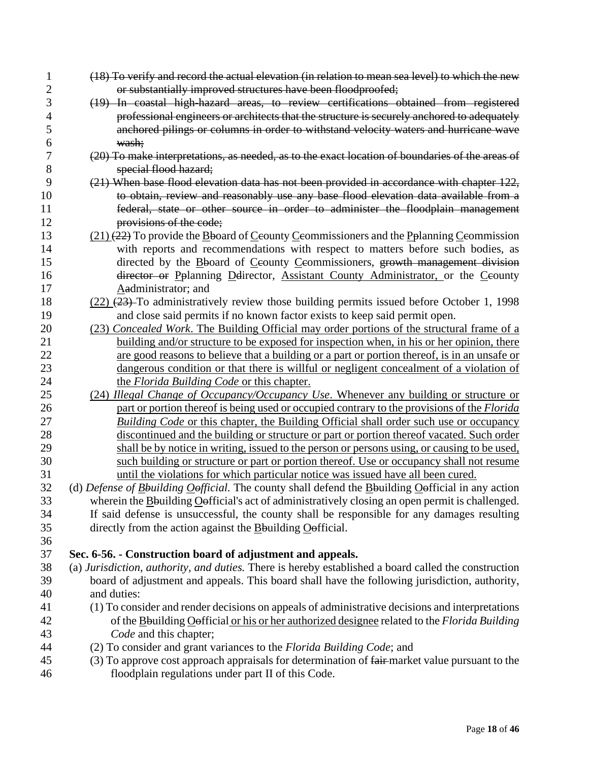~~(18) To verify and record the actual elevation (in relation to mean sea level) to which the new or substantially improved structures have been floodproofed;~~

~~(19) In coastal high-hazard areas, to review certifications obtained from registered professional engineers or architects that the structure is securely anchored to adequately anchored pilings or columns in order to withstand velocity waters and hurricane wave wash;~~

~~(20) To make interpretations, as needed, as to the exact location of boundaries of the areas of special flood hazard;~~

~~(21) When base flood elevation data has not been provided in accordance with chapter 122, to obtain, review and reasonably use any base flood elevation data available from a federal, state or other source in order to administer the floodplain management provisions of the code;~~

<u>(21)</u> ~~(22)~~ To provide the <u>B</u>~~b~~oard of <u>C</u>~~c~~ounty <u>C</u>~~c~~ommissioners and the <u>P</u>~~p~~lanning <u>C</u>~~c~~ommission with reports and recommendations with respect to matters before such bodies, as directed by the <u>B</u>~~b~~oard of <u>C</u>~~c~~ounty <u>C</u>~~c~~ommissioners, ~~growth management division director or~~ <u>P</u>~~p~~lanning <u>D</u>~~d~~irector, <u>Assistant County Administrator,</u> or the <u>C</u>~~c~~ounty <u>A</u>~~a~~dministrator; and

<u>(22)</u> ~~(23)~~ To administratively review those building permits issued before October 1, 1998 and close said permits if no known factor exists to keep said permit open.

<u>(23) *Concealed Work*. The Building Official may order portions of the structural frame of a building and/or structure to be exposed for inspection when, in his or her opinion, there are good reasons to believe that a building or a part or portion thereof, is in an unsafe or dangerous condition or that there is willful or negligent concealment of a violation of the *Florida Building Code* or this chapter.</u>

<u>(24) *Illegal Change of Occupancy/Occupancy Use*. Whenever any building or structure or part or portion thereof is being used or occupied contrary to the provisions of the *Florida Building Code* or this chapter, the Building Official shall order such use or occupancy discontinued and the building or structure or part or portion thereof vacated. Such order shall be by notice in writing, issued to the person or persons using, or causing to be used, such building or structure or part or portion thereof. Use or occupancy shall not resume until the violations for which particular notice was issued have all been cured.</u>

(d) *Defense of <u>B</u>~~b~~uilding <u>O</u>~~o~~fficial.* The county shall defend the <u>B</u>~~b~~uilding <u>O</u>~~o~~fficial in any action wherein the <u>B</u>~~b~~uilding <u>O</u>~~o~~fficial's act of administratively closing an open permit is challenged. If said defense is unsuccessful, the county shall be responsible for any damages resulting directly from the action against the <u>B</u>~~b~~uilding <u>O</u>~~o~~fficial.

**Sec. 6-56. - Construction board of adjustment and appeals.**

(a) *Jurisdiction, authority, and duties.* There is hereby established a board called the construction board of adjustment and appeals. This board shall have the following jurisdiction, authority, and duties:

(1) To consider and render decisions on appeals of administrative decisions and interpretations of the <u>B</u>~~b~~uilding <u>O</u>~~o~~fficial <u>or his or her authorized designee</u> related to the *Florida Building Code* and this chapter;

(2) To consider and grant variances to the *Florida Building Code*; and

(3) To approve cost approach appraisals for determination of ~~fair~~ market value pursuant to the floodplain regulations under part II of this Code.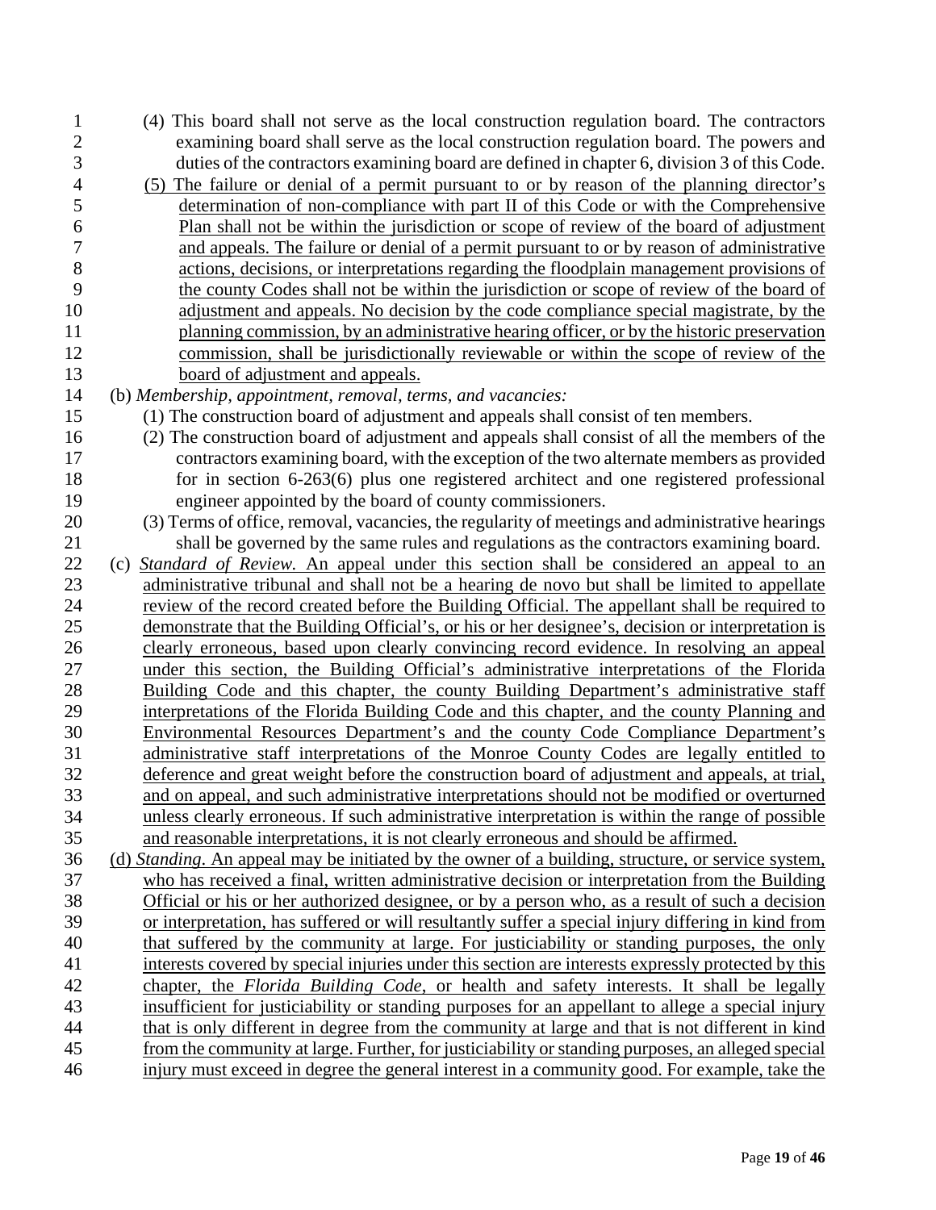(4) This board shall not serve as the local construction regulation board. The contractors examining board shall serve as the local construction regulation board. The powers and duties of the contractors examining board are defined in chapter 6, division 3 of this Code.

(5) The failure or denial of a permit pursuant to or by reason of the planning director's determination of non-compliance with part II of this Code or with the Comprehensive Plan shall not be within the jurisdiction or scope of review of the board of adjustment and appeals. The failure or denial of a permit pursuant to or by reason of administrative actions, decisions, or interpretations regarding the floodplain management provisions of the county Codes shall not be within the jurisdiction or scope of review of the board of adjustment and appeals. No decision by the code compliance special magistrate, by the planning commission, by an administrative hearing officer, or by the historic preservation commission, shall be jurisdictionally reviewable or within the scope of review of the board of adjustment and appeals.

(b) *Membership, appointment, removal, terms, and vacancies:*

(1) The construction board of adjustment and appeals shall consist of ten members.

(2) The construction board of adjustment and appeals shall consist of all the members of the contractors examining board, with the exception of the two alternate members as provided for in section 6-263(6) plus one registered architect and one registered professional engineer appointed by the board of county commissioners.

(3) Terms of office, removal, vacancies, the regularity of meetings and administrative hearings shall be governed by the same rules and regulations as the contractors examining board.

(c) *Standard of Review.* An appeal under this section shall be considered an appeal to an administrative tribunal and shall not be a hearing de novo but shall be limited to appellate review of the record created before the Building Official. The appellant shall be required to demonstrate that the Building Official's, or his or her designee's, decision or interpretation is clearly erroneous, based upon clearly convincing record evidence. In resolving an appeal under this section, the Building Official's administrative interpretations of the Florida Building Code and this chapter, the county Building Department's administrative staff interpretations of the Florida Building Code and this chapter, and the county Planning and Environmental Resources Department's and the county Code Compliance Department's administrative staff interpretations of the Monroe County Codes are legally entitled to deference and great weight before the construction board of adjustment and appeals, at trial, and on appeal, and such administrative interpretations should not be modified or overturned unless clearly erroneous. If such administrative interpretation is within the range of possible and reasonable interpretations, it is not clearly erroneous and should be affirmed.

(d) *Standing.* An appeal may be initiated by the owner of a building, structure, or service system, who has received a final, written administrative decision or interpretation from the Building Official or his or her authorized designee, or by a person who, as a result of such a decision or interpretation, has suffered or will resultantly suffer a special injury differing in kind from that suffered by the community at large. For justiciability or standing purposes, the only interests covered by special injuries under this section are interests expressly protected by this chapter, the *Florida Building Code*, or health and safety interests. It shall be legally insufficient for justiciability or standing purposes for an appellant to allege a special injury that is only different in degree from the community at large and that is not different in kind from the community at large. Further, for justiciability or standing purposes, an alleged special injury must exceed in degree the general interest in a community good. For example, take the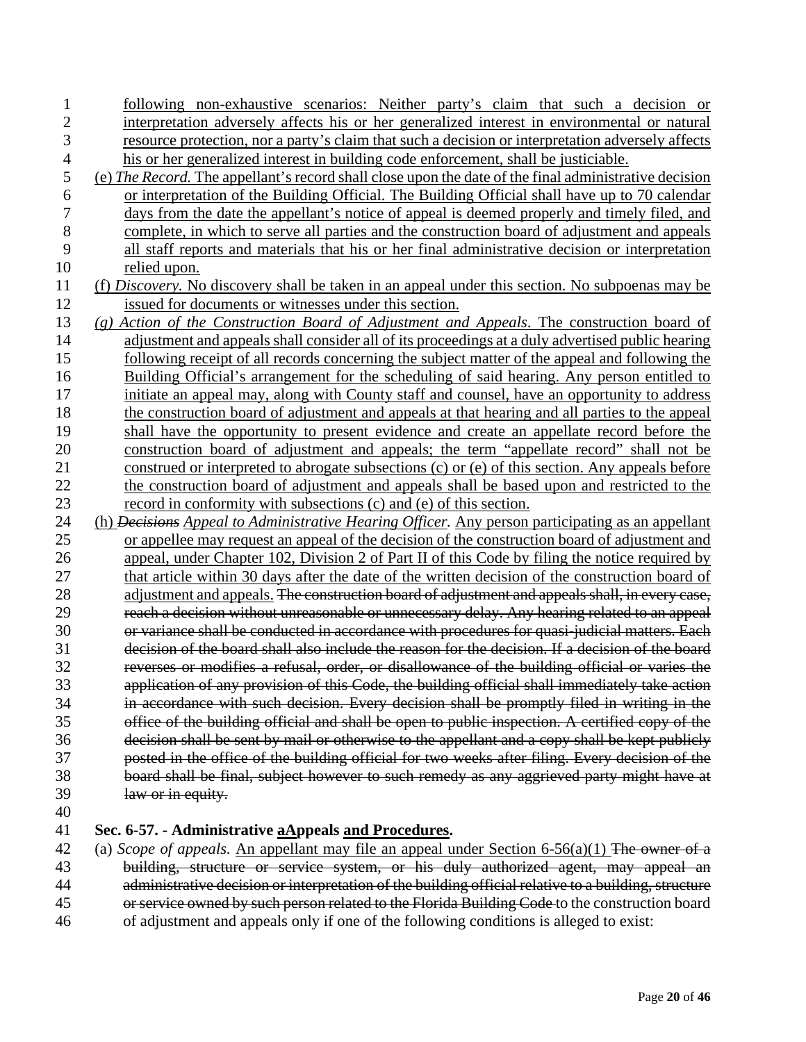following non-exhaustive scenarios: Neither party's claim that such a decision or interpretation adversely affects his or her generalized interest in environmental or natural resource protection, nor a party's claim that such a decision or interpretation adversely affects his or her generalized interest in building code enforcement, shall be justiciable.

(e) *The Record.* The appellant's record shall close upon the date of the final administrative decision or interpretation of the Building Official. The Building Official shall have up to 70 calendar days from the date the appellant's notice of appeal is deemed properly and timely filed, and complete, in which to serve all parties and the construction board of adjustment and appeals all staff reports and materials that his or her final administrative decision or interpretation relied upon.

(f) *Discovery.* No discovery shall be taken in an appeal under this section. No subpoenas may be issued for documents or witnesses under this section.

*(g) Action of the Construction Board of Adjustment and Appeals.* The construction board of adjustment and appeals shall consider all of its proceedings at a duly advertised public hearing following receipt of all records concerning the subject matter of the appeal and following the Building Official's arrangement for the scheduling of said hearing. Any person entitled to initiate an appeal may, along with County staff and counsel, have an opportunity to address the construction board of adjustment and appeals at that hearing and all parties to the appeal shall have the opportunity to present evidence and create an appellate record before the construction board of adjustment and appeals; the term "appellate record" shall not be construed or interpreted to abrogate subsections (c) or (e) of this section. Any appeals before the construction board of adjustment and appeals shall be based upon and restricted to the record in conformity with subsections (c) and (e) of this section.

(h) ~~*Decisions*~~ *Appeal to Administrative Hearing Officer.* Any person participating as an appellant or appellee may request an appeal of the decision of the construction board of adjustment and appeal, under Chapter 102, Division 2 of Part II of this Code by filing the notice required by that article within 30 days after the date of the written decision of the construction board of adjustment and appeals. ~~The construction board of adjustment and appeals shall, in every case, reach a decision without unreasonable or unnecessary delay. Any hearing related to an appeal or variance shall be conducted in accordance with procedures for quasi-judicial matters. Each decision of the board shall also include the reason for the decision. If a decision of the board reverses or modifies a refusal, order, or disallowance of the building official or varies the application of any provision of this Code, the building official shall immediately take action in accordance with such decision. Every decision shall be promptly filed in writing in the office of the building official and shall be open to public inspection. A certified copy of the decision shall be sent by mail or otherwise to the appellant and a copy shall be kept publicly posted in the office of the building official for two weeks after filing. Every decision of the board shall be final, subject however to such remedy as any aggrieved party might have at law or in equity.~~

**Sec. 6-57. - Administrative ~~a~~Appeals and Procedures.**

(a) *Scope of appeals.* An appellant may file an appeal under Section 6-56(a)(1) ~~The owner of a building, structure or service system, or his duly authorized agent, may appeal an administrative decision or interpretation of the building official relative to a building, structure or service owned by such person related to the Florida Building Code~~ to the construction board of adjustment and appeals only if one of the following conditions is alleged to exist: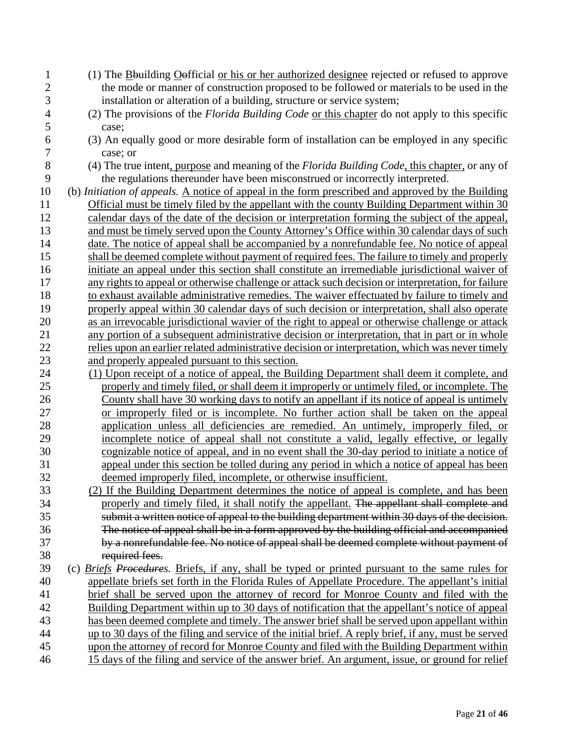(1) The ~~B~~building ~~O~~official <u>or his or her authorized designee</u> rejected or refused to approve the mode or manner of construction proposed to be followed or materials to be used in the installation or alteration of a building, structure or service system;

(2) The provisions of the *Florida Building Code* <u>or this chapter</u> do not apply to this specific case;

(3) An equally good or more desirable form of installation can be employed in any specific case; or

(4) The true intent<u>, purpose</u> and meaning of the *Florida Building Code*<u>, this chapter,</u> or any of the regulations thereunder have been misconstrued or incorrectly interpreted.

(b) *Initiation of appeals.* <u>A notice of appeal in the form prescribed and approved by the Building Official must be timely filed by the appellant with the county Building Department within 30 calendar days of the date of the decision or interpretation forming the subject of the appeal, and must be timely served upon the County Attorney's Office within 30 calendar days of such date. The notice of appeal shall be accompanied by a nonrefundable fee. No notice of appeal shall be deemed complete without payment of required fees. The failure to timely and properly initiate an appeal under this section shall constitute an irremediable jurisdictional waiver of any rights to appeal or otherwise challenge or attack such decision or interpretation, for failure to exhaust available administrative remedies. The waiver effectuated by failure to timely and properly appeal within 30 calendar days of such decision or interpretation, shall also operate as an irrevocable jurisdictional wavier of the right to appeal or otherwise challenge or attack any portion of a subsequent administrative decision or interpretation, that in part or in whole relies upon an earlier related administrative decision or interpretation, which was never timely and properly appealed pursuant to this section.</u>

<u>(1) Upon receipt of a notice of appeal, the Building Department shall deem it complete, and properly and timely filed, or shall deem it improperly or untimely filed, or incomplete. The County shall have 30 working days to notify an appellant if its notice of appeal is untimely or improperly filed or is incomplete. No further action shall be taken on the appeal application unless all deficiencies are remedied. An untimely, improperly filed, or incomplete notice of appeal shall not constitute a valid, legally effective, or legally cognizable notice of appeal, and in no event shall the 30-day period to initiate a notice of appeal under this section be tolled during any period in which a notice of appeal has been deemed improperly filed, incomplete, or otherwise insufficient.</u>

<u>(2) If the Building Department determines the notice of appeal is complete, and has been properly and timely filed, it shall notify the appellant.</u> ~~The appellant shall complete and submit a written notice of appeal to the building department within 30 days of the decision. The notice of appeal shall be in a form approved by the building official and accompanied by a nonrefundable fee. No notice of appeal shall be deemed complete without payment of required fees.~~

(c) <u>*Briefs*</u> ~~*Procedures*~~. <u>Briefs, if any, shall be typed or printed pursuant to the same rules for appellate briefs set forth in the Florida Rules of Appellate Procedure. The appellant's initial brief shall be served upon the attorney of record for Monroe County and filed with the Building Department within up to 30 days of notification that the appellant's notice of appeal has been deemed complete and timely. The answer brief shall be served upon appellant within up to 30 days of the filing and service of the initial brief. A reply brief, if any, must be served upon the attorney of record for Monroe County and filed with the Building Department within 15 days of the filing and service of the answer brief. An argument, issue, or ground for relief</u>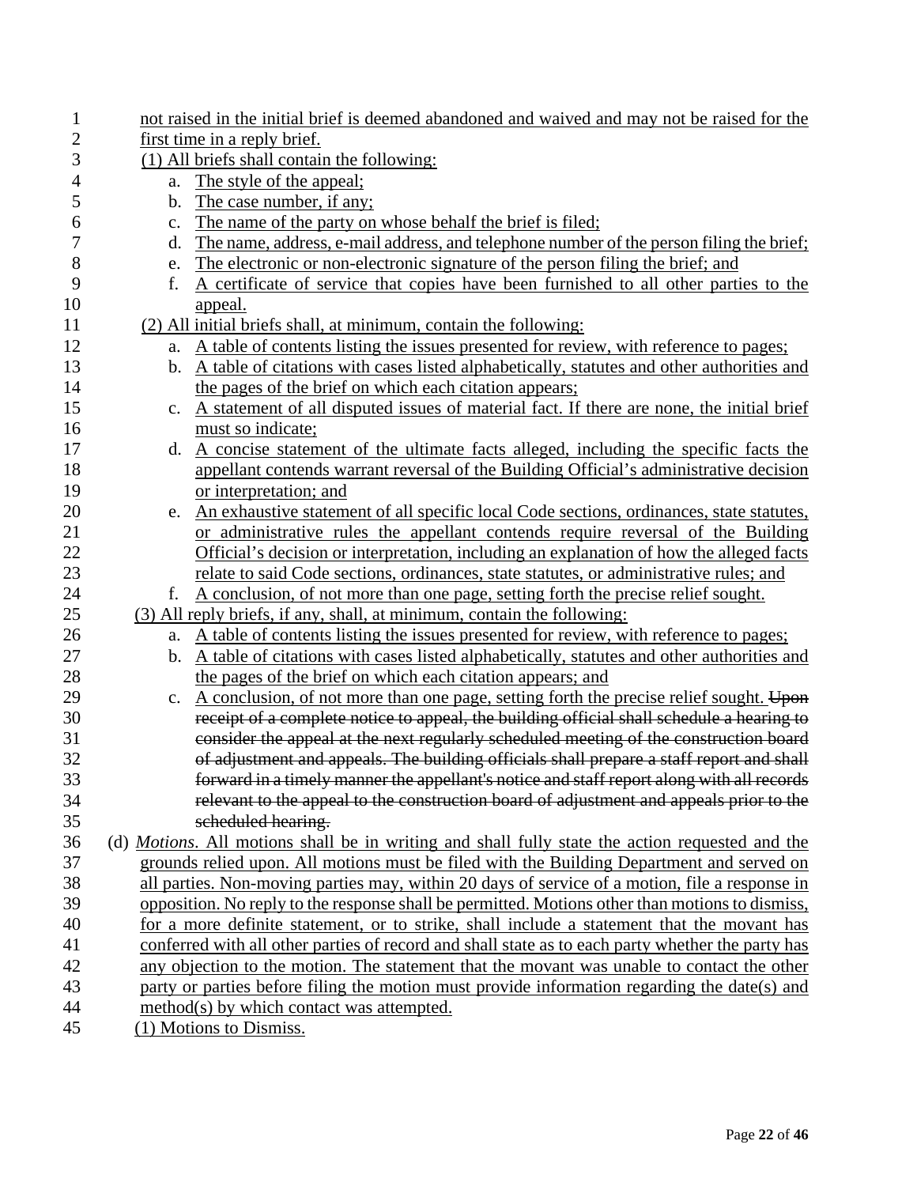not raised in the initial brief is deemed abandoned and waived and may not be raised for the first time in a reply brief.

(1) All briefs shall contain the following:

a. The style of the appeal;
b. The case number, if any;
c. The name of the party on whose behalf the brief is filed;
d. The name, address, e-mail address, and telephone number of the person filing the brief;
e. The electronic or non-electronic signature of the person filing the brief; and
f. A certificate of service that copies have been furnished to all other parties to the appeal.

(2) All initial briefs shall, at minimum, contain the following:

a. A table of contents listing the issues presented for review, with reference to pages;
b. A table of citations with cases listed alphabetically, statutes and other authorities and the pages of the brief on which each citation appears;
c. A statement of all disputed issues of material fact. If there are none, the initial brief must so indicate;
d. A concise statement of the ultimate facts alleged, including the specific facts the appellant contends warrant reversal of the Building Official's administrative decision or interpretation; and
e. An exhaustive statement of all specific local Code sections, ordinances, state statutes, or administrative rules the appellant contends require reversal of the Building Official's decision or interpretation, including an explanation of how the alleged facts relate to said Code sections, ordinances, state statutes, or administrative rules; and
f. A conclusion, of not more than one page, setting forth the precise relief sought.

(3) All reply briefs, if any, shall, at minimum, contain the following:

a. A table of contents listing the issues presented for review, with reference to pages;
b. A table of citations with cases listed alphabetically, statutes and other authorities and the pages of the brief on which each citation appears; and
c. A conclusion, of not more than one page, setting forth the precise relief sought. ~~Upon receipt of a complete notice to appeal, the building official shall schedule a hearing to consider the appeal at the next regularly scheduled meeting of the construction board of adjustment and appeals. The building officials shall prepare a staff report and shall forward in a timely manner the appellant's notice and staff report along with all records relevant to the appeal to the construction board of adjustment and appeals prior to the scheduled hearing.~~

(d) *Motions*. All motions shall be in writing and shall fully state the action requested and the grounds relied upon. All motions must be filed with the Building Department and served on all parties. Non-moving parties may, within 20 days of service of a motion, file a response in opposition. No reply to the response shall be permitted. Motions other than motions to dismiss, for a more definite statement, or to strike, shall include a statement that the movant has conferred with all other parties of record and shall state as to each party whether the party has any objection to the motion. The statement that the movant was unable to contact the other party or parties before filing the motion must provide information regarding the date(s) and method(s) by which contact was attempted.

(1) Motions to Dismiss.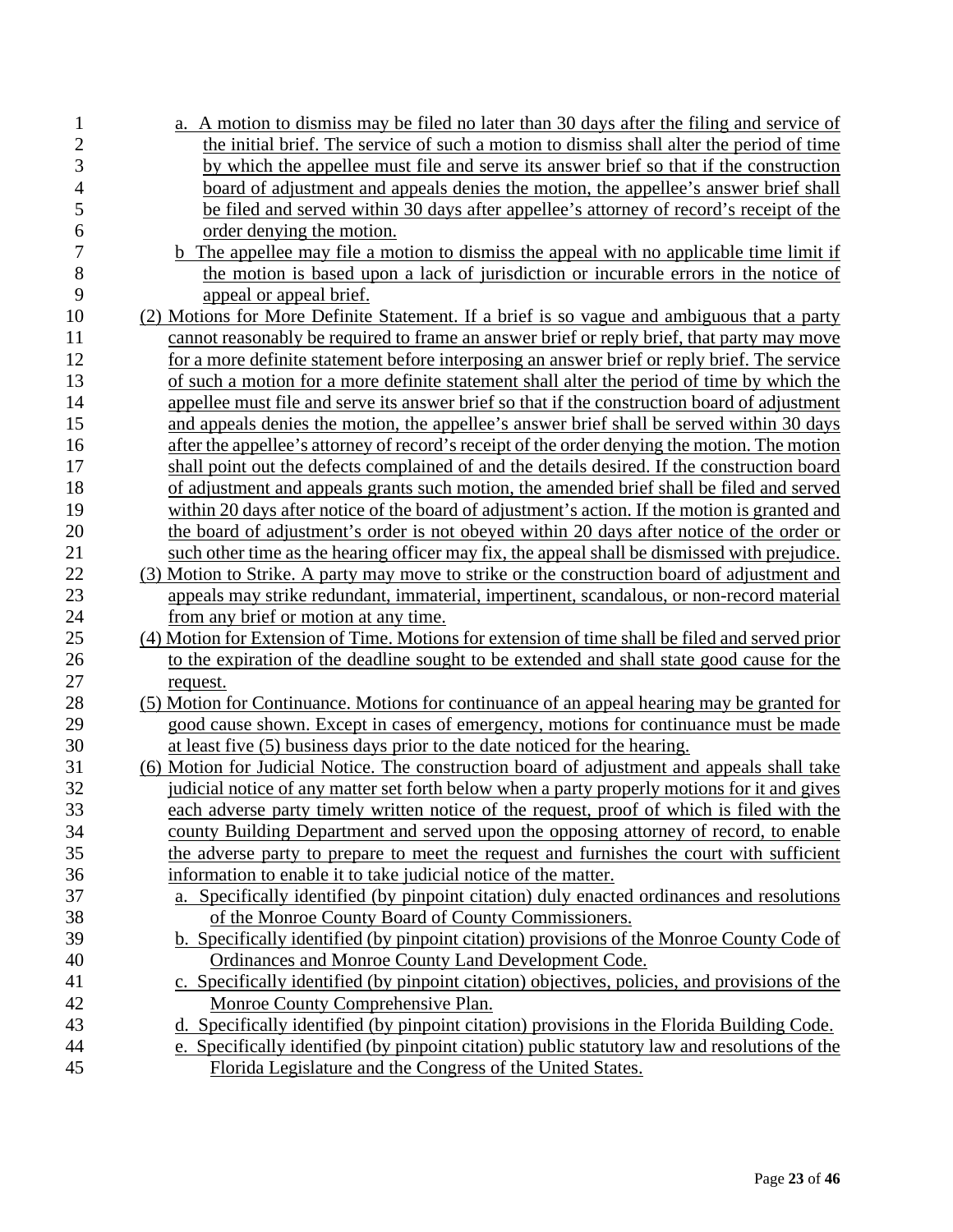a. A motion to dismiss may be filed no later than 30 days after the filing and service of the initial brief. The service of such a motion to dismiss shall alter the period of time by which the appellee must file and serve its answer brief so that if the construction board of adjustment and appeals denies the motion, the appellee's answer brief shall be filed and served within 30 days after appellee's attorney of record's receipt of the order denying the motion.

b The appellee may file a motion to dismiss the appeal with no applicable time limit if the motion is based upon a lack of jurisdiction or incurable errors in the notice of appeal or appeal brief.

(2) Motions for More Definite Statement. If a brief is so vague and ambiguous that a party cannot reasonably be required to frame an answer brief or reply brief, that party may move for a more definite statement before interposing an answer brief or reply brief. The service of such a motion for a more definite statement shall alter the period of time by which the appellee must file and serve its answer brief so that if the construction board of adjustment and appeals denies the motion, the appellee's answer brief shall be served within 30 days after the appellee's attorney of record's receipt of the order denying the motion. The motion shall point out the defects complained of and the details desired. If the construction board of adjustment and appeals grants such motion, the amended brief shall be filed and served within 20 days after notice of the board of adjustment's action. If the motion is granted and the board of adjustment's order is not obeyed within 20 days after notice of the order or such other time as the hearing officer may fix, the appeal shall be dismissed with prejudice.

(3) Motion to Strike. A party may move to strike or the construction board of adjustment and appeals may strike redundant, immaterial, impertinent, scandalous, or non-record material from any brief or motion at any time.

(4) Motion for Extension of Time. Motions for extension of time shall be filed and served prior to the expiration of the deadline sought to be extended and shall state good cause for the request.

(5) Motion for Continuance. Motions for continuance of an appeal hearing may be granted for good cause shown. Except in cases of emergency, motions for continuance must be made at least five (5) business days prior to the date noticed for the hearing.

(6) Motion for Judicial Notice. The construction board of adjustment and appeals shall take judicial notice of any matter set forth below when a party properly motions for it and gives each adverse party timely written notice of the request, proof of which is filed with the county Building Department and served upon the opposing attorney of record, to enable the adverse party to prepare to meet the request and furnishes the court with sufficient information to enable it to take judicial notice of the matter.

a. Specifically identified (by pinpoint citation) duly enacted ordinances and resolutions of the Monroe County Board of County Commissioners.

b. Specifically identified (by pinpoint citation) provisions of the Monroe County Code of Ordinances and Monroe County Land Development Code.

c. Specifically identified (by pinpoint citation) objectives, policies, and provisions of the Monroe County Comprehensive Plan.

d. Specifically identified (by pinpoint citation) provisions in the Florida Building Code.

e. Specifically identified (by pinpoint citation) public statutory law and resolutions of the Florida Legislature and the Congress of the United States.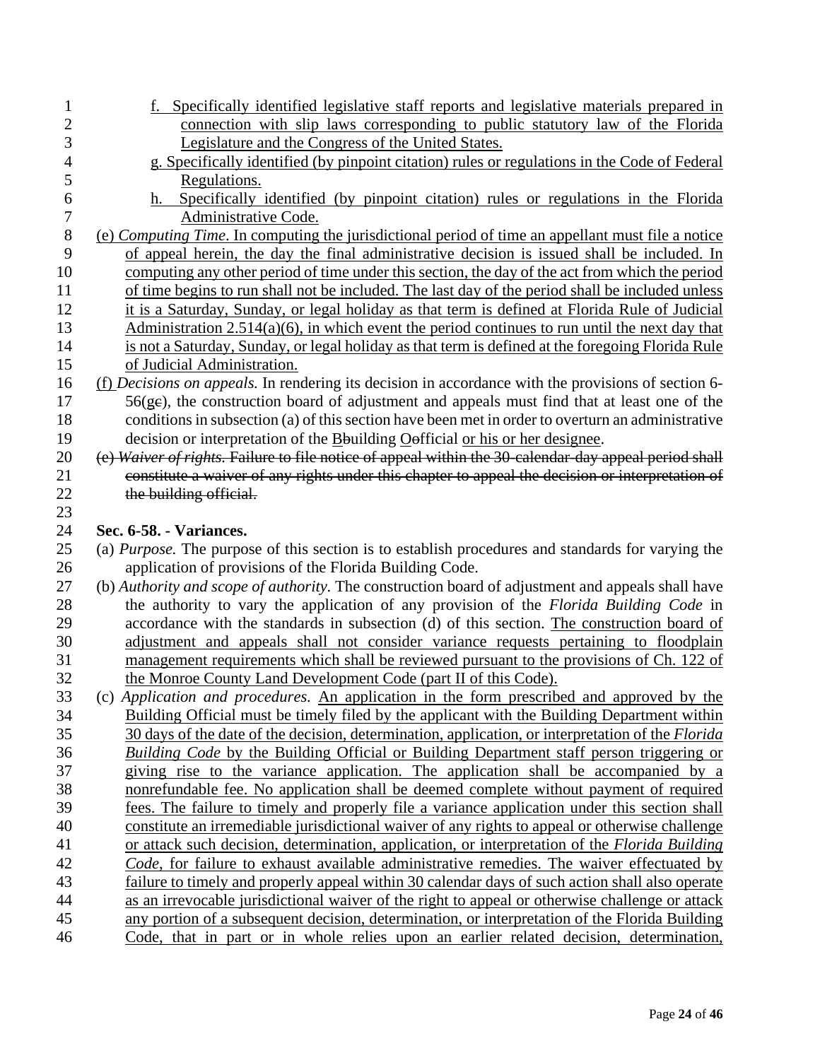f. Specifically identified legislative staff reports and legislative materials prepared in connection with slip laws corresponding to public statutory law of the Florida Legislature and the Congress of the United States.

g. Specifically identified (by pinpoint citation) rules or regulations in the Code of Federal Regulations.

h. Specifically identified (by pinpoint citation) rules or regulations in the Florida Administrative Code.

(e) *Computing Time*. In computing the jurisdictional period of time an appellant must file a notice of appeal herein, the day the final administrative decision is issued shall be included. In computing any other period of time under this section, the day of the act from which the period of time begins to run shall not be included. The last day of the period shall be included unless it is a Saturday, Sunday, or legal holiday as that term is defined at Florida Rule of Judicial Administration 2.514(a)(6), in which event the period continues to run until the next day that is not a Saturday, Sunday, or legal holiday as that term is defined at the foregoing Florida Rule of Judicial Administration.

(f) *Decisions on appeals.* In rendering its decision in accordance with the provisions of section 6-56(ge), the construction board of adjustment and appeals must find that at least one of the conditions in subsection (a) of this section have been met in order to overturn an administrative decision or interpretation of the Bbuilding Oofficial or his or her designee.

~~(e) *Waiver of rights.* Failure to file notice of appeal within the 30-calendar-day appeal period shall constitute a waiver of any rights under this chapter to appeal the decision or interpretation of the building official.~~

**Sec. 6-58. - Variances.**

(a) *Purpose.* The purpose of this section is to establish procedures and standards for varying the application of provisions of the Florida Building Code.

(b) *Authority and scope of authority.* The construction board of adjustment and appeals shall have the authority to vary the application of any provision of the *Florida Building Code* in accordance with the standards in subsection (d) of this section. The construction board of adjustment and appeals shall not consider variance requests pertaining to floodplain management requirements which shall be reviewed pursuant to the provisions of Ch. 122 of the Monroe County Land Development Code (part II of this Code).

(c) *Application and procedures*. An application in the form prescribed and approved by the Building Official must be timely filed by the applicant with the Building Department within 30 days of the date of the decision, determination, application, or interpretation of the *Florida Building Code* by the Building Official or Building Department staff person triggering or giving rise to the variance application. The application shall be accompanied by a nonrefundable fee. No application shall be deemed complete without payment of required fees. The failure to timely and properly file a variance application under this section shall constitute an irremediable jurisdictional waiver of any rights to appeal or otherwise challenge or attack such decision, determination, application, or interpretation of the *Florida Building Code*, for failure to exhaust available administrative remedies. The waiver effectuated by failure to timely and properly appeal within 30 calendar days of such action shall also operate as an irrevocable jurisdictional waiver of the right to appeal or otherwise challenge or attack any portion of a subsequent decision, determination, or interpretation of the Florida Building Code, that in part or in whole relies upon an earlier related decision, determination,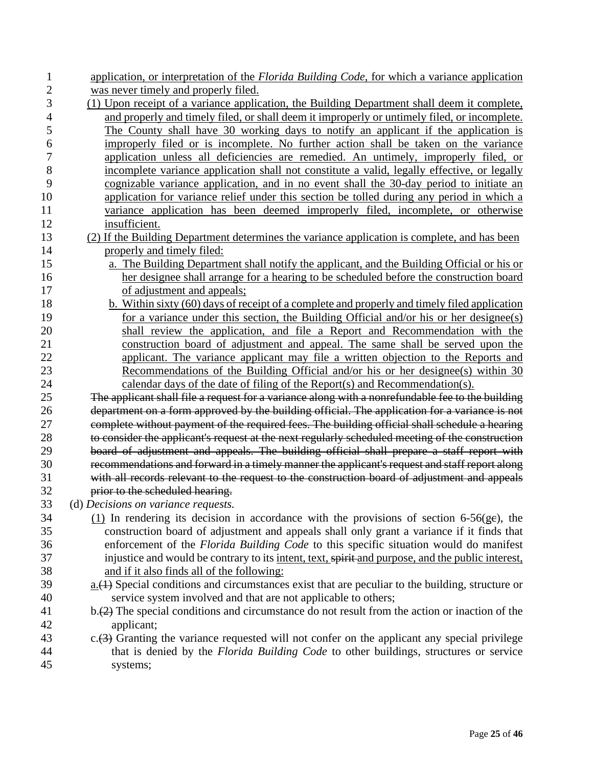application, or interpretation of the *Florida Building Code*, for which a variance application was never timely and properly filed.

(1) Upon receipt of a variance application, the Building Department shall deem it complete, and properly and timely filed, or shall deem it improperly or untimely filed, or incomplete. The County shall have 30 working days to notify an applicant if the application is improperly filed or is incomplete. No further action shall be taken on the variance application unless all deficiencies are remedied. An untimely, improperly filed, or incomplete variance application shall not constitute a valid, legally effective, or legally cognizable variance application, and in no event shall the 30-day period to initiate an application for variance relief under this section be tolled during any period in which a variance application has been deemed improperly filed, incomplete, or otherwise insufficient.

(2) If the Building Department determines the variance application is complete, and has been properly and timely filed:

a. The Building Department shall notify the applicant, and the Building Official or his or her designee shall arrange for a hearing to be scheduled before the construction board of adjustment and appeals;

b. Within sixty (60) days of receipt of a complete and properly and timely filed application for a variance under this section, the Building Official and/or his or her designee(s) shall review the application, and file a Report and Recommendation with the construction board of adjustment and appeal. The same shall be served upon the applicant. The variance applicant may file a written objection to the Reports and Recommendations of the Building Official and/or his or her designee(s) within 30 calendar days of the date of filing of the Report(s) and Recommendation(s).

~~The applicant shall file a request for a variance along with a nonrefundable fee to the building department on a form approved by the building official. The application for a variance is not complete without payment of the required fees. The building official shall schedule a hearing to consider the applicant's request at the next regularly scheduled meeting of the construction board of adjustment and appeals. The building official shall prepare a staff report with recommendations and forward in a timely manner the applicant's request and staff report along with all records relevant to the request to the construction board of adjustment and appeals prior to the scheduled hearing.~~

(d) *Decisions on variance requests.*

(1) In rendering its decision in accordance with the provisions of section 6-56(g~~c~~), the construction board of adjustment and appeals shall only grant a variance if it finds that enforcement of the *Florida Building Code* to this specific situation would do manifest injustice and would be contrary to its intent, text, ~~spirit~~ and purpose, and the public interest, and if it also finds all of the following:

a.~~(1)~~ Special conditions and circumstances exist that are peculiar to the building, structure or service system involved and that are not applicable to others;

b.~~(2)~~ The special conditions and circumstance do not result from the action or inaction of the applicant;

c.~~(3)~~ Granting the variance requested will not confer on the applicant any special privilege that is denied by the *Florida Building Code* to other buildings, structures or service systems;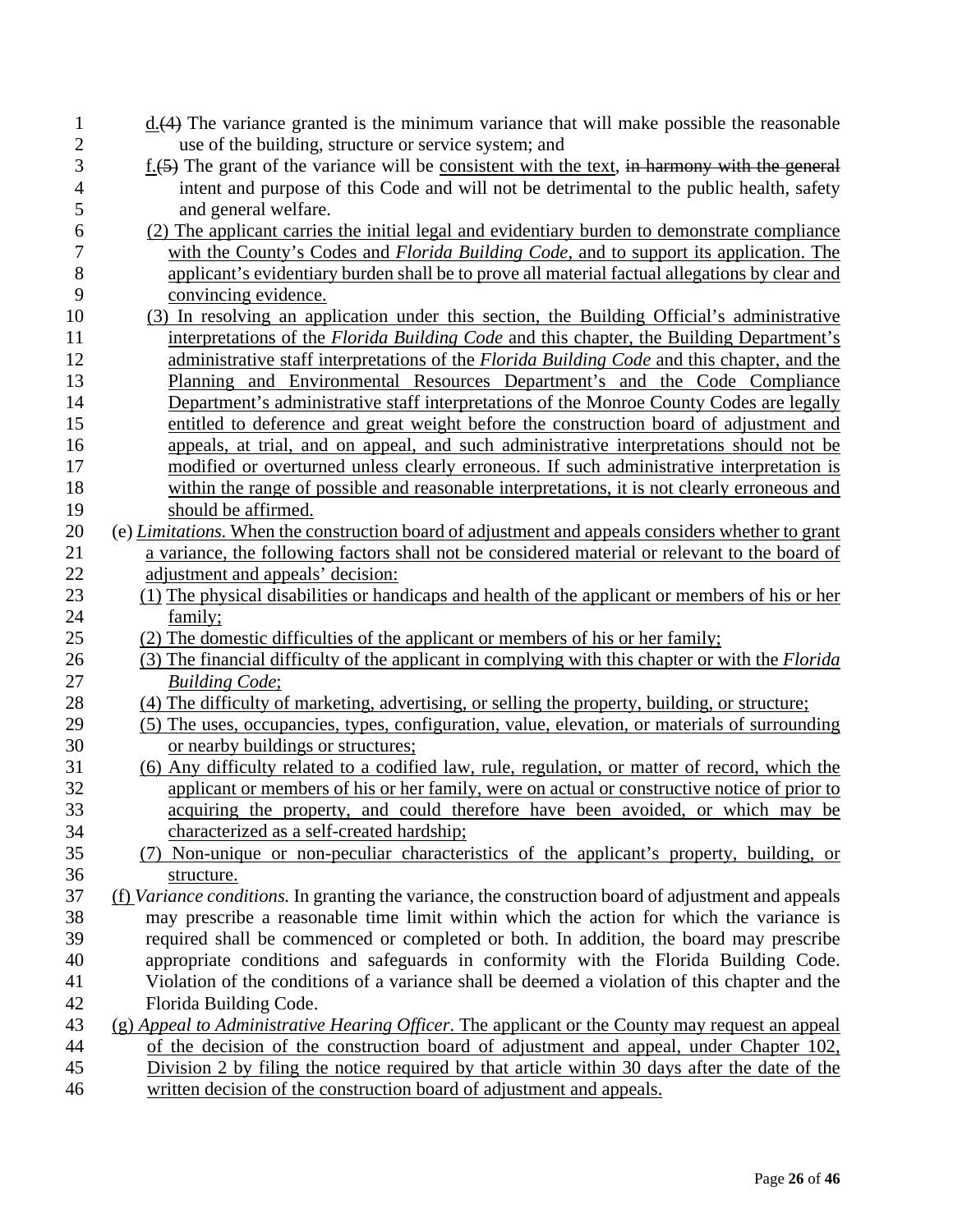d.(4) The variance granted is the minimum variance that will make possible the reasonable use of the building, structure or service system; and

f.(5) The grant of the variance will be consistent with the text, ~~in harmony with the general~~ intent and purpose of this Code and will not be detrimental to the public health, safety and general welfare.

(2) The applicant carries the initial legal and evidentiary burden to demonstrate compliance with the County's Codes and *Florida Building Code*, and to support its application. The applicant's evidentiary burden shall be to prove all material factual allegations by clear and convincing evidence.

(3) In resolving an application under this section, the Building Official's administrative interpretations of the *Florida Building Code* and this chapter, the Building Department's administrative staff interpretations of the *Florida Building Code* and this chapter, and the Planning and Environmental Resources Department's and the Code Compliance Department's administrative staff interpretations of the Monroe County Codes are legally entitled to deference and great weight before the construction board of adjustment and appeals, at trial, and on appeal, and such administrative interpretations should not be modified or overturned unless clearly erroneous. If such administrative interpretation is within the range of possible and reasonable interpretations, it is not clearly erroneous and should be affirmed.

(e) *Limitations.* When the construction board of adjustment and appeals considers whether to grant a variance, the following factors shall not be considered material or relevant to the board of adjustment and appeals' decision:

(1) The physical disabilities or handicaps and health of the applicant or members of his or her family;

(2) The domestic difficulties of the applicant or members of his or her family;

(3) The financial difficulty of the applicant in complying with this chapter or with the *Florida Building Code*;

(4) The difficulty of marketing, advertising, or selling the property, building, or structure;

(5) The uses, occupancies, types, configuration, value, elevation, or materials of surrounding or nearby buildings or structures;

(6) Any difficulty related to a codified law, rule, regulation, or matter of record, which the applicant or members of his or her family, were on actual or constructive notice of prior to acquiring the property, and could therefore have been avoided, or which may be characterized as a self-created hardship;

(7) Non-unique or non-peculiar characteristics of the applicant's property, building, or structure.

(f) *Variance conditions.* In granting the variance, the construction board of adjustment and appeals may prescribe a reasonable time limit within which the action for which the variance is required shall be commenced or completed or both. In addition, the board may prescribe appropriate conditions and safeguards in conformity with the Florida Building Code. Violation of the conditions of a variance shall be deemed a violation of this chapter and the Florida Building Code.

(g) *Appeal to Administrative Hearing Officer.* The applicant or the County may request an appeal of the decision of the construction board of adjustment and appeal, under Chapter 102, Division 2 by filing the notice required by that article within 30 days after the date of the written decision of the construction board of adjustment and appeals.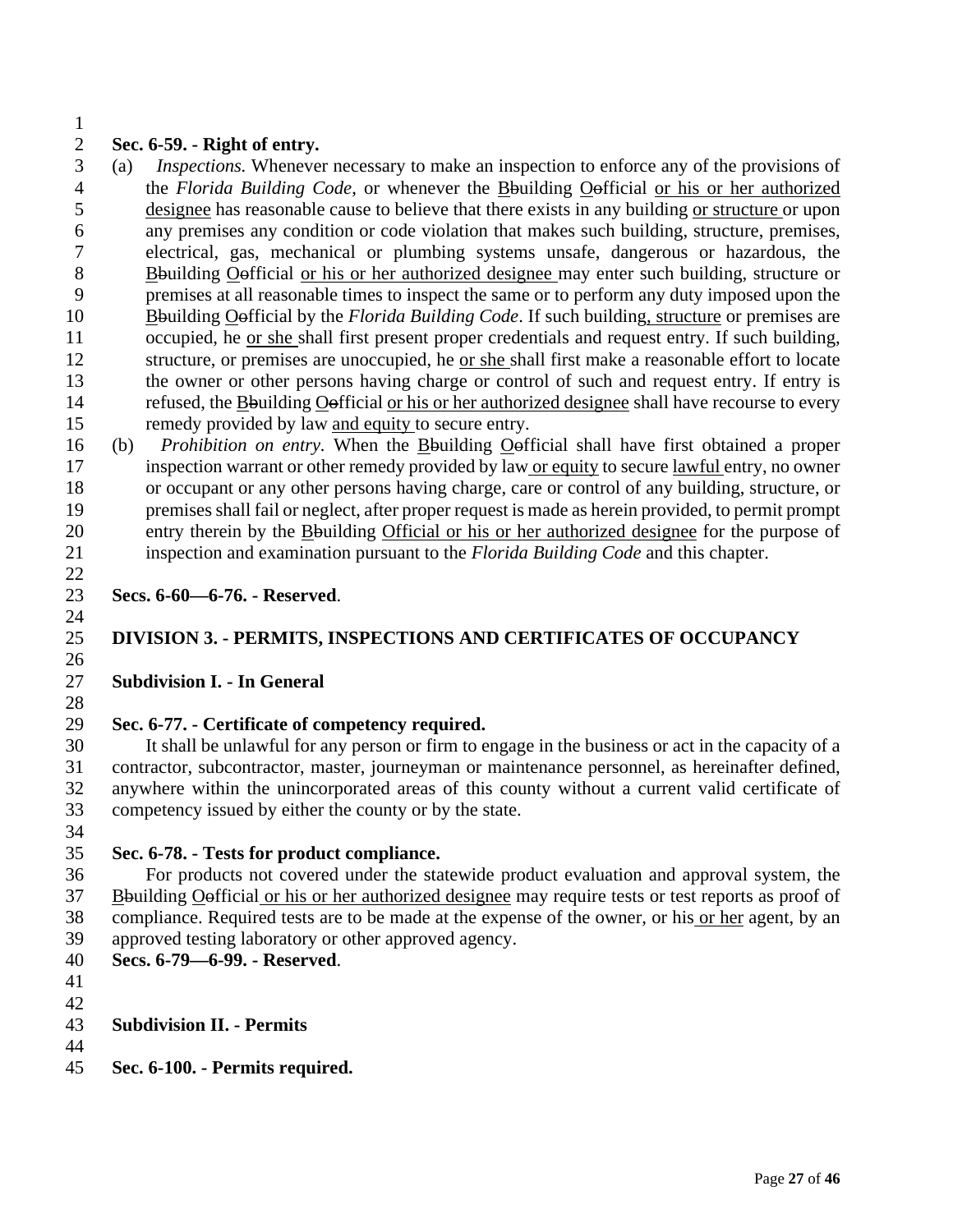**Sec. 6-59. - Right of entry.**

(a) *Inspections.* Whenever necessary to make an inspection to enforce any of the provisions of the *Florida Building Code*, or whenever the <u>B</u>~~b~~uilding <u>O</u>~~o~~fficial <u>or his or her authorized designee</u> has reasonable cause to believe that there exists in any building <u>or structure</u> or upon any premises any condition or code violation that makes such building, structure, premises, electrical, gas, mechanical or plumbing systems unsafe, dangerous or hazardous, the <u>B</u>~~b~~uilding <u>O</u>~~o~~fficial <u>or his or her authorized designee</u> may enter such building, structure or premises at all reasonable times to inspect the same or to perform any duty imposed upon the <u>B</u>~~b~~uilding <u>O</u>~~o~~fficial by the *Florida Building Code*. If such building<u>, structure</u> or premises are occupied, he <u>or she</u> shall first present proper credentials and request entry. If such building, structure, or premises are unoccupied, he <u>or she</u> shall first make a reasonable effort to locate the owner or other persons having charge or control of such and request entry. If entry is refused, the <u>B</u>~~b~~uilding <u>O</u>~~o~~fficial <u>or his or her authorized designee</u> shall have recourse to every remedy provided by law <u>and equity</u> to secure entry.

(b) *Prohibition on entry.* When the <u>B</u>~~b~~uilding <u>O</u>~~o~~fficial shall have first obtained a proper inspection warrant or other remedy provided by law <u>or equity</u> to secure <u>lawful</u> entry, no owner or occupant or any other persons having charge, care or control of any building, structure, or premises shall fail or neglect, after proper request is made as herein provided, to permit prompt entry therein by the <u>B</u>~~b~~uilding <u>Official or his or her authorized designee</u> for the purpose of inspection and examination pursuant to the *Florida Building Code* and this chapter.

**Secs. 6-60—6-76. - Reserved**.

## DIVISION 3. - PERMITS, INSPECTIONS AND CERTIFICATES OF OCCUPANCY

### Subdivision I. - In General

**Sec. 6-77. - Certificate of competency required.**

It shall be unlawful for any person or firm to engage in the business or act in the capacity of a contractor, subcontractor, master, journeyman or maintenance personnel, as hereinafter defined, anywhere within the unincorporated areas of this county without a current valid certificate of competency issued by either the county or by the state.

**Sec. 6-78. - Tests for product compliance.**

For products not covered under the statewide product evaluation and approval system, the <u>B</u>~~b~~uilding <u>O</u>~~o~~fficial <u>or his or her authorized designee</u> may require tests or test reports as proof of compliance. Required tests are to be made at the expense of the owner, or his <u>or her</u> agent, by an approved testing laboratory or other approved agency.

**Secs. 6-79—6-99. - Reserved**.

### Subdivision II. - Permits

**Sec. 6-100. - Permits required.**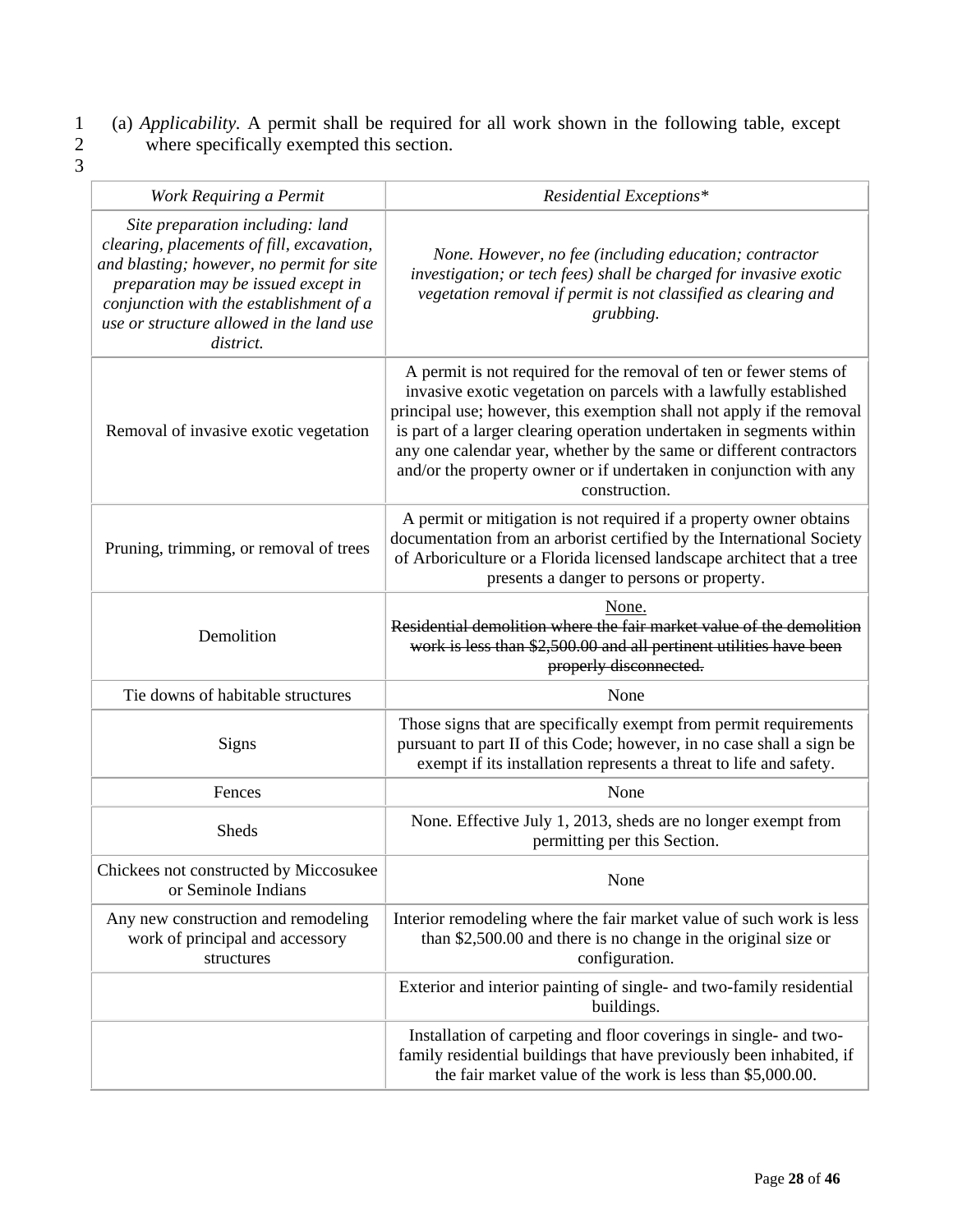(a) *Applicability.* A permit shall be required for all work shown in the following table, except where specifically exempted this section.

| *Work Requiring a Permit* | *Residential Exceptions\** |
|---|---|
| *Site preparation including: land clearing, placements of fill, excavation, and blasting; however, no permit for site preparation may be issued except in conjunction with the establishment of a use or structure allowed in the land use district.* | *None. However, no fee (including education; contractor investigation; or tech fees) shall be charged for invasive exotic vegetation removal if permit is not classified as clearing and grubbing.* |
| Removal of invasive exotic vegetation | A permit is not required for the removal of ten or fewer stems of invasive exotic vegetation on parcels with a lawfully established principal use; however, this exemption shall not apply if the removal is part of a larger clearing operation undertaken in segments within any one calendar year, whether by the same or different contractors and/or the property owner or if undertaken in conjunction with any construction. |
| Pruning, trimming, or removal of trees | A permit or mitigation is not required if a property owner obtains documentation from an arborist certified by the International Society of Arboriculture or a Florida licensed landscape architect that a tree presents a danger to persons or property. |
| Demolition | <u>None.</u> ~~Residential demolition where the fair market value of the demolition work is less than $2,500.00 and all pertinent utilities have been properly disconnected.~~ |
| Tie downs of habitable structures | None |
| Signs | Those signs that are specifically exempt from permit requirements pursuant to part II of this Code; however, in no case shall a sign be exempt if its installation represents a threat to life and safety. |
| Fences | None |
| Sheds | None. Effective July 1, 2013, sheds are no longer exempt from permitting per this Section. |
| Chickees not constructed by Miccosukee or Seminole Indians | None |
| Any new construction and remodeling work of principal and accessory structures | Interior remodeling where the fair market value of such work is less than $2,500.00 and there is no change in the original size or configuration. |
| | Exterior and interior painting of single- and two-family residential buildings. |
| | Installation of carpeting and floor coverings in single- and two-family residential buildings that have previously been inhabited, if the fair market value of the work is less than $5,000.00. |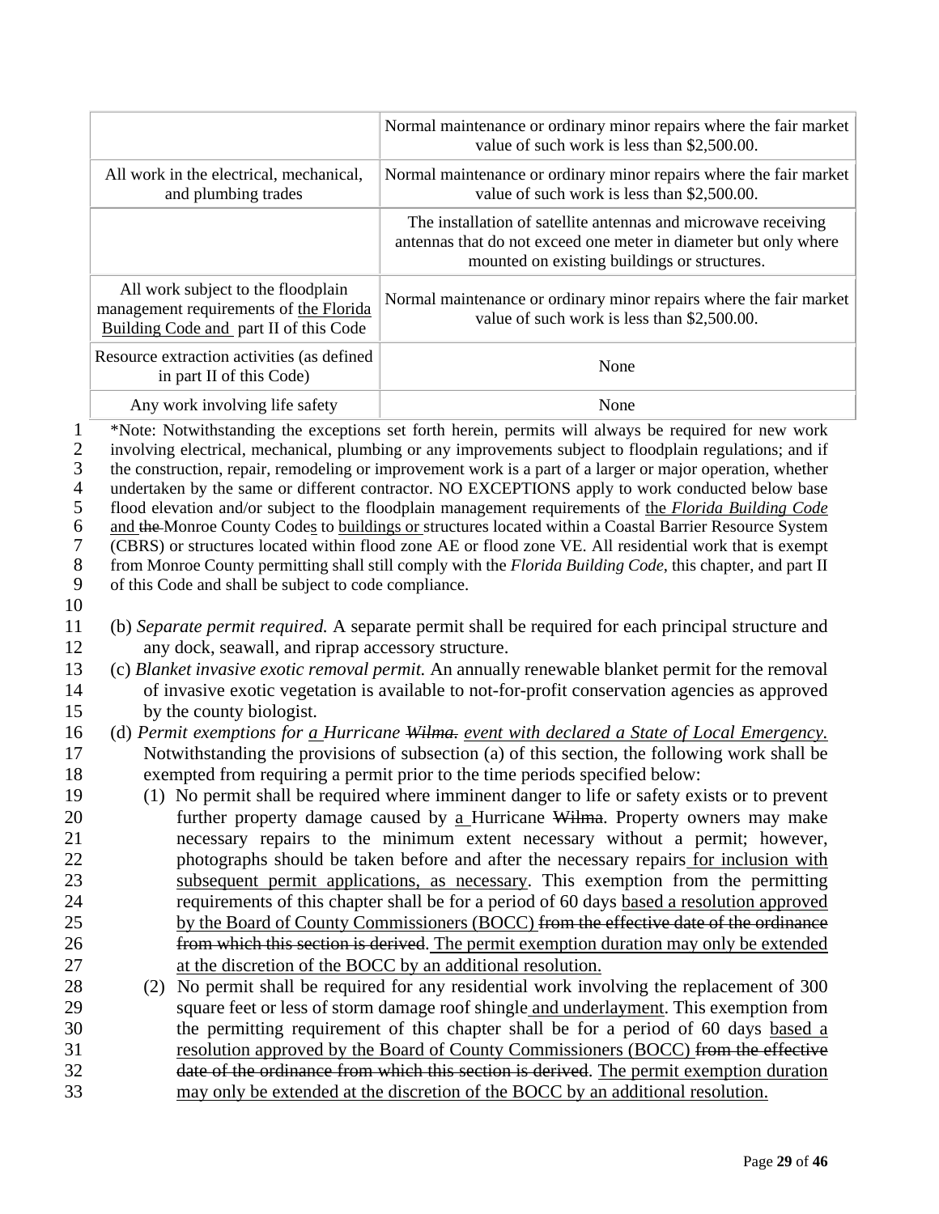| | |
|---|---|
| | Normal maintenance or ordinary minor repairs where the fair market value of such work is less than $2,500.00. |
| All work in the electrical, mechanical, and plumbing trades | Normal maintenance or ordinary minor repairs where the fair market value of such work is less than $2,500.00. |
| | The installation of satellite antennas and microwave receiving antennas that do not exceed one meter in diameter but only where mounted on existing buildings or structures. |
| All work subject to the floodplain management requirements of <u>the Florida Building Code and</u> part II of this Code | Normal maintenance or ordinary minor repairs where the fair market value of such work is less than $2,500.00. |
| Resource extraction activities (as defined in part II of this Code) | None |
| Any work involving life safety | None |

*Note: Notwithstanding the exceptions set forth herein, permits will always be required for new work involving electrical, mechanical, plumbing or any improvements subject to floodplain regulations; and if the construction, repair, remodeling or improvement work is a part of a larger or major operation, whether undertaken by the same or different contractor. NO EXCEPTIONS apply to work conducted below base flood elevation and/or subject to the floodplain management requirements of <u>the *Florida Building Code* and</u> ~~the~~ Monroe County Code<u>s</u> to <u>buildings or</u> structures located within a Coastal Barrier Resource System (CBRS) or structures located within flood zone AE or flood zone VE. All residential work that is exempt from Monroe County permitting shall still comply with the *Florida Building Code*, this chapter, and part II of this Code and shall be subject to code compliance.

(b) *Separate permit required.* A separate permit shall be required for each principal structure and any dock, seawall, and riprap accessory structure.

(c) *Blanket invasive exotic removal permit.* An annually renewable blanket permit for the removal of invasive exotic vegetation is available to not-for-profit conservation agencies as approved by the county biologist.

(d) *Permit exemptions for <u>a</u> Hurricane ~~Wilma.~~ <u>event with declared a State of Local Emergency.</u>* Notwithstanding the provisions of subsection (a) of this section, the following work shall be exempted from requiring a permit prior to the time periods specified below:

(1) No permit shall be required where imminent danger to life or safety exists or to prevent further property damage caused by <u>a</u> Hurricane ~~Wilma~~. Property owners may make necessary repairs to the minimum extent necessary without a permit; however, photographs should be taken before and after the necessary repairs<u> for inclusion with subsequent permit applications, as necessary</u>. This exemption from the permitting requirements of this chapter shall be for a period of 60 days <u>based a resolution approved by the Board of County Commissioners (BOCC)</u> ~~from the effective date of the ordinance from which this section is derived~~. <u>The permit exemption duration may only be extended at the discretion of the BOCC by an additional resolution.</u>

(2) No permit shall be required for any residential work involving the replacement of 300 square feet or less of storm damage roof shingle<u> and underlayment</u>. This exemption from the permitting requirement of this chapter shall be for a period of 60 days <u>based a resolution approved by the Board of County Commissioners (BOCC)</u> ~~from the effective date of the ordinance from which this section is derived~~. <u>The permit exemption duration may only be extended at the discretion of the BOCC by an additional resolution.</u>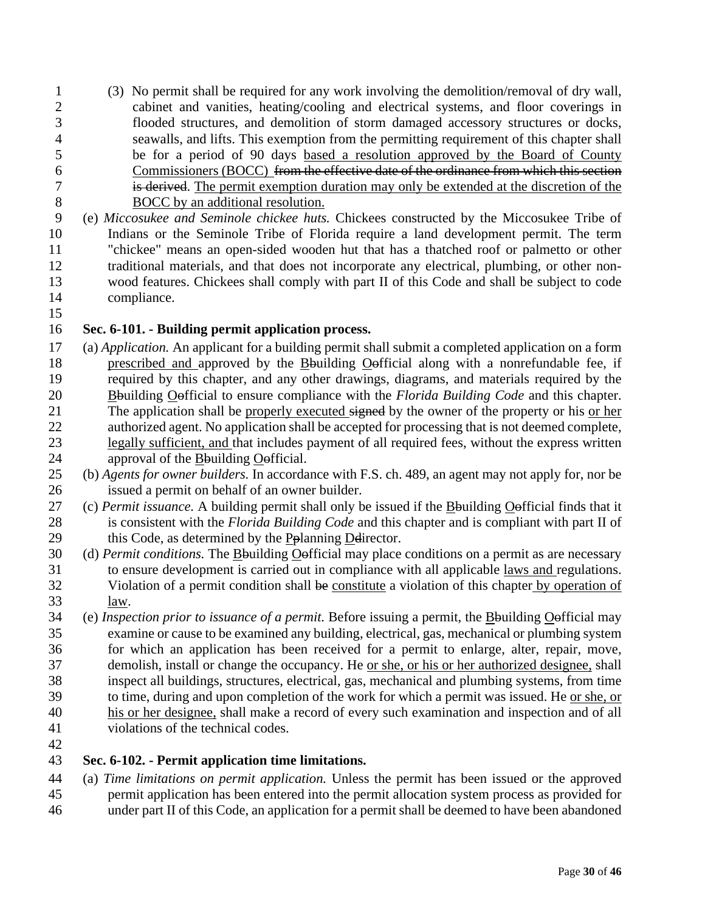(3) No permit shall be required for any work involving the demolition/removal of dry wall, cabinet and vanities, heating/cooling and electrical systems, and floor coverings in flooded structures, and demolition of storm damaged accessory structures or docks, seawalls, and lifts. This exemption from the permitting requirement of this chapter shall be for a period of 90 days <u>based a resolution approved by the Board of County Commissioners (BOCC)</u> ~~from the effective date of the ordinance from which this section is derived~~. <u>The permit exemption duration may only be extended at the discretion of the BOCC by an additional resolution.</u>

(e) *Miccosukee and Seminole chickee huts.* Chickees constructed by the Miccosukee Tribe of Indians or the Seminole Tribe of Florida require a land development permit. The term "chickee" means an open-sided wooden hut that has a thatched roof or palmetto or other traditional materials, and that does not incorporate any electrical, plumbing, or other non-wood features. Chickees shall comply with part II of this Code and shall be subject to code compliance.

**Sec. 6-101. - Building permit application process.**

(a) *Application.* An applicant for a building permit shall submit a completed application on a form <u>prescribed and</u> approved by the <u>B</u>~~b~~uilding <u>O</u>~~o~~fficial along with a nonrefundable fee, if required by this chapter, and any other drawings, diagrams, and materials required by the <u>B</u>~~b~~uilding <u>O</u>~~o~~fficial to ensure compliance with the *Florida Building Code* and this chapter. The application shall be <u>properly executed</u> ~~signed~~ by the owner of the property or his <u>or her</u> authorized agent. No application shall be accepted for processing that is not deemed complete, <u>legally sufficient, and</u> that includes payment of all required fees, without the express written approval of the <u>B</u>~~b~~uilding <u>O</u>~~o~~fficial.

(b) *Agents for owner builders.* In accordance with F.S. ch. 489, an agent may not apply for, nor be issued a permit on behalf of an owner builder.

(c) *Permit issuance.* A building permit shall only be issued if the <u>B</u>~~b~~uilding <u>O</u>~~o~~fficial finds that it is consistent with the *Florida Building Code* and this chapter and is compliant with part II of this Code, as determined by the <u>P</u>~~p~~lanning <u>D</u>~~d~~irector.

(d) *Permit conditions.* The <u>B</u>~~b~~uilding <u>O</u>~~o~~fficial may place conditions on a permit as are necessary to ensure development is carried out in compliance with all applicable <u>laws and</u> regulations. Violation of a permit condition shall ~~be~~ <u>constitute</u> a violation of this chapter <u>by operation of law</u>.

(e) *Inspection prior to issuance of a permit.* Before issuing a permit, the <u>B</u>~~b~~uilding <u>O</u>~~o~~fficial may examine or cause to be examined any building, electrical, gas, mechanical or plumbing system for which an application has been received for a permit to enlarge, alter, repair, move, demolish, install or change the occupancy. He <u>or she, or his or her authorized designee,</u> shall inspect all buildings, structures, electrical, gas, mechanical and plumbing systems, from time to time, during and upon completion of the work for which a permit was issued. He <u>or she, or his or her designee,</u> shall make a record of every such examination and inspection and of all violations of the technical codes.

**Sec. 6-102. - Permit application time limitations.**

(a) *Time limitations on permit application.* Unless the permit has been issued or the approved permit application has been entered into the permit allocation system process as provided for under part II of this Code, an application for a permit shall be deemed to have been abandoned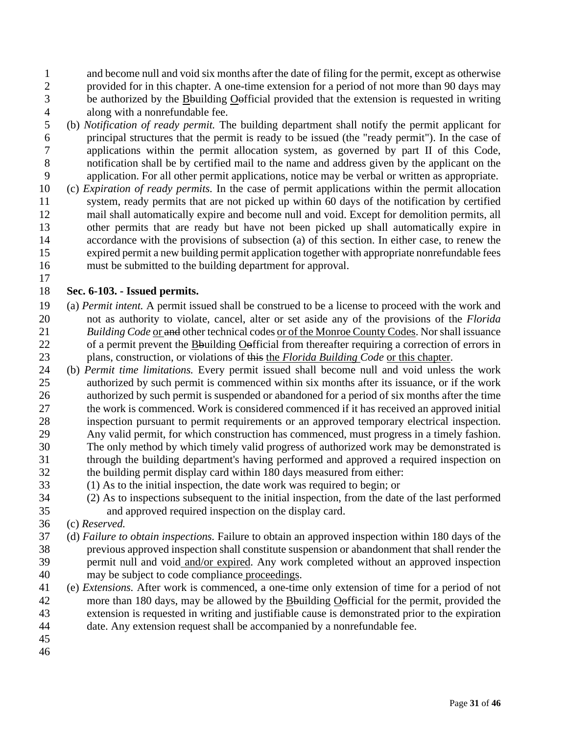and become null and void six months after the date of filing for the permit, except as otherwise provided for in this chapter. A one-time extension for a period of not more than 90 days may be authorized by the Bbuilding Oofficial provided that the extension is requested in writing along with a nonrefundable fee.

(b) *Notification of ready permit.* The building department shall notify the permit applicant for principal structures that the permit is ready to be issued (the "ready permit"). In the case of applications within the permit allocation system, as governed by part II of this Code, notification shall be by certified mail to the name and address given by the applicant on the application. For all other permit applications, notice may be verbal or written as appropriate.

(c) *Expiration of ready permits.* In the case of permit applications within the permit allocation system, ready permits that are not picked up within 60 days of the notification by certified mail shall automatically expire and become null and void. Except for demolition permits, all other permits that are ready but have not been picked up shall automatically expire in accordance with the provisions of subsection (a) of this section. In either case, to renew the expired permit a new building permit application together with appropriate nonrefundable fees must be submitted to the building department for approval.

**Sec. 6-103. - Issued permits.**

(a) *Permit intent.* A permit issued shall be construed to be a license to proceed with the work and not as authority to violate, cancel, alter or set aside any of the provisions of the *Florida Building Code* or ~~and~~ other technical codes or of the Monroe County Codes. Nor shall issuance of a permit prevent the Bbuilding Oofficial from thereafter requiring a correction of errors in plans, construction, or violations of ~~this~~ the *Florida Building Code* or this chapter.

(b) *Permit time limitations.* Every permit issued shall become null and void unless the work authorized by such permit is commenced within six months after its issuance, or if the work authorized by such permit is suspended or abandoned for a period of six months after the time the work is commenced. Work is considered commenced if it has received an approved initial inspection pursuant to permit requirements or an approved temporary electrical inspection. Any valid permit, for which construction has commenced, must progress in a timely fashion. The only method by which timely valid progress of authorized work may be demonstrated is through the building department's having performed and approved a required inspection on the building permit display card within 180 days measured from either:

(1) As to the initial inspection, the date work was required to begin; or

(2) As to inspections subsequent to the initial inspection, from the date of the last performed and approved required inspection on the display card.

(c) *Reserved.*

(d) *Failure to obtain inspections.* Failure to obtain an approved inspection within 180 days of the previous approved inspection shall constitute suspension or abandonment that shall render the permit null and void and/or expired. Any work completed without an approved inspection may be subject to code compliance proceedings.

(e) *Extensions.* After work is commenced, a one-time only extension of time for a period of not more than 180 days, may be allowed by the Bbuilding Oofficial for the permit, provided the extension is requested in writing and justifiable cause is demonstrated prior to the expiration date. Any extension request shall be accompanied by a nonrefundable fee.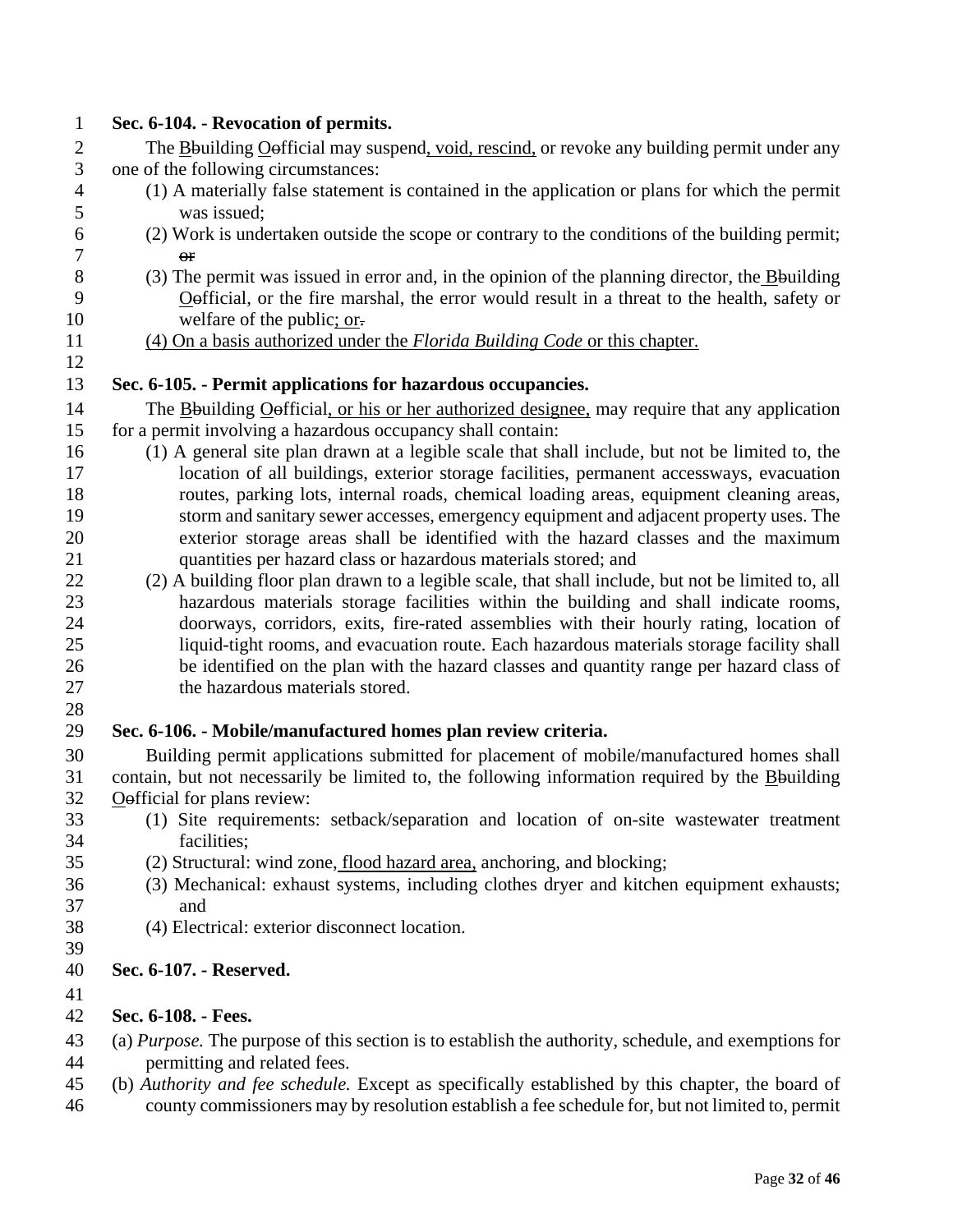**Sec. 6-104. - Revocation of permits.**

The Bbuilding Oofficial may suspend, void, rescind, or revoke any building permit under any one of the following circumstances:

(1) A materially false statement is contained in the application or plans for which the permit was issued;

(2) Work is undertaken outside the scope or contrary to the conditions of the building permit; ~~or~~

(3) The permit was issued in error and, in the opinion of the planning director, the Bbuilding Oofficial, or the fire marshal, the error would result in a threat to the health, safety or welfare of the public; or~~.~~

(4) On a basis authorized under the *Florida Building Code* or this chapter.

**Sec. 6-105. - Permit applications for hazardous occupancies.**

The Bbuilding Oofficial, or his or her authorized designee, may require that any application for a permit involving a hazardous occupancy shall contain:

(1) A general site plan drawn at a legible scale that shall include, but not be limited to, the location of all buildings, exterior storage facilities, permanent accessways, evacuation routes, parking lots, internal roads, chemical loading areas, equipment cleaning areas, storm and sanitary sewer accesses, emergency equipment and adjacent property uses. The exterior storage areas shall be identified with the hazard classes and the maximum quantities per hazard class or hazardous materials stored; and

(2) A building floor plan drawn to a legible scale, that shall include, but not be limited to, all hazardous materials storage facilities within the building and shall indicate rooms, doorways, corridors, exits, fire-rated assemblies with their hourly rating, location of liquid-tight rooms, and evacuation route. Each hazardous materials storage facility shall be identified on the plan with the hazard classes and quantity range per hazard class of the hazardous materials stored.

**Sec. 6-106. - Mobile/manufactured homes plan review criteria.**

Building permit applications submitted for placement of mobile/manufactured homes shall contain, but not necessarily be limited to, the following information required by the Bbuilding Oofficial for plans review:

(1) Site requirements: setback/separation and location of on-site wastewater treatment facilities;

(2) Structural: wind zone, flood hazard area, anchoring, and blocking;

(3) Mechanical: exhaust systems, including clothes dryer and kitchen equipment exhausts; and

(4) Electrical: exterior disconnect location.

**Sec. 6-107. - Reserved.**

**Sec. 6-108. - Fees.**

(a) *Purpose.* The purpose of this section is to establish the authority, schedule, and exemptions for permitting and related fees.

(b) *Authority and fee schedule.* Except as specifically established by this chapter, the board of county commissioners may by resolution establish a fee schedule for, but not limited to, permit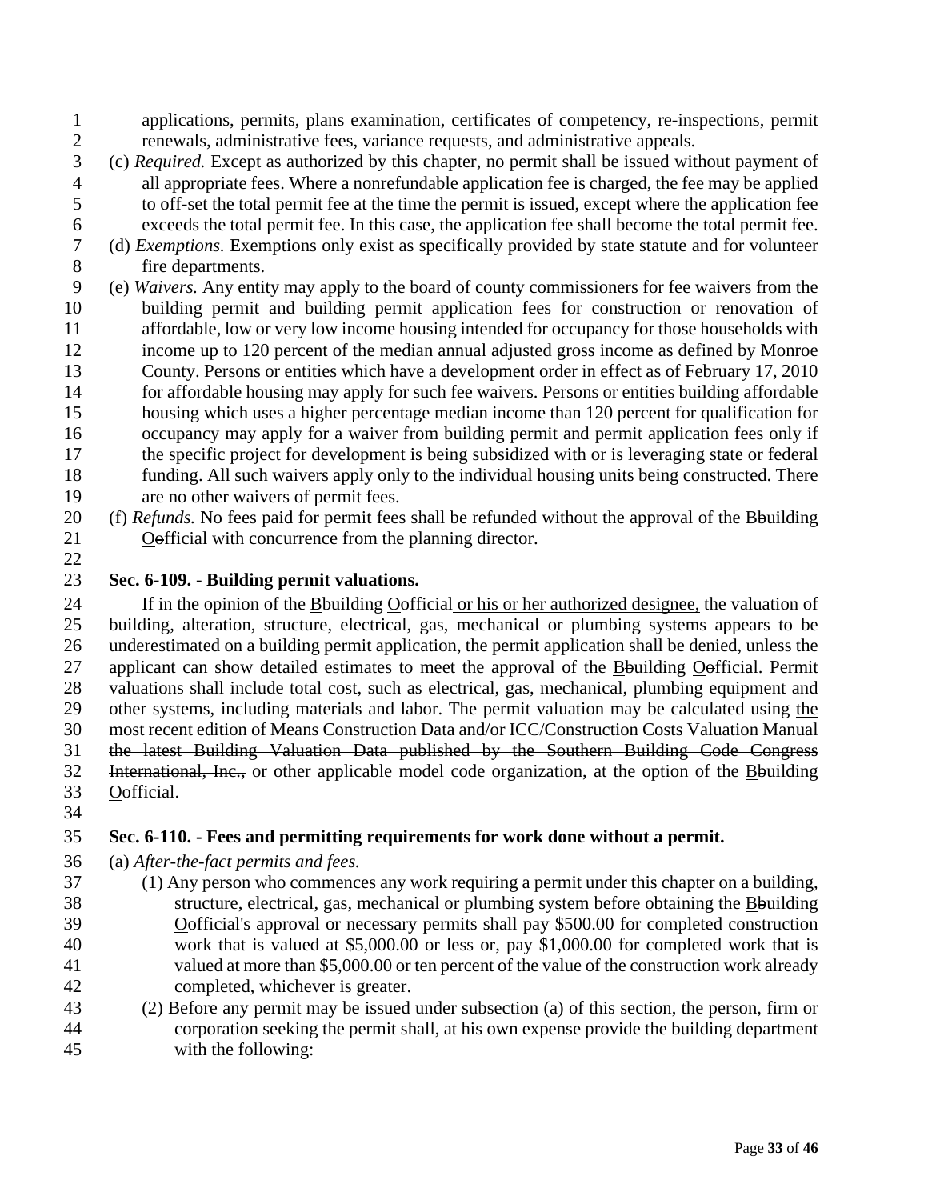applications, permits, plans examination, certificates of competency, re-inspections, permit renewals, administrative fees, variance requests, and administrative appeals.

(c) *Required.* Except as authorized by this chapter, no permit shall be issued without payment of all appropriate fees. Where a nonrefundable application fee is charged, the fee may be applied to off-set the total permit fee at the time the permit is issued, except where the application fee exceeds the total permit fee. In this case, the application fee shall become the total permit fee.

(d) *Exemptions.* Exemptions only exist as specifically provided by state statute and for volunteer fire departments.

(e) *Waivers.* Any entity may apply to the board of county commissioners for fee waivers from the building permit and building permit application fees for construction or renovation of affordable, low or very low income housing intended for occupancy for those households with income up to 120 percent of the median annual adjusted gross income as defined by Monroe County. Persons or entities which have a development order in effect as of February 17, 2010 for affordable housing may apply for such fee waivers. Persons or entities building affordable housing which uses a higher percentage median income than 120 percent for qualification for occupancy may apply for a waiver from building permit and permit application fees only if the specific project for development is being subsidized with or is leveraging state or federal funding. All such waivers apply only to the individual housing units being constructed. There are no other waivers of permit fees.

(f) *Refunds.* No fees paid for permit fees shall be refunded without the approval of the <u>B</u>~~b~~uilding <u>O</u>~~o~~fficial with concurrence from the planning director.

**Sec. 6-109. - Building permit valuations.**

If in the opinion of the <u>B</u>~~b~~uilding <u>O</u>~~o~~fficial <u>or his or her authorized designee,</u> the valuation of building, alteration, structure, electrical, gas, mechanical or plumbing systems appears to be underestimated on a building permit application, the permit application shall be denied, unless the applicant can show detailed estimates to meet the approval of the <u>B</u>~~b~~uilding <u>O</u>~~o~~fficial. Permit valuations shall include total cost, such as electrical, gas, mechanical, plumbing equipment and other systems, including materials and labor. The permit valuation may be calculated using <u>the most recent edition of Means Construction Data and/or ICC/Construction Costs Valuation Manual</u> ~~the latest Building Valuation Data published by the Southern Building Code Congress International, Inc.,~~ or other applicable model code organization, at the option of the <u>B</u>~~b~~uilding <u>O</u>~~o~~fficial.

**Sec. 6-110. - Fees and permitting requirements for work done without a permit.**

(a) *After-the-fact permits and fees.*

(1) Any person who commences any work requiring a permit under this chapter on a building, structure, electrical, gas, mechanical or plumbing system before obtaining the <u>B</u>~~b~~uilding <u>O</u>~~o~~fficial's approval or necessary permits shall pay $500.00 for completed construction work that is valued at $5,000.00 or less or, pay $1,000.00 for completed work that is valued at more than $5,000.00 or ten percent of the value of the construction work already completed, whichever is greater.

(2) Before any permit may be issued under subsection (a) of this section, the person, firm or corporation seeking the permit shall, at his own expense provide the building department with the following: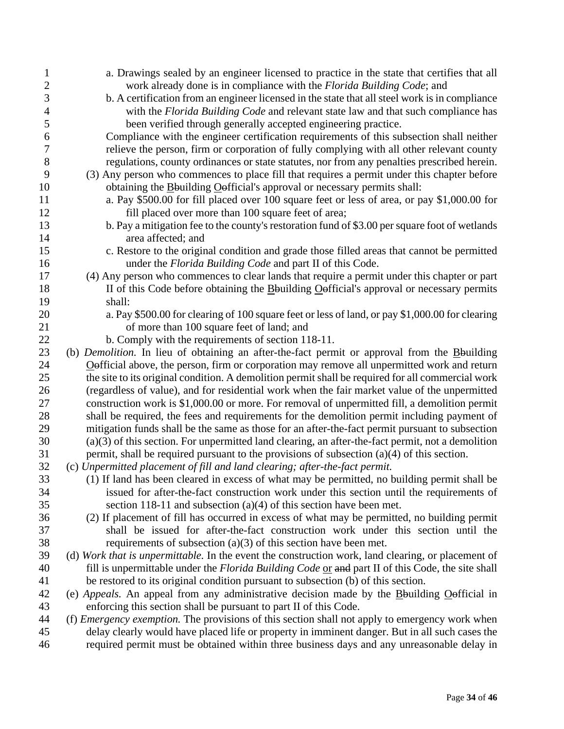a. Drawings sealed by an engineer licensed to practice in the state that certifies that all work already done is in compliance with the *Florida Building Code*; and

b. A certification from an engineer licensed in the state that all steel work is in compliance with the *Florida Building Code* and relevant state law and that such compliance has been verified through generally accepted engineering practice.

Compliance with the engineer certification requirements of this subsection shall neither relieve the person, firm or corporation of fully complying with all other relevant county regulations, county ordinances or state statutes, nor from any penalties prescribed herein.

(3) Any person who commences to place fill that requires a permit under this chapter before obtaining the <u>B</u>~~b~~uilding <u>O</u>~~o~~fficial's approval or necessary permits shall:

a. Pay $500.00 for fill placed over 100 square feet or less of area, or pay $1,000.00 for fill placed over more than 100 square feet of area;

b. Pay a mitigation fee to the county's restoration fund of $3.00 per square foot of wetlands area affected; and

c. Restore to the original condition and grade those filled areas that cannot be permitted under the *Florida Building Code* and part II of this Code.

(4) Any person who commences to clear lands that require a permit under this chapter or part II of this Code before obtaining the <u>B</u>~~b~~uilding <u>O</u>~~o~~fficial's approval or necessary permits shall:

a. Pay $500.00 for clearing of 100 square feet or less of land, or pay $1,000.00 for clearing of more than 100 square feet of land; and

b. Comply with the requirements of section 118-11.

(b) *Demolition.* In lieu of obtaining an after-the-fact permit or approval from the <u>B</u>~~b~~uilding <u>O</u>~~o~~fficial above, the person, firm or corporation may remove all unpermitted work and return the site to its original condition. A demolition permit shall be required for all commercial work (regardless of value), and for residential work when the fair market value of the unpermitted construction work is $1,000.00 or more. For removal of unpermitted fill, a demolition permit shall be required, the fees and requirements for the demolition permit including payment of mitigation funds shall be the same as those for an after-the-fact permit pursuant to subsection (a)(3) of this section. For unpermitted land clearing, an after-the-fact permit, not a demolition permit, shall be required pursuant to the provisions of subsection (a)(4) of this section.

(c) *Unpermitted placement of fill and land clearing; after-the-fact permit.*

(1) If land has been cleared in excess of what may be permitted, no building permit shall be issued for after-the-fact construction work under this section until the requirements of section 118-11 and subsection (a)(4) of this section have been met.

(2) If placement of fill has occurred in excess of what may be permitted, no building permit shall be issued for after-the-fact construction work under this section until the requirements of subsection (a)(3) of this section have been met.

(d) *Work that is unpermittable.* In the event the construction work, land clearing, or placement of fill is unpermittable under the *Florida Building Code* <u>or</u> ~~and~~ part II of this Code, the site shall be restored to its original condition pursuant to subsection (b) of this section.

(e) *Appeals.* An appeal from any administrative decision made by the <u>B</u>~~b~~uilding <u>O</u>~~o~~fficial in enforcing this section shall be pursuant to part II of this Code.

(f) *Emergency exemption.* The provisions of this section shall not apply to emergency work when delay clearly would have placed life or property in imminent danger. But in all such cases the required permit must be obtained within three business days and any unreasonable delay in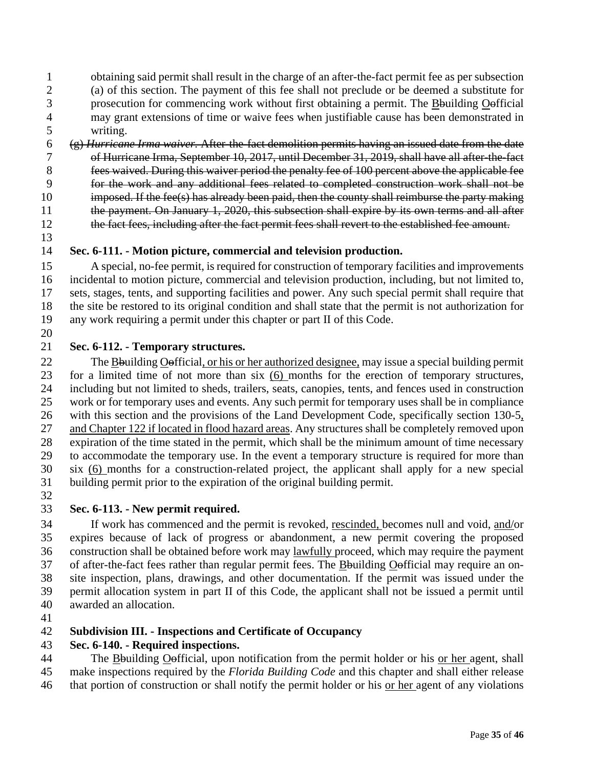obtaining said permit shall result in the charge of an after-the-fact permit fee as per subsection (a) of this section. The payment of this fee shall not preclude or be deemed a substitute for prosecution for commencing work without first obtaining a permit. The <u>B</u>~~b~~uilding <u>O</u>~~o~~fficial may grant extensions of time or waive fees when justifiable cause has been demonstrated in writing.

~~(g) *Hurricane Irma waiver.* After-the-fact demolition permits having an issued date from the date of Hurricane Irma, September 10, 2017, until December 31, 2019, shall have all after-the-fact fees waived. During this waiver period the penalty fee of 100 percent above the applicable fee for the work and any additional fees related to completed construction work shall not be imposed. If the fee(s) has already been paid, then the county shall reimburse the party making the payment. On January 1, 2020, this subsection shall expire by its own terms and all after the fact fees, including after the fact permit fees shall revert to the established fee amount.~~

**Sec. 6-111. - Motion picture, commercial and television production.**

A special, no-fee permit, is required for construction of temporary facilities and improvements incidental to motion picture, commercial and television production, including, but not limited to, sets, stages, tents, and supporting facilities and power. Any such special permit shall require that the site be restored to its original condition and shall state that the permit is not authorization for any work requiring a permit under this chapter or part II of this Code.

**Sec. 6-112. - Temporary structures.**

The <u>B</u>~~b~~uilding <u>O</u>~~o~~fficial<u>, or his or her authorized designee,</u> may issue a special building permit for a limited time of not more than six <u>(6) </u>months for the erection of temporary structures, including but not limited to sheds, trailers, seats, canopies, tents, and fences used in construction work or for temporary uses and events. Any such permit for temporary uses shall be in compliance with this section and the provisions of the Land Development Code, specifically section 130-5<u>, and Chapter 122 if located in flood hazard areas</u>. Any structures shall be completely removed upon expiration of the time stated in the permit, which shall be the minimum amount of time necessary to accommodate the temporary use. In the event a temporary structure is required for more than six <u>(6) </u>months for a construction-related project, the applicant shall apply for a new special building permit prior to the expiration of the original building permit.

**Sec. 6-113. - New permit required.**

If work has commenced and the permit is revoked, <u>rescinded, </u>becomes null and void, <u>and/</u>or expires because of lack of progress or abandonment, a new permit covering the proposed construction shall be obtained before work may <u>lawfully </u>proceed, which may require the payment of after-the-fact fees rather than regular permit fees. The <u>B</u>~~b~~uilding <u>O</u>~~o~~fficial may require an on-site inspection, plans, drawings, and other documentation. If the permit was issued under the permit allocation system in part II of this Code, the applicant shall not be issued a permit until awarded an allocation.

**Subdivision III. - Inspections and Certificate of Occupancy**

**Sec. 6-140. - Required inspections.**

The <u>B</u>~~b~~uilding <u>O</u>~~o~~fficial, upon notification from the permit holder or his <u>or her </u>agent, shall make inspections required by the *Florida Building Code* and this chapter and shall either release that portion of construction or shall notify the permit holder or his <u>or her </u>agent of any violations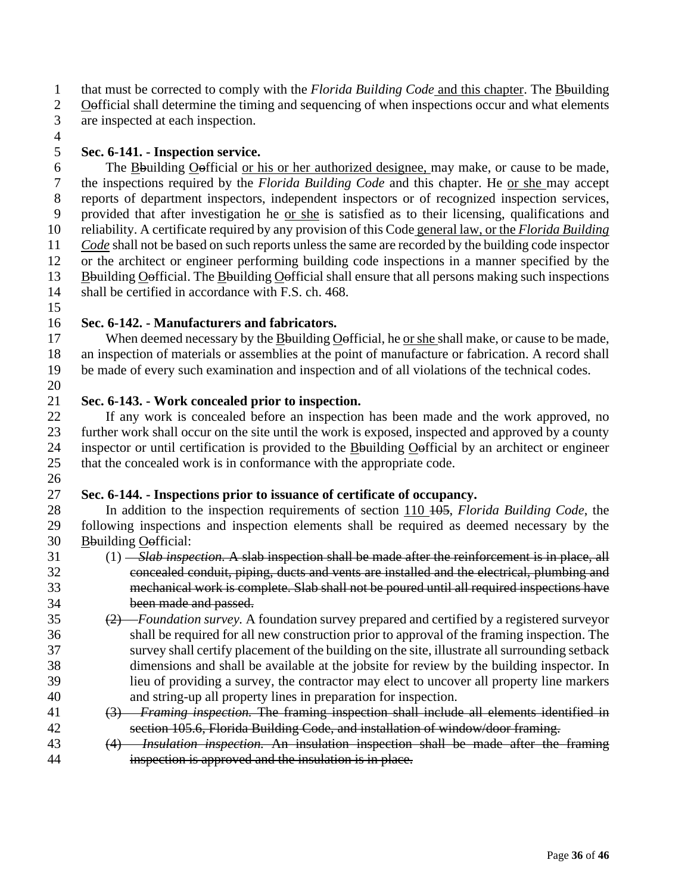that must be corrected to comply with the *Florida Building Code* <u>and this chapter</u>. The <u>B</u>~~b~~uilding <u>O</u>~~o~~fficial shall determine the timing and sequencing of when inspections occur and what elements are inspected at each inspection.

**Sec. 6-141. - Inspection service.**

The <u>B</u>~~b~~uilding <u>O</u>~~o~~fficial <u>or his or her authorized designee,</u> may make, or cause to be made, the inspections required by the *Florida Building Code* and this chapter. He <u>or she</u> may accept reports of department inspectors, independent inspectors or of recognized inspection services, provided that after investigation he <u>or she</u> is satisfied as to their licensing, qualifications and reliability. A certificate required by any provision of this Code <u>general law, or the *Florida Building Code*</u> shall not be based on such reports unless the same are recorded by the building code inspector or the architect or engineer performing building code inspections in a manner specified by the <u>B</u>~~b~~uilding <u>O</u>~~o~~fficial. The <u>B</u>~~b~~uilding <u>O</u>~~o~~fficial shall ensure that all persons making such inspections shall be certified in accordance with F.S. ch. 468.

**Sec. 6-142. - Manufacturers and fabricators.**

When deemed necessary by the <u>B</u>~~b~~uilding <u>O</u>~~o~~fficial, he <u>or she</u> shall make, or cause to be made, an inspection of materials or assemblies at the point of manufacture or fabrication. A record shall be made of every such examination and inspection and of all violations of the technical codes.

**Sec. 6-143. - Work concealed prior to inspection.**

If any work is concealed before an inspection has been made and the work approved, no further work shall occur on the site until the work is exposed, inspected and approved by a county inspector or until certification is provided to the <u>B</u>~~b~~uilding <u>O</u>~~o~~fficial by an architect or engineer that the concealed work is in conformance with the appropriate code.

**Sec. 6-144. - Inspections prior to issuance of certificate of occupancy.**

In addition to the inspection requirements of section <u>110</u> ~~105~~, *Florida Building Code*, the following inspections and inspection elements shall be required as deemed necessary by the <u>B</u>~~b~~uilding <u>O</u>~~o~~fficial:

(1) ~~*Slab inspection.* A slab inspection shall be made after the reinforcement is in place, all concealed conduit, piping, ducts and vents are installed and the electrical, plumbing and mechanical work is complete. Slab shall not be poured until all required inspections have been made and passed.~~

~~(2)~~ *Foundation survey.* A foundation survey prepared and certified by a registered surveyor shall be required for all new construction prior to approval of the framing inspection. The survey shall certify placement of the building on the site, illustrate all surrounding setback dimensions and shall be available at the jobsite for review by the building inspector. In lieu of providing a survey, the contractor may elect to uncover all property line markers and string-up all property lines in preparation for inspection.

~~(3) *Framing inspection.* The framing inspection shall include all elements identified in section 105.6, Florida Building Code, and installation of window/door framing.~~

~~(4) *Insulation inspection.* An insulation inspection shall be made after the framing inspection is approved and the insulation is in place.~~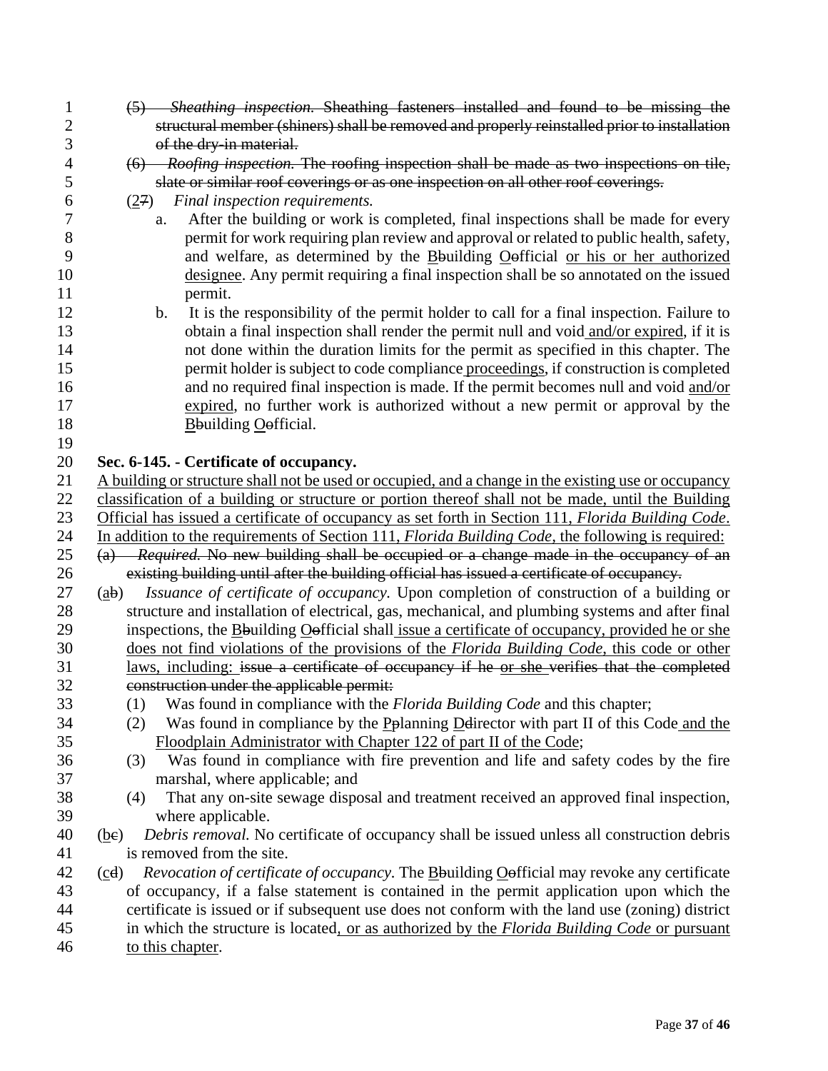(5) *Sheathing inspection.* Sheathing fasteners installed and found to be missing the structural member (shiners) shall be removed and properly reinstalled prior to installation of the dry-in material.

(6) *Roofing inspection.* The roofing inspection shall be made as two inspections on tile, slate or similar roof coverings or as one inspection on all other roof coverings.

(27) *Final inspection requirements.*

a. After the building or work is completed, final inspections shall be made for every permit for work requiring plan review and approval or related to public health, safety, and welfare, as determined by the Bbuilding Oofficial or his or her authorized designee. Any permit requiring a final inspection shall be so annotated on the issued permit.

b. It is the responsibility of the permit holder to call for a final inspection. Failure to obtain a final inspection shall render the permit null and void and/or expired, if it is not done within the duration limits for the permit as specified in this chapter. The permit holder is subject to code compliance proceedings, if construction is completed and no required final inspection is made. If the permit becomes null and void and/or expired, no further work is authorized without a new permit or approval by the Bbuilding Oofficial.

**Sec. 6-145. - Certificate of occupancy.**

A building or structure shall not be used or occupied, and a change in the existing use or occupancy classification of a building or structure or portion thereof shall not be made, until the Building Official has issued a certificate of occupancy as set forth in Section 111, *Florida Building Code*. In addition to the requirements of Section 111, *Florida Building Code*, the following is required:

(a) *Required.* No new building shall be occupied or a change made in the occupancy of an existing building until after the building official has issued a certificate of occupancy.

(ab) *Issuance of certificate of occupancy.* Upon completion of construction of a building or structure and installation of electrical, gas, mechanical, and plumbing systems and after final inspections, the Bbuilding Oofficial shall issue a certificate of occupancy, provided he or she does not find violations of the provisions of the *Florida Building Code*, this code or other laws, including: issue a certificate of occupancy if he or she verifies that the completed construction under the applicable permit:

(1) Was found in compliance with the *Florida Building Code* and this chapter;

(2) Was found in compliance by the Pplanning Ddirector with part II of this Code and the Floodplain Administrator with Chapter 122 of part II of the Code;

(3) Was found in compliance with fire prevention and life and safety codes by the fire marshal, where applicable; and

(4) That any on-site sewage disposal and treatment received an approved final inspection, where applicable.

(bc) *Debris removal.* No certificate of occupancy shall be issued unless all construction debris is removed from the site.

(cd) *Revocation of certificate of occupancy.* The Bbuilding Oofficial may revoke any certificate of occupancy, if a false statement is contained in the permit application upon which the certificate is issued or if subsequent use does not conform with the land use (zoning) district in which the structure is located, or as authorized by the *Florida Building Code* or pursuant to this chapter.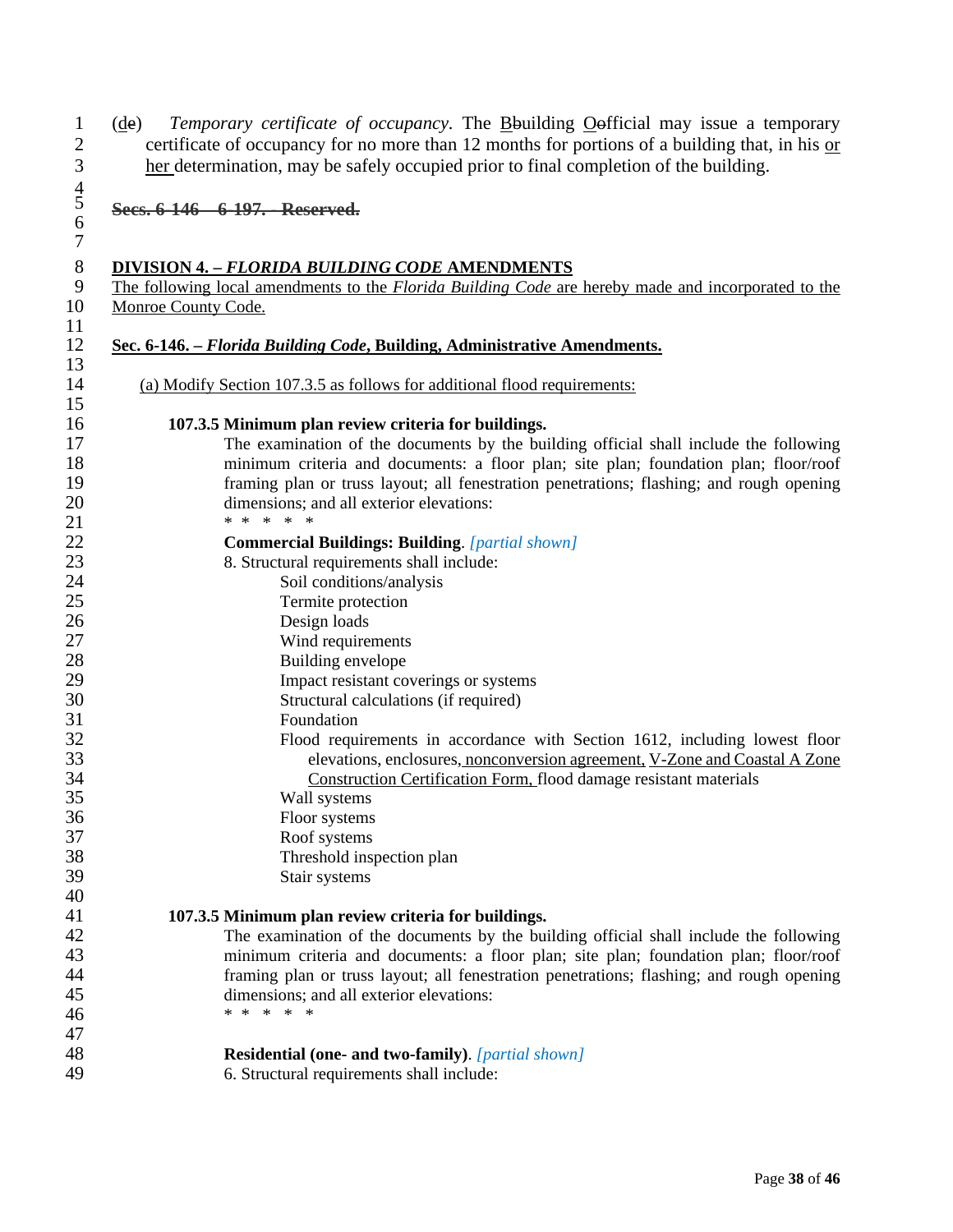(de) *Temporary certificate of occupancy*. The Bbuilding Oofficial may issue a temporary certificate of occupancy for no more than 12 months for portions of a building that, in his or her determination, may be safely occupied prior to final completion of the building.

~~**Secs. 6-146 – 6-197. - Reserved.**~~

**DIVISION 4. – *FLORIDA BUILDING CODE* AMENDMENTS**

The following local amendments to the *Florida Building Code* are hereby made and incorporated to the Monroe County Code.

**Sec. 6-146. – *Florida Building Code*, Building, Administrative Amendments.**

(a) Modify Section 107.3.5 as follows for additional flood requirements:

**107.3.5 Minimum plan review criteria for buildings.**

The examination of the documents by the building official shall include the following minimum criteria and documents: a floor plan; site plan; foundation plan; floor/roof framing plan or truss layout; all fenestration penetrations; flashing; and rough opening dimensions; and all exterior elevations:

\* \* \* \* \*

**Commercial Buildings: Building**. *[partial shown]*

8. Structural requirements shall include:
   - Soil conditions/analysis
   - Termite protection
   - Design loads
   - Wind requirements
   - Building envelope
   - Impact resistant coverings or systems
   - Structural calculations (if required)
   - Foundation
   - Flood requirements in accordance with Section 1612, including lowest floor elevations, enclosures, nonconversion agreement, V-Zone and Coastal A Zone Construction Certification Form, flood damage resistant materials
   - Wall systems
   - Floor systems
   - Roof systems
   - Threshold inspection plan
   - Stair systems

**107.3.5 Minimum plan review criteria for buildings.**

The examination of the documents by the building official shall include the following minimum criteria and documents: a floor plan; site plan; foundation plan; floor/roof framing plan or truss layout; all fenestration penetrations; flashing; and rough opening dimensions; and all exterior elevations:

\* \* \* \* \*

**Residential (one- and two-family)**. *[partial shown]*

6. Structural requirements shall include: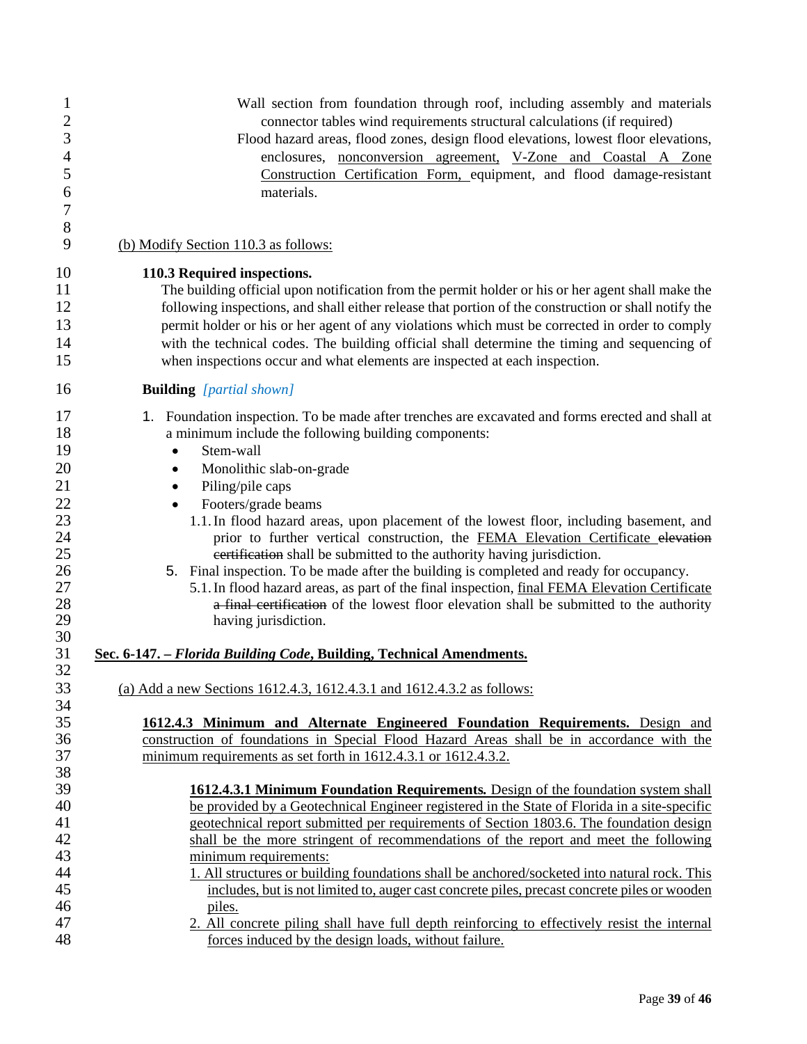Wall section from foundation through roof, including assembly and materials connector tables wind requirements structural calculations (if required)

Flood hazard areas, flood zones, design flood elevations, lowest floor elevations, enclosures, <u>nonconversion agreement,</u> <u>V-Zone and Coastal A Zone Construction Certification Form,</u> equipment, and flood damage-resistant materials.

<u>(b) Modify Section 110.3 as follows:</u>

**110.3 Required inspections.**

The building official upon notification from the permit holder or his or her agent shall make the following inspections, and shall either release that portion of the construction or shall notify the permit holder or his or her agent of any violations which must be corrected in order to comply with the technical codes. The building official shall determine the timing and sequencing of when inspections occur and what elements are inspected at each inspection.

**Building** *[partial shown]*

1. Foundation inspection. To be made after trenches are excavated and forms erected and shall at a minimum include the following building components:
   - Stem-wall
   - Monolithic slab-on-grade
   - Piling/pile caps
   - Footers/grade beams

   1.1. In flood hazard areas, upon placement of the lowest floor, including basement, and prior to further vertical construction, the <u>FEMA Elevation Certificate</u> ~~elevation certification~~ shall be submitted to the authority having jurisdiction.

5. Final inspection. To be made after the building is completed and ready for occupancy.

   5.1. In flood hazard areas, as part of the final inspection, <u>final FEMA Elevation Certificate</u> ~~a final certification~~ of the lowest floor elevation shall be submitted to the authority having jurisdiction.

**<u>Sec. 6-147. – *Florida Building Code*, Building, Technical Amendments.</u>**

<u>(a) Add a new Sections 1612.4.3, 1612.4.3.1 and 1612.4.3.2 as follows:</u>

<u>**1612.4.3 Minimum and Alternate Engineered Foundation Requirements.** Design and construction of foundations in Special Flood Hazard Areas shall be in accordance with the minimum requirements as set forth in 1612.4.3.1 or 1612.4.3.2.</u>

<u>**1612.4.3.1 Minimum Foundation Requirements.** Design of the foundation system shall be provided by a Geotechnical Engineer registered in the State of Florida in a site-specific geotechnical report submitted per requirements of Section 1803.6. The foundation design shall be the more stringent of recommendations of the report and meet the following minimum requirements:</u>

1. <u>All structures or building foundations shall be anchored/socketed into natural rock. This includes, but is not limited to, auger cast concrete piles, precast concrete piles or wooden piles.</u>
2. <u>All concrete piling shall have full depth reinforcing to effectively resist the internal forces induced by the design loads, without failure.</u>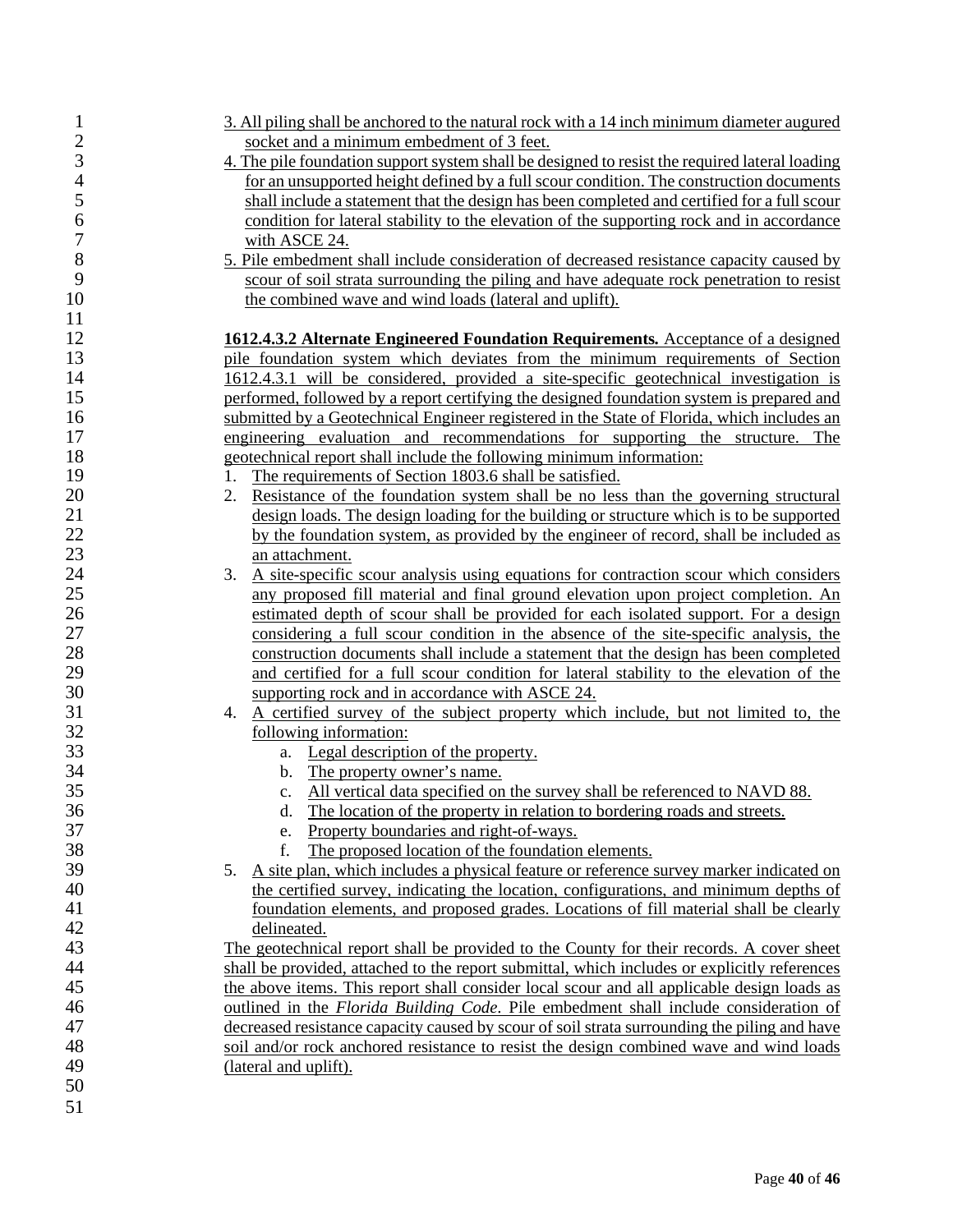3. All piling shall be anchored to the natural rock with a 14 inch minimum diameter augured socket and a minimum embedment of 3 feet.

4. The pile foundation support system shall be designed to resist the required lateral loading for an unsupported height defined by a full scour condition. The construction documents shall include a statement that the design has been completed and certified for a full scour condition for lateral stability to the elevation of the supporting rock and in accordance with ASCE 24.

5. Pile embedment shall include consideration of decreased resistance capacity caused by scour of soil strata surrounding the piling and have adequate rock penetration to resist the combined wave and wind loads (lateral and uplift).

**1612.4.3.2 Alternate Engineered Foundation Requirements.** Acceptance of a designed pile foundation system which deviates from the minimum requirements of Section 1612.4.3.1 will be considered, provided a site-specific geotechnical investigation is performed, followed by a report certifying the designed foundation system is prepared and submitted by a Geotechnical Engineer registered in the State of Florida, which includes an engineering evaluation and recommendations for supporting the structure. The geotechnical report shall include the following minimum information:

1. The requirements of Section 1803.6 shall be satisfied.
2. Resistance of the foundation system shall be no less than the governing structural design loads. The design loading for the building or structure which is to be supported by the foundation system, as provided by the engineer of record, shall be included as an attachment.
3. A site-specific scour analysis using equations for contraction scour which considers any proposed fill material and final ground elevation upon project completion. An estimated depth of scour shall be provided for each isolated support. For a design considering a full scour condition in the absence of the site-specific analysis, the construction documents shall include a statement that the design has been completed and certified for a full scour condition for lateral stability to the elevation of the supporting rock and in accordance with ASCE 24.
4. A certified survey of the subject property which include, but not limited to, the following information:
   a. Legal description of the property.
   b. The property owner’s name.
   c. All vertical data specified on the survey shall be referenced to NAVD 88.
   d. The location of the property in relation to bordering roads and streets.
   e. Property boundaries and right-of-ways.
   f. The proposed location of the foundation elements.
5. A site plan, which includes a physical feature or reference survey marker indicated on the certified survey, indicating the location, configurations, and minimum depths of foundation elements, and proposed grades. Locations of fill material shall be clearly delineated.

The geotechnical report shall be provided to the County for their records. A cover sheet shall be provided, attached to the report submittal, which includes or explicitly references the above items. This report shall consider local scour and all applicable design loads as outlined in the *Florida Building Code*. Pile embedment shall include consideration of decreased resistance capacity caused by scour of soil strata surrounding the piling and have soil and/or rock anchored resistance to resist the design combined wave and wind loads (lateral and uplift).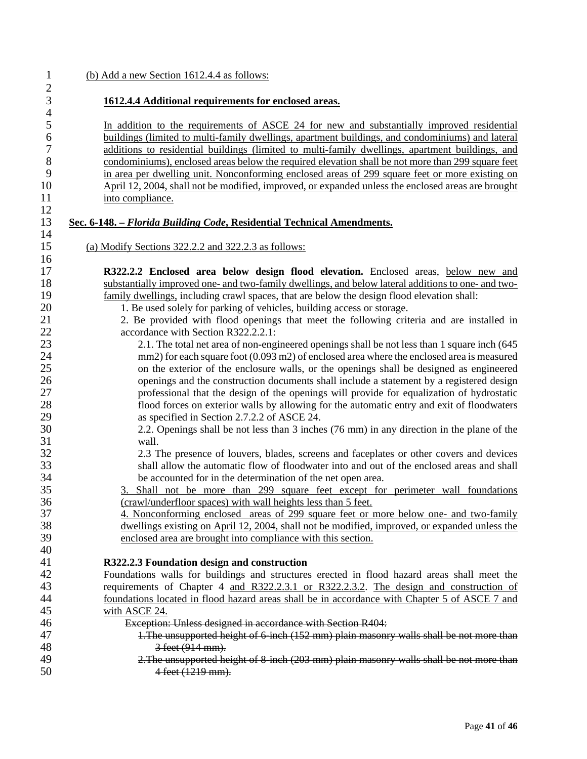(b) Add a new Section 1612.4.4 as follows:

**1612.4.4 Additional requirements for enclosed areas.**

In addition to the requirements of ASCE 24 for new and substantially improved residential buildings (limited to multi-family dwellings, apartment buildings, and condominiums) and lateral additions to residential buildings (limited to multi-family dwellings, apartment buildings, and condominiums), enclosed areas below the required elevation shall be not more than 299 square feet in area per dwelling unit. Nonconforming enclosed areas of 299 square feet or more existing on April 12, 2004, shall not be modified, improved, or expanded unless the enclosed areas are brought into compliance.

**Sec. 6-148. – *Florida Building Code*, Residential Technical Amendments.**

(a) Modify Sections 322.2.2 and 322.2.3 as follows:

**R322.2.2 Enclosed area below design flood elevation.** Enclosed areas, below new and substantially improved one- and two-family dwellings, and below lateral additions to one- and two-family dwellings, including crawl spaces, that are below the design flood elevation shall:

1. Be used solely for parking of vehicles, building access or storage.
2. Be provided with flood openings that meet the following criteria and are installed in accordance with Section R322.2.2.1:
   - 2.1. The total net area of non-engineered openings shall be not less than 1 square inch (645 mm2) for each square foot (0.093 m2) of enclosed area where the enclosed area is measured on the exterior of the enclosure walls, or the openings shall be designed as engineered openings and the construction documents shall include a statement by a registered design professional that the design of the openings will provide for equalization of hydrostatic flood forces on exterior walls by allowing for the automatic entry and exit of floodwaters as specified in Section 2.7.2.2 of ASCE 24.
   - 2.2. Openings shall be not less than 3 inches (76 mm) in any direction in the plane of the wall.
   - 2.3 The presence of louvers, blades, screens and faceplates or other covers and devices shall allow the automatic flow of floodwater into and out of the enclosed areas and shall be accounted for in the determination of the net open area.
3. Shall not be more than 299 square feet except for perimeter wall foundations (crawl/underfloor spaces) with wall heights less than 5 feet.
4. Nonconforming enclosed areas of 299 square feet or more below one- and two-family dwellings existing on April 12, 2004, shall not be modified, improved, or expanded unless the enclosed area are brought into compliance with this section.

**R322.2.3 Foundation design and construction**

Foundations walls for buildings and structures erected in flood hazard areas shall meet the requirements of Chapter 4 and R322.2.3.1 or R322.2.3.2. The design and construction of foundations located in flood hazard areas shall be in accordance with Chapter 5 of ASCE 7 and with ASCE 24.

~~Exception: Unless designed in accordance with Section R404:~~

~~1.The unsupported height of 6-inch (152 mm) plain masonry walls shall be not more than 3 feet (914 mm).~~

~~2.The unsupported height of 8-inch (203 mm) plain masonry walls shall be not more than 4 feet (1219 mm).~~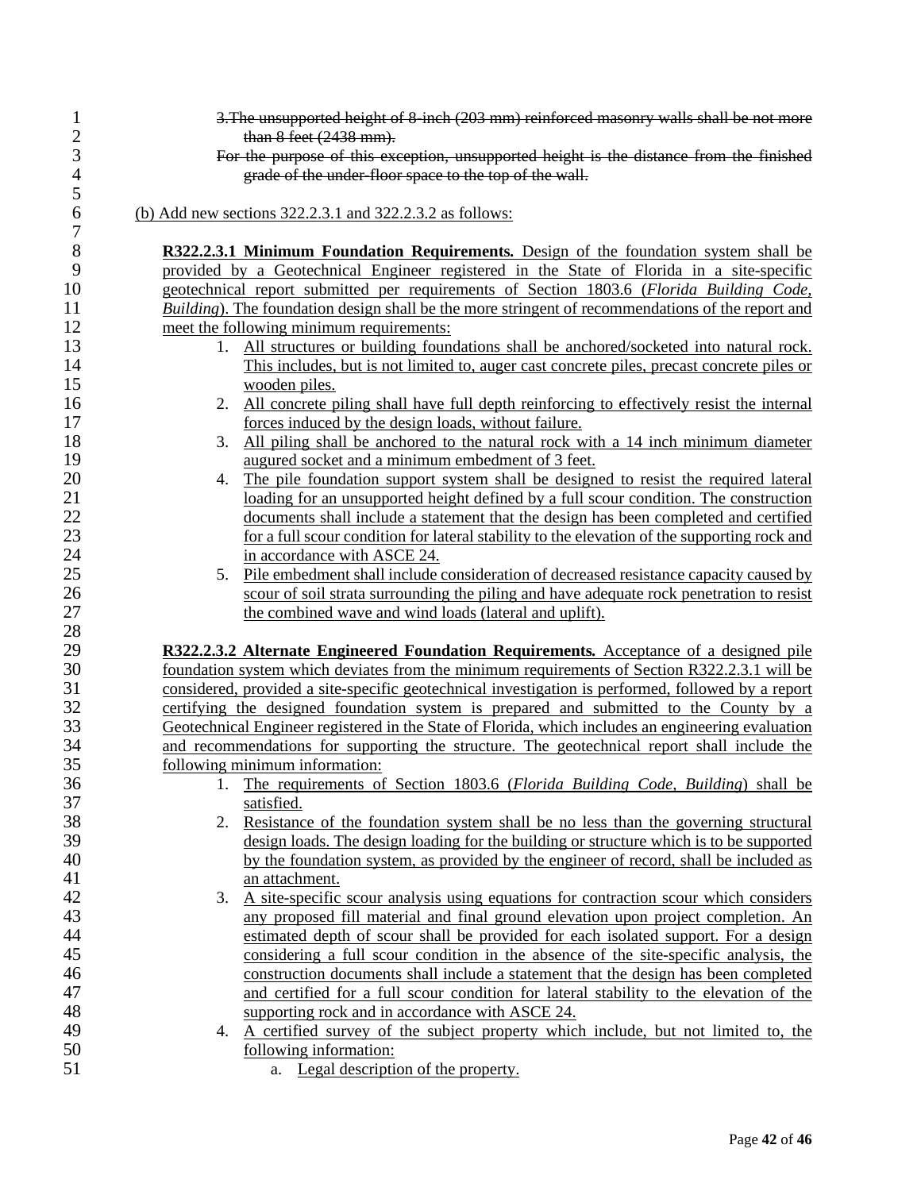~~3. The unsupported height of 8-inch (203 mm) reinforced masonry walls shall be not more than 8 feet (2438 mm).~~

~~For the purpose of this exception, unsupported height is the distance from the finished grade of the under-floor space to the top of the wall.~~

<u>(b) Add new sections 322.2.3.1 and 322.2.3.2 as follows:</u>

<u>**R322.2.3.1 Minimum Foundation Requirements.** Design of the foundation system shall be provided by a Geotechnical Engineer registered in the State of Florida in a site-specific geotechnical report submitted per requirements of Section 1803.6 (*Florida Building Code, Building*). The foundation design shall be the more stringent of recommendations of the report and meet the following minimum requirements:</u>

1. <u>All structures or building foundations shall be anchored/socketed into natural rock. This includes, but is not limited to, auger cast concrete piles, precast concrete piles or wooden piles.</u>
2. <u>All concrete piling shall have full depth reinforcing to effectively resist the internal forces induced by the design loads, without failure.</u>
3. <u>All piling shall be anchored to the natural rock with a 14 inch minimum diameter augured socket and a minimum embedment of 3 feet.</u>
4. <u>The pile foundation support system shall be designed to resist the required lateral loading for an unsupported height defined by a full scour condition. The construction documents shall include a statement that the design has been completed and certified for a full scour condition for lateral stability to the elevation of the supporting rock and in accordance with ASCE 24.</u>
5. <u>Pile embedment shall include consideration of decreased resistance capacity caused by scour of soil strata surrounding the piling and have adequate rock penetration to resist the combined wave and wind loads (lateral and uplift).</u>

<u>**R322.2.3.2 Alternate Engineered Foundation Requirements.** Acceptance of a designed pile foundation system which deviates from the minimum requirements of Section R322.2.3.1 will be considered, provided a site-specific geotechnical investigation is performed, followed by a report certifying the designed foundation system is prepared and submitted to the County by a Geotechnical Engineer registered in the State of Florida, which includes an engineering evaluation and recommendations for supporting the structure. The geotechnical report shall include the following minimum information:</u>

1. <u>The requirements of Section 1803.6 (*Florida Building Code, Building*) shall be satisfied.</u>
2. <u>Resistance of the foundation system shall be no less than the governing structural design loads. The design loading for the building or structure which is to be supported by the foundation system, as provided by the engineer of record, shall be included as an attachment.</u>
3. <u>A site-specific scour analysis using equations for contraction scour which considers any proposed fill material and final ground elevation upon project completion. An estimated depth of scour shall be provided for each isolated support. For a design considering a full scour condition in the absence of the site-specific analysis, the construction documents shall include a statement that the design has been completed and certified for a full scour condition for lateral stability to the elevation of the supporting rock and in accordance with ASCE 24.</u>
4. <u>A certified survey of the subject property which include, but not limited to, the following information:</u>
   a. <u>Legal description of the property.</u>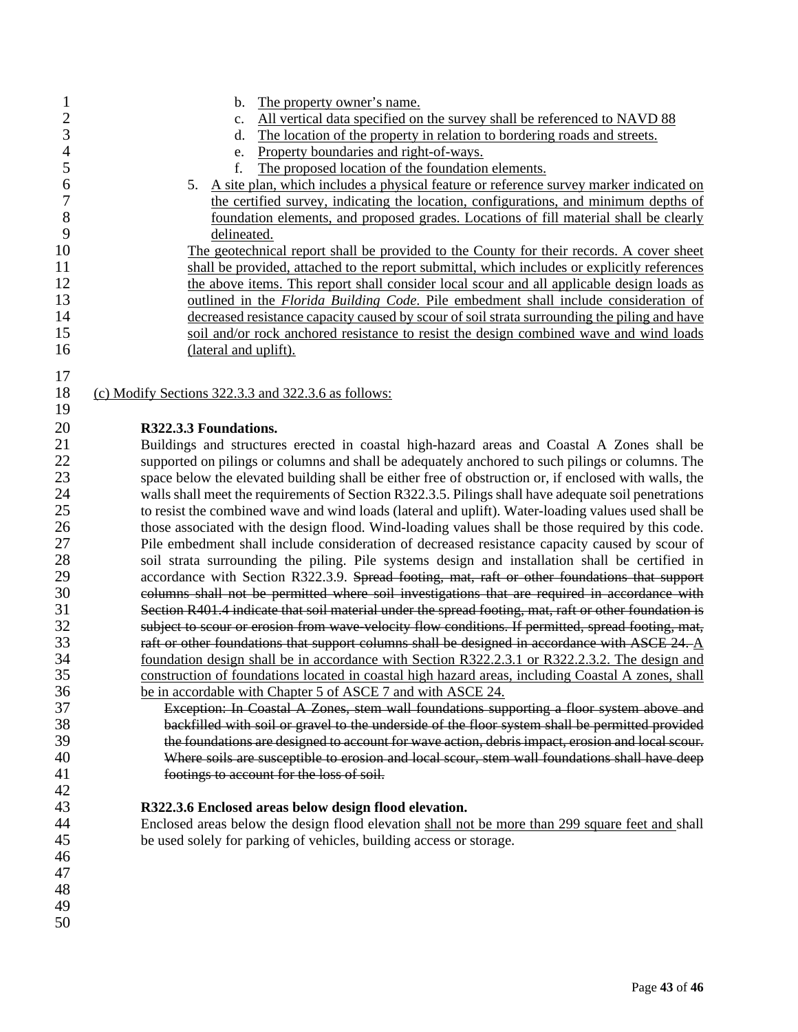b. The property owner's name.
c. All vertical data specified on the survey shall be referenced to NAVD 88
d. The location of the property in relation to bordering roads and streets.
e. Property boundaries and right-of-ways.
f. The proposed location of the foundation elements.

5. A site plan, which includes a physical feature or reference survey marker indicated on the certified survey, indicating the location, configurations, and minimum depths of foundation elements, and proposed grades. Locations of fill material shall be clearly delineated.

The geotechnical report shall be provided to the County for their records. A cover sheet shall be provided, attached to the report submittal, which includes or explicitly references the above items. This report shall consider local scour and all applicable design loads as outlined in the *Florida Building Code*. Pile embedment shall include consideration of decreased resistance capacity caused by scour of soil strata surrounding the piling and have soil and/or rock anchored resistance to resist the design combined wave and wind loads (lateral and uplift).

(c) Modify Sections 322.3.3 and 322.3.6 as follows:

**R322.3.3 Foundations.**

Buildings and structures erected in coastal high-hazard areas and Coastal A Zones shall be supported on pilings or columns and shall be adequately anchored to such pilings or columns. The space below the elevated building shall be either free of obstruction or, if enclosed with walls, the walls shall meet the requirements of Section R322.3.5. Pilings shall have adequate soil penetrations to resist the combined wave and wind loads (lateral and uplift). Water-loading values used shall be those associated with the design flood. Wind-loading values shall be those required by this code. Pile embedment shall include consideration of decreased resistance capacity caused by scour of soil strata surrounding the piling. Pile systems design and installation shall be certified in accordance with Section R322.3.9. ~~Spread footing, mat, raft or other foundations that support columns shall not be permitted where soil investigations that are required in accordance with Section R401.4 indicate that soil material under the spread footing, mat, raft or other foundation is subject to scour or erosion from wave-velocity flow conditions. If permitted, spread footing, mat, raft or other foundations that support columns shall be designed in accordance with ASCE 24.~~ A foundation design shall be in accordance with Section R322.2.3.1 or R322.2.3.2. The design and construction of foundations located in coastal high hazard areas, including Coastal A zones, shall be in accordable with Chapter 5 of ASCE 7 and with ASCE 24.

~~Exception: In Coastal A Zones, stem wall foundations supporting a floor system above and backfilled with soil or gravel to the underside of the floor system shall be permitted provided the foundations are designed to account for wave action, debris impact, erosion and local scour. Where soils are susceptible to erosion and local scour, stem wall foundations shall have deep footings to account for the loss of soil.~~

**R322.3.6 Enclosed areas below design flood elevation.**

Enclosed areas below the design flood elevation shall not be more than 299 square feet and shall be used solely for parking of vehicles, building access or storage.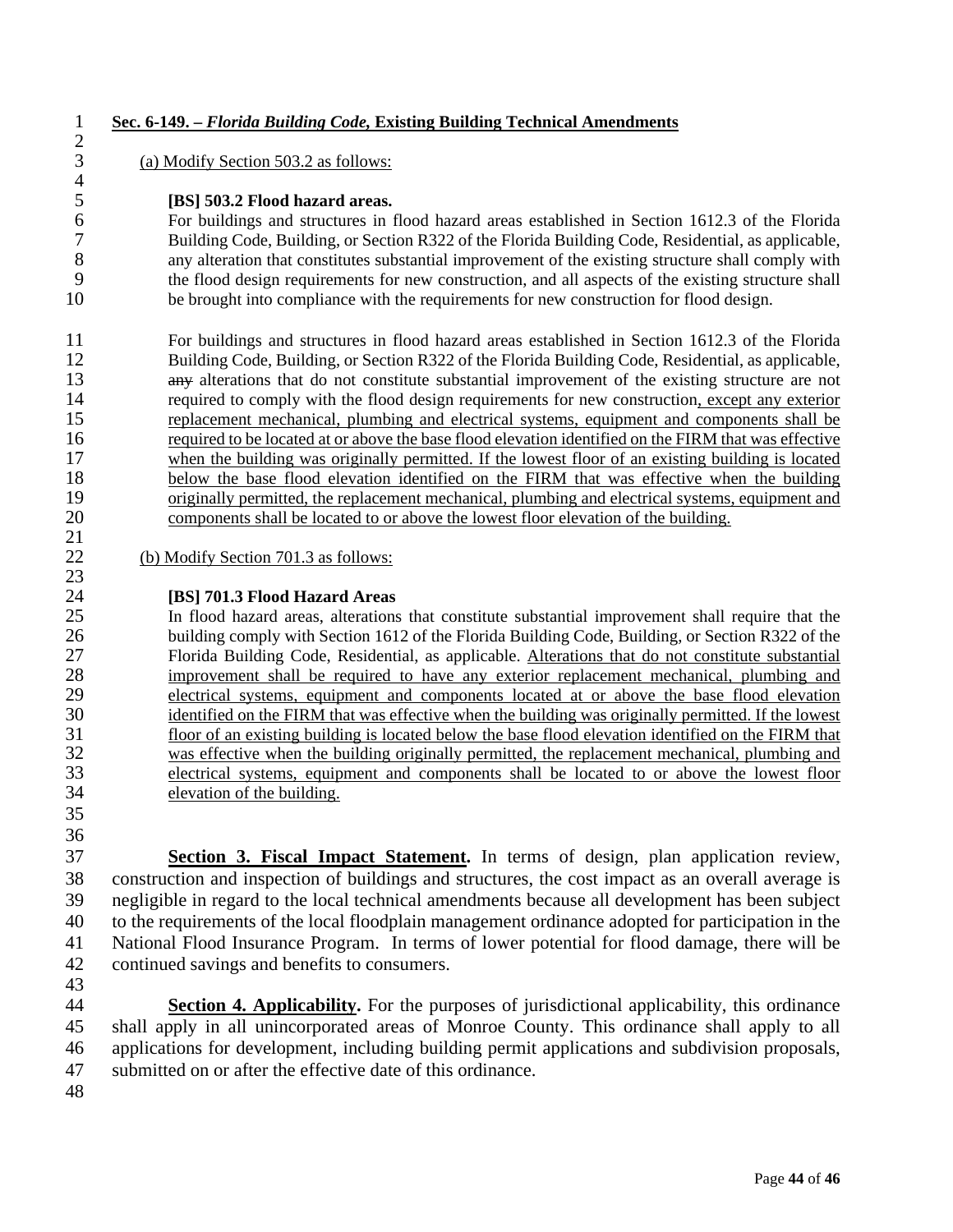**Sec. 6-149. – *Florida Building Code,* Existing Building Technical Amendments**

(a) Modify Section 503.2 as follows:

**[BS] 503.2 Flood hazard areas.**

For buildings and structures in flood hazard areas established in Section 1612.3 of the Florida Building Code, Building, or Section R322 of the Florida Building Code, Residential, as applicable, any alteration that constitutes substantial improvement of the existing structure shall comply with the flood design requirements for new construction, and all aspects of the existing structure shall be brought into compliance with the requirements for new construction for flood design.

For buildings and structures in flood hazard areas established in Section 1612.3 of the Florida Building Code, Building, or Section R322 of the Florida Building Code, Residential, as applicable, ~~any~~ alterations that do not constitute substantial improvement of the existing structure are not required to comply with the flood design requirements for new construction, except any exterior replacement mechanical, plumbing and electrical systems, equipment and components shall be required to be located at or above the base flood elevation identified on the FIRM that was effective when the building was originally permitted. If the lowest floor of an existing building is located below the base flood elevation identified on the FIRM that was effective when the building originally permitted, the replacement mechanical, plumbing and electrical systems, equipment and components shall be located to or above the lowest floor elevation of the building.

(b) Modify Section 701.3 as follows:

**[BS] 701.3 Flood Hazard Areas**

In flood hazard areas, alterations that constitute substantial improvement shall require that the building comply with Section 1612 of the Florida Building Code, Building, or Section R322 of the Florida Building Code, Residential, as applicable. Alterations that do not constitute substantial improvement shall be required to have any exterior replacement mechanical, plumbing and electrical systems, equipment and components located at or above the base flood elevation identified on the FIRM that was effective when the building was originally permitted. If the lowest floor of an existing building is located below the base flood elevation identified on the FIRM that was effective when the building originally permitted, the replacement mechanical, plumbing and electrical systems, equipment and components shall be located to or above the lowest floor elevation of the building.

**Section 3. Fiscal Impact Statement.** In terms of design, plan application review, construction and inspection of buildings and structures, the cost impact as an overall average is negligible in regard to the local technical amendments because all development has been subject to the requirements of the local floodplain management ordinance adopted for participation in the National Flood Insurance Program. In terms of lower potential for flood damage, there will be continued savings and benefits to consumers.

**Section 4. Applicability.** For the purposes of jurisdictional applicability, this ordinance shall apply in all unincorporated areas of Monroe County. This ordinance shall apply to all applications for development, including building permit applications and subdivision proposals, submitted on or after the effective date of this ordinance.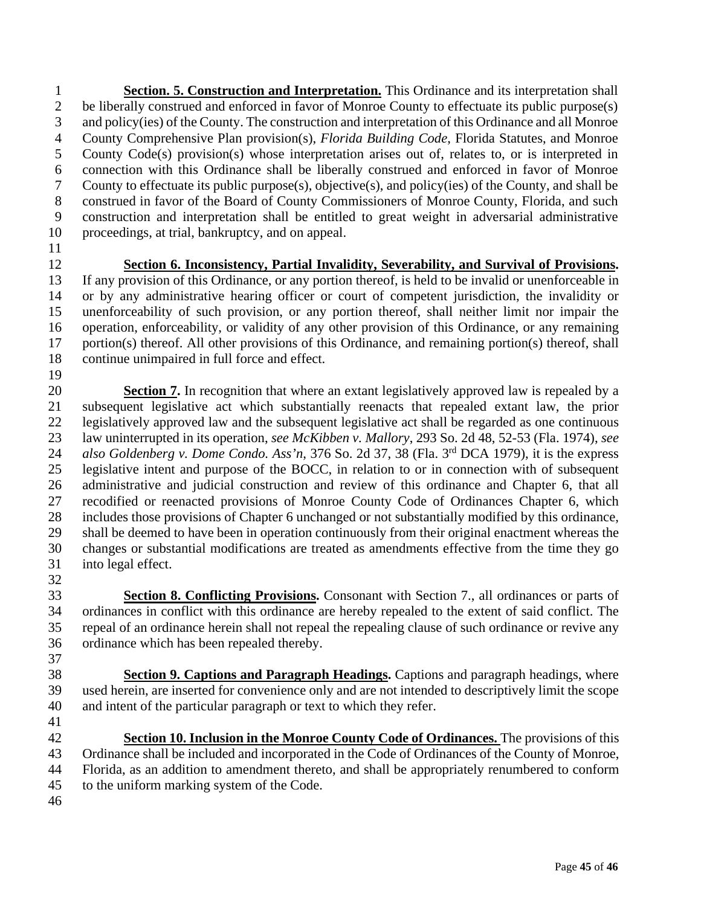**Section. 5. Construction and Interpretation.** This Ordinance and its interpretation shall be liberally construed and enforced in favor of Monroe County to effectuate its public purpose(s) and policy(ies) of the County. The construction and interpretation of this Ordinance and all Monroe County Comprehensive Plan provision(s), *Florida Building Code*, Florida Statutes, and Monroe County Code(s) provision(s) whose interpretation arises out of, relates to, or is interpreted in connection with this Ordinance shall be liberally construed and enforced in favor of Monroe County to effectuate its public purpose(s), objective(s), and policy(ies) of the County, and shall be construed in favor of the Board of County Commissioners of Monroe County, Florida, and such construction and interpretation shall be entitled to great weight in adversarial administrative proceedings, at trial, bankruptcy, and on appeal.

**Section 6. Inconsistency, Partial Invalidity, Severability, and Survival of Provisions.** If any provision of this Ordinance, or any portion thereof, is held to be invalid or unenforceable in or by any administrative hearing officer or court of competent jurisdiction, the invalidity or unenforceability of such provision, or any portion thereof, shall neither limit nor impair the operation, enforceability, or validity of any other provision of this Ordinance, or any remaining portion(s) thereof. All other provisions of this Ordinance, and remaining portion(s) thereof, shall continue unimpaired in full force and effect.

**Section 7.** In recognition that where an extant legislatively approved law is repealed by a subsequent legislative act which substantially reenacts that repealed extant law, the prior legislatively approved law and the subsequent legislative act shall be regarded as one continuous law uninterrupted in its operation, *see McKibben v. Mallory*, 293 So. 2d 48, 52-53 (Fla. 1974), *see also Goldenberg v. Dome Condo. Ass'n*, 376 So. 2d 37, 38 (Fla. 3rd DCA 1979), it is the express legislative intent and purpose of the BOCC, in relation to or in connection with of subsequent administrative and judicial construction and review of this ordinance and Chapter 6, that all recodified or reenacted provisions of Monroe County Code of Ordinances Chapter 6, which includes those provisions of Chapter 6 unchanged or not substantially modified by this ordinance, shall be deemed to have been in operation continuously from their original enactment whereas the changes or substantial modifications are treated as amendments effective from the time they go into legal effect.

**Section 8. Conflicting Provisions.** Consonant with Section 7., all ordinances or parts of ordinances in conflict with this ordinance are hereby repealed to the extent of said conflict. The repeal of an ordinance herein shall not repeal the repealing clause of such ordinance or revive any ordinance which has been repealed thereby.

**Section 9. Captions and Paragraph Headings.** Captions and paragraph headings, where used herein, are inserted for convenience only and are not intended to descriptively limit the scope and intent of the particular paragraph or text to which they refer.

**Section 10. Inclusion in the Monroe County Code of Ordinances.** The provisions of this Ordinance shall be included and incorporated in the Code of Ordinances of the County of Monroe, Florida, as an addition to amendment thereto, and shall be appropriately renumbered to conform to the uniform marking system of the Code.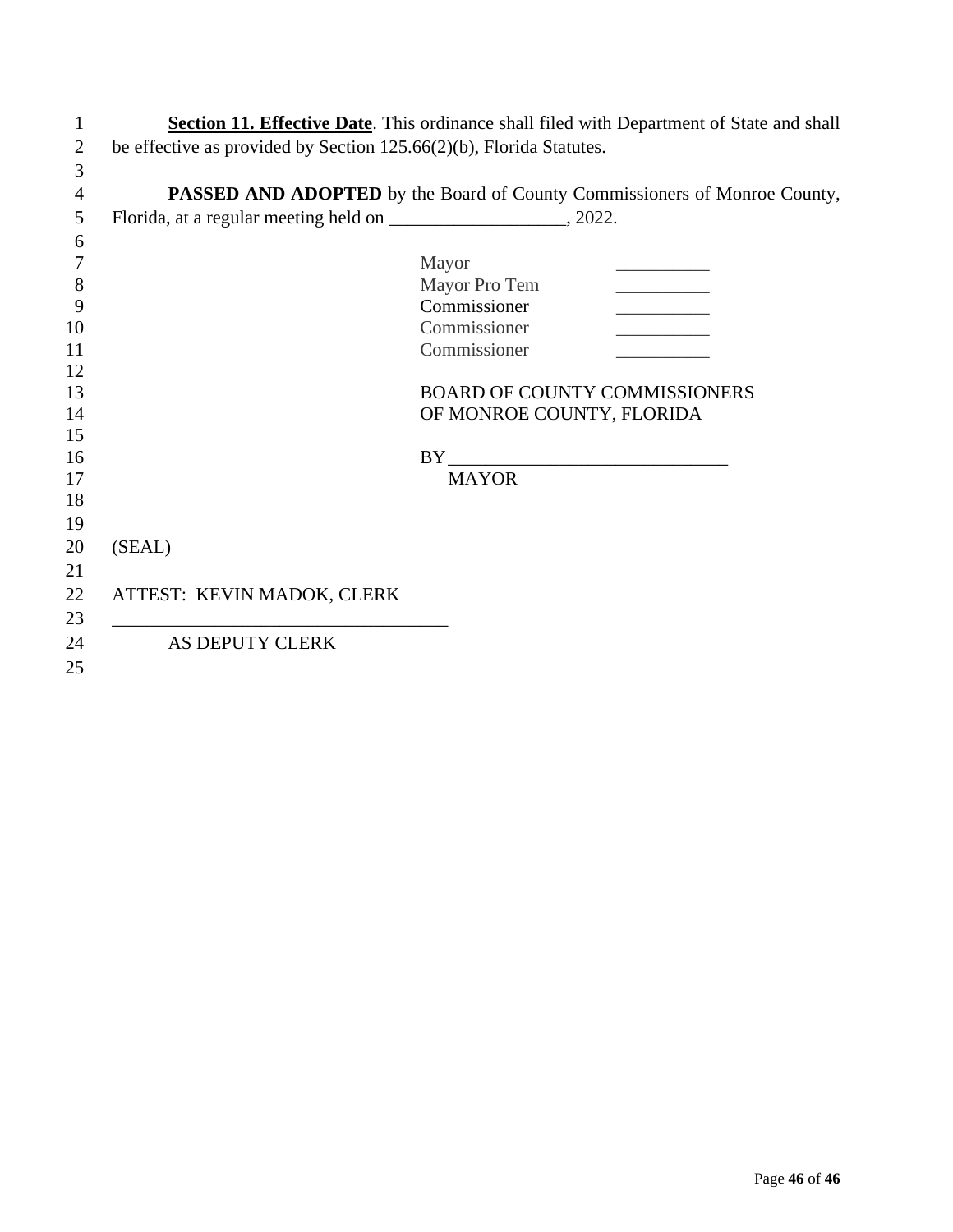**<u>Section 11. Effective Date</u>**. This ordinance shall filed with Department of State and shall be effective as provided by Section 125.66(2)(b), Florida Statutes.

**PASSED AND ADOPTED** by the Board of County Commissioners of Monroe County, Florida, at a regular meeting held on ___________________, 2022.

Mayor __________
Mayor Pro Tem __________
Commissioner __________
Commissioner __________
Commissioner __________

BOARD OF COUNTY COMMISSIONERS
OF MONROE COUNTY, FLORIDA

BY ______________________________
MAYOR

(SEAL)

ATTEST: KEVIN MADOK, CLERK

___________________________________
AS DEPUTY CLERK